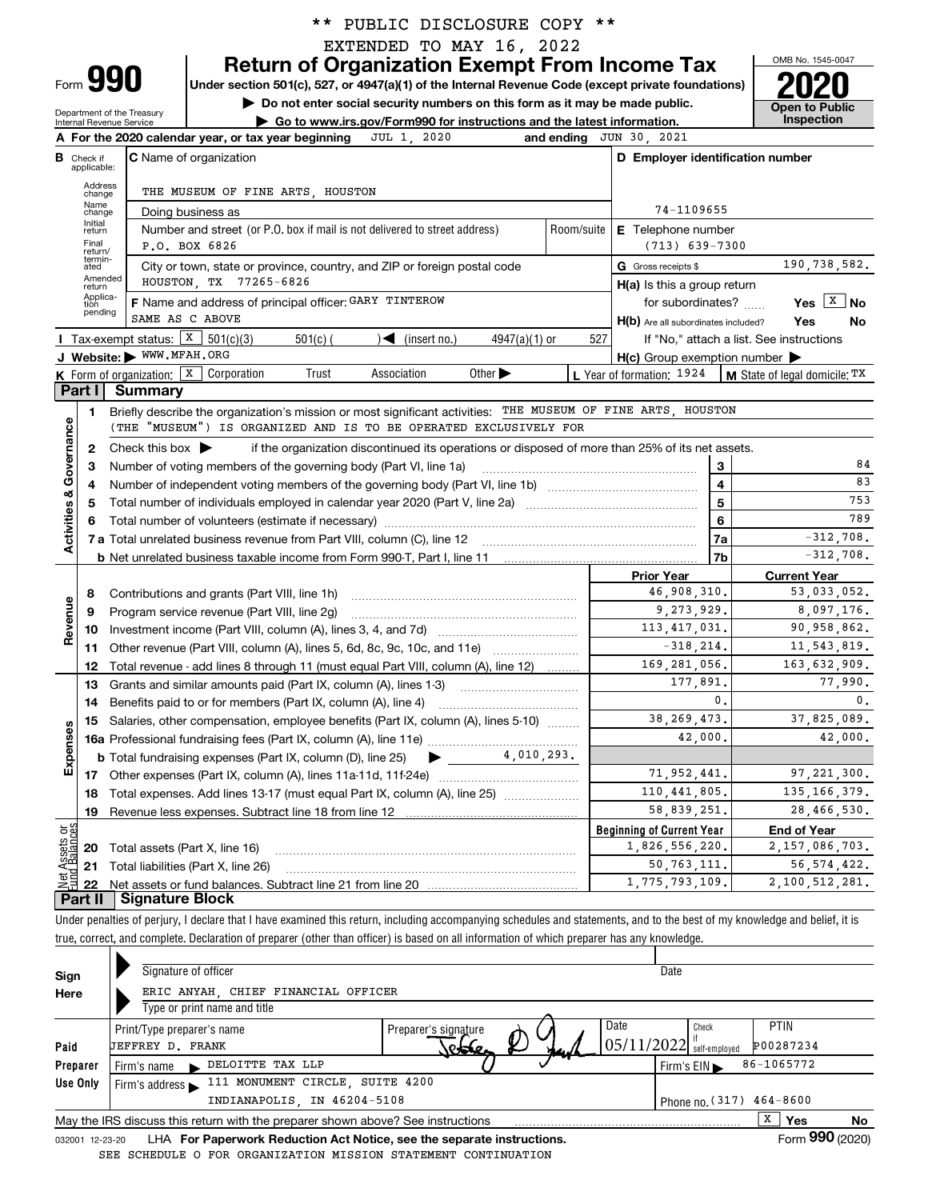** PUBLIC DISCLOSURE COPY **

EXTENDED TO MAY 16, 2022

# Form 990 — Return of Organization Exempt From Income Tax (2020)

Under section 501(c), 527, or 4947(a)(1) of the Internal Revenue Code (except private foundations)

▶ Do not enter social security numbers on this form as it may be made public.

▶ Go to www.irs.gov/Form990 for instructions and the latest information.

Department of the Treasury, Internal Revenue Service

OMB No. 1545-0047 — **Open to Public Inspection**

**A** For the 2020 calendar year, or tax year beginning JUL 1, 2020 and ending JUN 30, 2021

**B** Check if applicable: Address change, Name change, Initial return, Final return/terminated, Amended return, Application pending

**C** Name of organization: THE MUSEUM OF FINE ARTS, HOUSTON

Doing business as

Number and street (or P.O. box if mail is not delivered to street address): P.O. BOX 6826 — Room/suite

City or town, state or province, country, and ZIP or foreign postal code: HOUSTON, TX 77265-6826

**D** Employer identification number: 74-1109655

**E** Telephone number: (713) 639-7300

**G** Gross receipts $ 190,738,582.

**F** Name and address of principal officer: GARY TINTEROW, SAME AS C ABOVE

**H(a)** Is this a group return for subordinates? Yes [ ] No [X]

**H(b)** Are all subordinates included? Yes No — If "No," attach a list. See instructions

**H(c)** Group exemption number ▶

**I** Tax-exempt status: [X] 501(c)(3) [ ] 501(c) ( ) ◀ (insert no.) [ ] 4947(a)(1) or [ ] 527

**J** Website: ▶ WWW.MFAH.ORG

**K** Form of organization: [X] Corporation [ ] Trust [ ] Association [ ] Other ▶

**L** Year of formation: 1924 **M** State of legal domicile: TX

## Part I Summary

**Activities & Governance**

1. Briefly describe the organization's mission or most significant activities: THE MUSEUM OF FINE ARTS, HOUSTON (THE "MUSEUM") IS ORGANIZED AND IS TO BE OPERATED EXCLUSIVELY FOR
2. Check this box ▶ if the organization discontinued its operations or disposed of more than 25% of its net assets.

| | | Line | |
|---|---|---|---|
| 3 | Number of voting members of the governing body (Part VI, line 1a) | 3 | 84 |
| 4 | Number of independent voting members of the governing body (Part VI, line 1b) | 4 | 83 |
| 5 | Total number of individuals employed in calendar year 2020 (Part V, line 2a) | 5 | 753 |
| 6 | Total number of volunteers (estimate if necessary) | 6 | 789 |
| 7a | Total unrelated business revenue from Part VIII, column (C), line 12 | 7a | -312,708. |
| 7b | Net unrelated business taxable income from Form 990-T, Part I, line 11 | 7b | -312,708. |

| | | | Prior Year | Current Year |
|---|---|---|---|---|
| Revenue | 8 | Contributions and grants (Part VIII, line 1h) | 46,908,310. | 53,033,052. |
| | 9 | Program service revenue (Part VIII, line 2g) | 9,273,929. | 8,097,176. |
| | 10 | Investment income (Part VIII, column (A), lines 3, 4, and 7d) | 113,417,031. | 90,958,862. |
| | 11 | Other revenue (Part VIII, column (A), lines 5, 6d, 8c, 9c, 10c, and 11e) | -318,214. | 11,543,819. |
| | 12 | Total revenue - add lines 8 through 11 (must equal Part VIII, column (A), line 12) | 169,281,056. | 163,632,909. |
| Expenses | 13 | Grants and similar amounts paid (Part IX, column (A), lines 1-3) | 177,891. | 77,990. |
| | 14 | Benefits paid to or for members (Part IX, column (A), line 4) | 0. | 0. |
| | 15 | Salaries, other compensation, employee benefits (Part IX, column (A), lines 5-10) | 38,269,473. | 37,825,089. |
| | 16a | Professional fundraising fees (Part IX, column (A), line 11e) | 42,000. | 42,000. |
| | b | Total fundraising expenses (Part IX, column (D), line 25) ▶ 4,010,293. | | |
| | 17 | Other expenses (Part IX, column (A), lines 11a-11d, 11f-24e) | 71,952,441. | 97,221,300. |
| | 18 | Total expenses. Add lines 13-17 (must equal Part IX, column (A), line 25) | 110,441,805. | 135,166,379. |
| | 19 | Revenue less expenses. Subtract line 18 from line 12 | 58,839,251. | 28,466,530. |

| | | | Beginning of Current Year | End of Year |
|---|---|---|---|---|
| Net Assets or Fund Balances | 20 | Total assets (Part X, line 16) | 1,826,556,220. | 2,157,086,703. |
| | 21 | Total liabilities (Part X, line 26) | 50,763,111. | 56,574,422. |
| | 22 | Net assets or fund balances. Subtract line 21 from line 20 | 1,775,793,109. | 2,100,512,281. |

## Part II Signature Block

Under penalties of perjury, I declare that I have examined this return, including accompanying schedules and statements, and to the best of my knowledge and belief, it is true, correct, and complete. Declaration of preparer (other than officer) is based on all information of which preparer has any knowledge.

**Sign Here**

Signature of officer — Date

ERIC ANYAH, CHIEF FINANCIAL OFFICER

Type or print name and title

**Paid Preparer Use Only**

| Print/Type preparer's name | Preparer's signature | Date | Check if self-employed | PTIN |
|---|---|---|---|---|
| JEFFREY D. FRANK | | 05/11/2022 | | P00287234 |

Firm's name ▶ DELOITTE TAX LLP — Firm's EIN ▶ 86-1065772

Firm's address ▶ 111 MONUMENT CIRCLE, SUITE 4200, INDIANAPOLIS, IN 46204-5108 — Phone no. (317) 464-8600

May the IRS discuss this return with the preparer shown above? See instructions [X] Yes [ ] No

032001 12-23-20 LHA For Paperwork Reduction Act Notice, see the separate instructions. Form **990** (2020)

SEE SCHEDULE O FOR ORGANIZATION MISSION STATEMENT CONTINUATION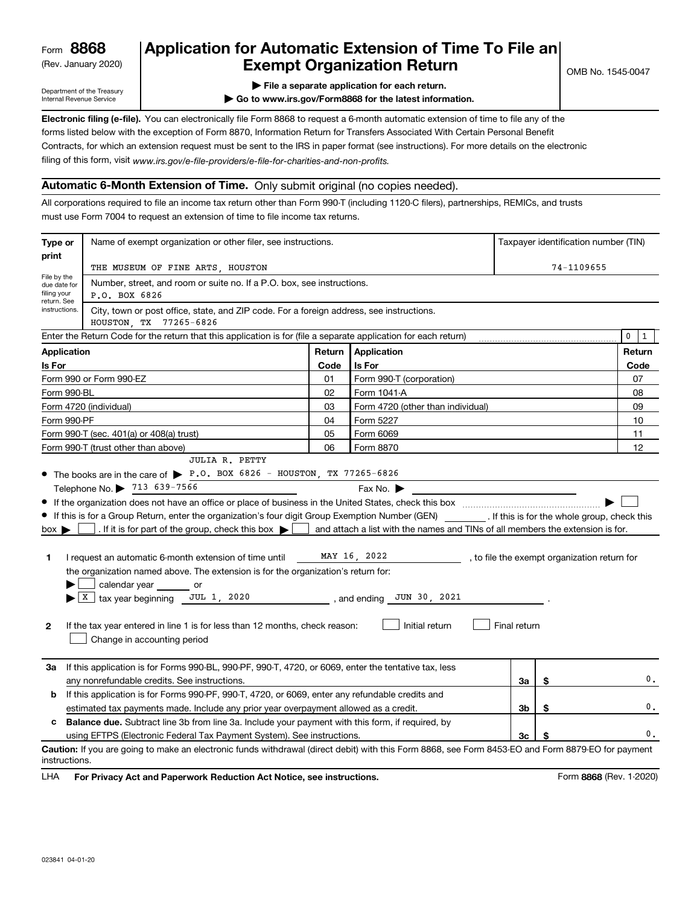Form **8868**
(Rev. January 2020)

Department of the Treasury
Internal Revenue Service

# Application for Automatic Extension of Time To File an Exempt Organization Return

OMB No. 1545-0047

▶ File a separate application for each return.

▶ Go to www.irs.gov/Form8868 for the latest information.

**Electronic filing (e-file).** You can electronically file Form 8868 to request a 6-month automatic extension of time to file any of the forms listed below with the exception of Form 8870, Information Return for Transfers Associated With Certain Personal Benefit Contracts, for which an extension request must be sent to the IRS in paper format (see instructions). For more details on the electronic filing of this form, visit *www.irs.gov/e-file-providers/e-file-for-charities-and-non-profits.*

## Automatic 6-Month Extension of Time. Only submit original (no copies needed).

All corporations required to file an income tax return other than Form 990-T (including 1120-C filers), partnerships, REMICs, and trusts must use Form 7004 to request an extension of time to file income tax returns.

| Type or print | Name of exempt organization or other filer, see instructions. | Taxpayer identification number (TIN) |
|---|---|---|
| File by the due date for filing your return. See instructions. | THE MUSEUM OF FINE ARTS, HOUSTON | 74-1109655 |
| | Number, street, and room or suite no. If a P.O. box, see instructions. P.O. BOX 6826 | |
| | City, town or post office, state, and ZIP code. For a foreign address, see instructions. HOUSTON, TX 77265-6826 | |

Enter the Return Code for the return that this application is for (file a separate application for each return) ........ 0 1

| Application Is For | Return Code | Application Is For | Return Code |
|---|---|---|---|
| Form 990 or Form 990-EZ | 01 | Form 990-T (corporation) | 07 |
| Form 990-BL | 02 | Form 1041-A | 08 |
| Form 4720 (individual) | 03 | Form 4720 (other than individual) | 09 |
| Form 990-PF | 04 | Form 5227 | 10 |
| Form 990-T (sec. 401(a) or 408(a) trust) | 05 | Form 6069 | 11 |
| Form 990-T (trust other than above) | 06 | Form 8870 | 12 |

- The books are in the care of ▶ JULIA R. PETTY P.O. BOX 6826 - HOUSTON, TX 77265-6826
  Telephone No. ▶ 713 639-7566 Fax No. ▶
- If the organization does not have an office or place of business in the United States, check this box ........ ▶ ☐
- If this is for a Group Return, enter the organization's four digit Group Exemption Number (GEN) ________ . If this is for the whole group, check this box ▶ ☐ . If it is for part of the group, check this box ▶ ☐ and attach a list with the names and TINs of all members the extension is for.

**1** I request an automatic 6-month extension of time until MAY 16, 2022 , to file the exempt organization return for the organization named above. The extension is for the organization's return for:

▶ ☐ calendar year ______ or

▶ ☒ tax year beginning JUL 1, 2020 , and ending JUN 30, 2021 .

**2** If the tax year entered in line 1 is for less than 12 months, check reason: ☐ Initial return ☐ Final return ☐ Change in accounting period

| | | | |
|---|---|---|---|
| **3a** | If this application is for Forms 990-BL, 990-PF, 990-T, 4720, or 6069, enter the tentative tax, less any nonrefundable credits. See instructions. | 3a | $ 0. |
| **b** | If this application is for Forms 990-PF, 990-T, 4720, or 6069, enter any refundable credits and estimated tax payments made. Include any prior year overpayment allowed as a credit. | 3b | $ 0. |
| **c** | **Balance due.** Subtract line 3b from line 3a. Include your payment with this form, if required, by using EFTPS (Electronic Federal Tax Payment System). See instructions. | 3c | $ 0. |

**Caution:** If you are going to make an electronic funds withdrawal (direct debit) with this Form 8868, see Form 8453-EO and Form 8879-EO for payment instructions.

LHA **For Privacy Act and Paperwork Reduction Act Notice, see instructions.** Form **8868** (Rev. 1-2020)

023841 04-01-20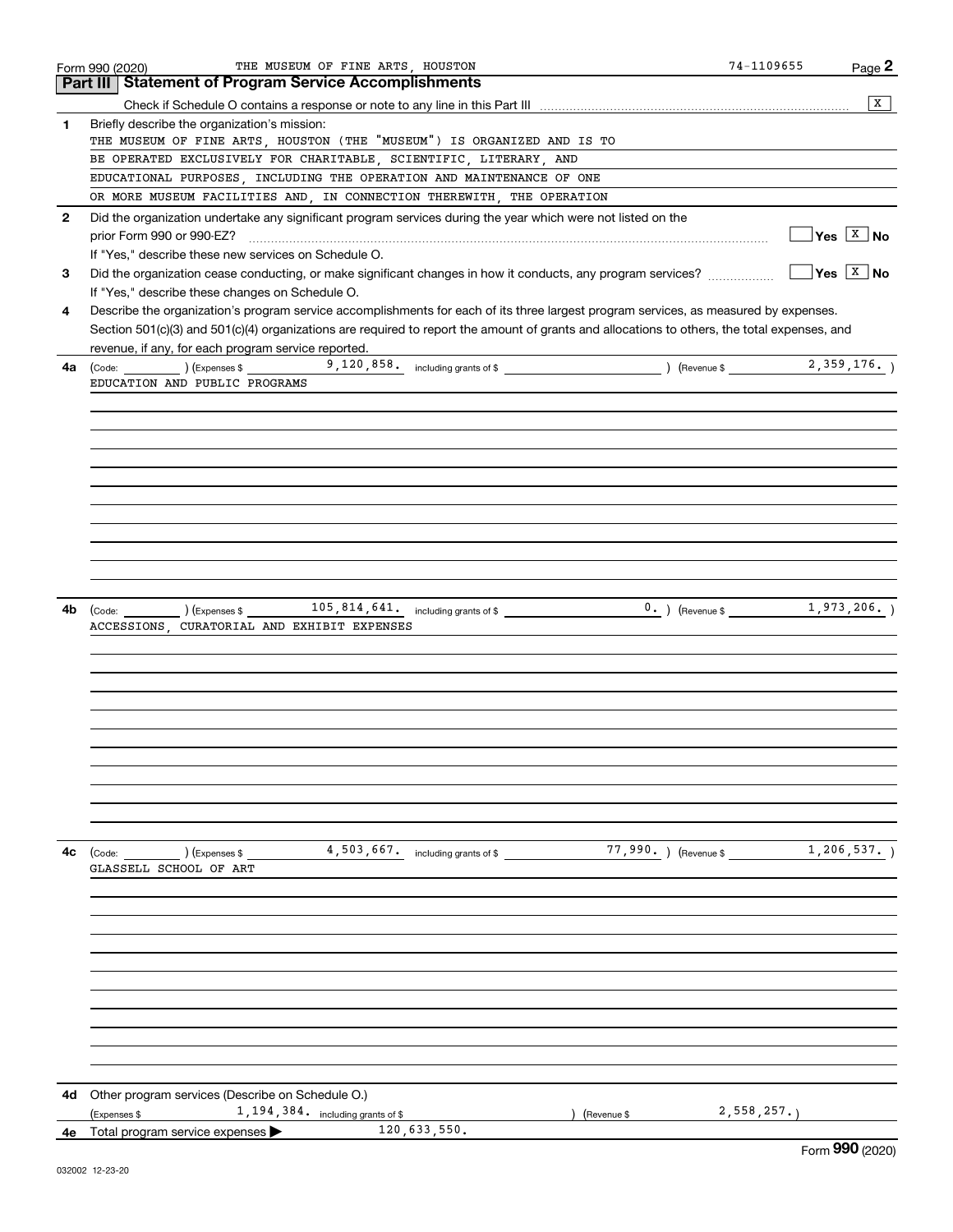Form 990 (2020) THE MUSEUM OF FINE ARTS, HOUSTON 74-1109655 Page **2**

## Part III Statement of Program Service Accomplishments

Check if Schedule O contains a response or note to any line in this Part III .......... [X]

**1** Briefly describe the organization's mission:

THE MUSEUM OF FINE ARTS, HOUSTON (THE "MUSEUM") IS ORGANIZED AND IS TO BE OPERATED EXCLUSIVELY FOR CHARITABLE, SCIENTIFIC, LITERARY, AND EDUCATIONAL PURPOSES, INCLUDING THE OPERATION AND MAINTENANCE OF ONE OR MORE MUSEUM FACILITIES AND, IN CONNECTION THEREWITH, THE OPERATION

**2** Did the organization undertake any significant program services during the year which were not listed on the prior Form 990 or 990-EZ? .......... [ ] Yes [X] No

If "Yes," describe these new services on Schedule O.

**3** Did the organization cease conducting, or make significant changes in how it conducts, any program services? .......... [ ] Yes [X] No

If "Yes," describe these changes on Schedule O.

**4** Describe the organization's program service accomplishments for each of its three largest program services, as measured by expenses. Section 501(c)(3) and 501(c)(4) organizations are required to report the amount of grants and allocations to others, the total expenses, and revenue, if any, for each program service reported.

**4a** (Code: ) (Expenses $ 9,120,858. including grants of $ ) (Revenue $ 2,359,176. )

EDUCATION AND PUBLIC PROGRAMS

**4b** (Code: ) (Expenses $ 105,814,641. including grants of $ 0. ) (Revenue $ 1,973,206. )

ACCESSIONS, CURATORIAL AND EXHIBIT EXPENSES

**4c** (Code: ) (Expenses $ 4,503,667. including grants of $ 77,990. ) (Revenue $ 1,206,537. )

GLASSELL SCHOOL OF ART

**4d** Other program services (Describe on Schedule O.)

(Expenses $ 1,194,384. including grants of $ ) (Revenue $ 2,558,257.)

**4e** Total program service expenses ▶ 120,633,550.

Form **990** (2020)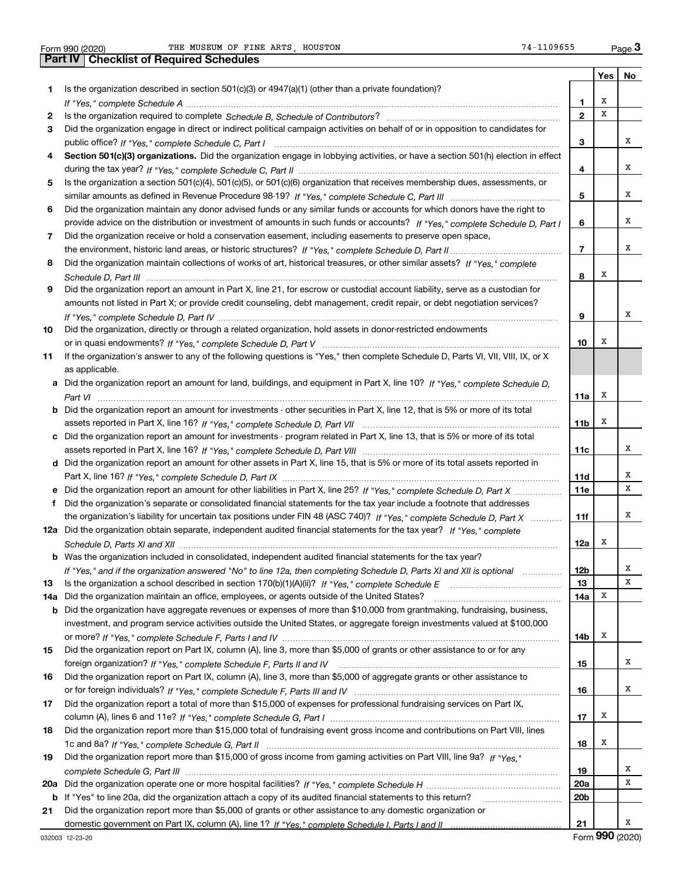Form 990 (2020) THE MUSEUM OF FINE ARTS, HOUSTON 74-1109655 Page 3

## Part IV Checklist of Required Schedules

| | | | Yes | No |
|---|---|---|---|---|
| 1 | Is the organization described in section 501(c)(3) or 4947(a)(1) (other than a private foundation)? *If "Yes," complete Schedule A* | 1 | X | |
| 2 | Is the organization required to complete *Schedule B, Schedule of Contributors*? | 2 | X | |
| 3 | Did the organization engage in direct or indirect political campaign activities on behalf of or in opposition to candidates for public office? *If "Yes," complete Schedule C, Part I* | 3 | | X |
| 4 | **Section 501(c)(3) organizations.** Did the organization engage in lobbying activities, or have a section 501(h) election in effect during the tax year? *If "Yes," complete Schedule C, Part II* | 4 | | X |
| 5 | Is the organization a section 501(c)(4), 501(c)(5), or 501(c)(6) organization that receives membership dues, assessments, or similar amounts as defined in Revenue Procedure 98-19? *If "Yes," complete Schedule C, Part III* | 5 | | X |
| 6 | Did the organization maintain any donor advised funds or any similar funds or accounts for which donors have the right to provide advice on the distribution or investment of amounts in such funds or accounts? *If "Yes," complete Schedule D, Part I* | 6 | | X |
| 7 | Did the organization receive or hold a conservation easement, including easements to preserve open space, the environment, historic land areas, or historic structures? *If "Yes," complete Schedule D, Part II* | 7 | | X |
| 8 | Did the organization maintain collections of works of art, historical treasures, or other similar assets? *If "Yes," complete Schedule D, Part III* | 8 | X | |
| 9 | Did the organization report an amount in Part X, line 21, for escrow or custodial account liability, serve as a custodian for amounts not listed in Part X; or provide credit counseling, debt management, credit repair, or debt negotiation services? *If "Yes," complete Schedule D, Part IV* | 9 | | X |
| 10 | Did the organization, directly or through a related organization, hold assets in donor-restricted endowments or in quasi endowments? *If "Yes," complete Schedule D, Part V* | 10 | X | |
| 11 | If the organization's answer to any of the following questions is "Yes," then complete Schedule D, Parts VI, VII, VIII, IX, or X as applicable. | | | |
| a | Did the organization report an amount for land, buildings, and equipment in Part X, line 10? *If "Yes," complete Schedule D, Part VI* | 11a | X | |
| b | Did the organization report an amount for investments - other securities in Part X, line 12, that is 5% or more of its total assets reported in Part X, line 16? *If "Yes," complete Schedule D, Part VII* | 11b | X | |
| c | Did the organization report an amount for investments - program related in Part X, line 13, that is 5% or more of its total assets reported in Part X, line 16? *If "Yes," complete Schedule D, Part VIII* | 11c | | X |
| d | Did the organization report an amount for other assets in Part X, line 15, that is 5% or more of its total assets reported in Part X, line 16? *If "Yes," complete Schedule D, Part IX* | 11d | | X |
| e | Did the organization report an amount for other liabilities in Part X, line 25? *If "Yes," complete Schedule D, Part X* | 11e | | X |
| f | Did the organization's separate or consolidated financial statements for the tax year include a footnote that addresses the organization's liability for uncertain tax positions under FIN 48 (ASC 740)? *If "Yes," complete Schedule D, Part X* | 11f | | X |
| 12a | Did the organization obtain separate, independent audited financial statements for the tax year? *If "Yes," complete Schedule D, Parts XI and XII* | 12a | X | |
| b | Was the organization included in consolidated, independent audited financial statements for the tax year? *If "Yes," and if the organization answered "No" to line 12a, then completing Schedule D, Parts XI and XII is optional* | 12b | | X |
| 13 | Is the organization a school described in section 170(b)(1)(A)(ii)? *If "Yes," complete Schedule E* | 13 | | X |
| 14a | Did the organization maintain an office, employees, or agents outside of the United States? | 14a | X | |
| b | Did the organization have aggregate revenues or expenses of more than $10,000 from grantmaking, fundraising, business, investment, and program service activities outside the United States, or aggregate foreign investments valued at $100,000 or more? *If "Yes," complete Schedule F, Parts I and IV* | 14b | X | |
| 15 | Did the organization report on Part IX, column (A), line 3, more than $5,000 of grants or other assistance to or for any foreign organization? *If "Yes," complete Schedule F, Parts II and IV* | 15 | | X |
| 16 | Did the organization report on Part IX, column (A), line 3, more than $5,000 of aggregate grants or other assistance to or for foreign individuals? *If "Yes," complete Schedule F, Parts III and IV* | 16 | | X |
| 17 | Did the organization report a total of more than $15,000 of expenses for professional fundraising services on Part IX, column (A), lines 6 and 11e? *If "Yes," complete Schedule G, Part I* | 17 | X | |
| 18 | Did the organization report more than $15,000 total of fundraising event gross income and contributions on Part VIII, lines 1c and 8a? *If "Yes," complete Schedule G, Part II* | 18 | X | |
| 19 | Did the organization report more than $15,000 of gross income from gaming activities on Part VIII, line 9a? *If "Yes," complete Schedule G, Part III* | 19 | | X |
| 20a | Did the organization operate one or more hospital facilities? *If "Yes," complete Schedule H* | 20a | | X |
| b | If "Yes" to line 20a, did the organization attach a copy of its audited financial statements to this return? | 20b | | |
| 21 | Did the organization report more than $5,000 of grants or other assistance to any domestic organization or domestic government on Part IX, column (A), line 1? *If "Yes," complete Schedule I, Parts I and II* | 21 | | X |

032003 12-23-20 Form **990** (2020)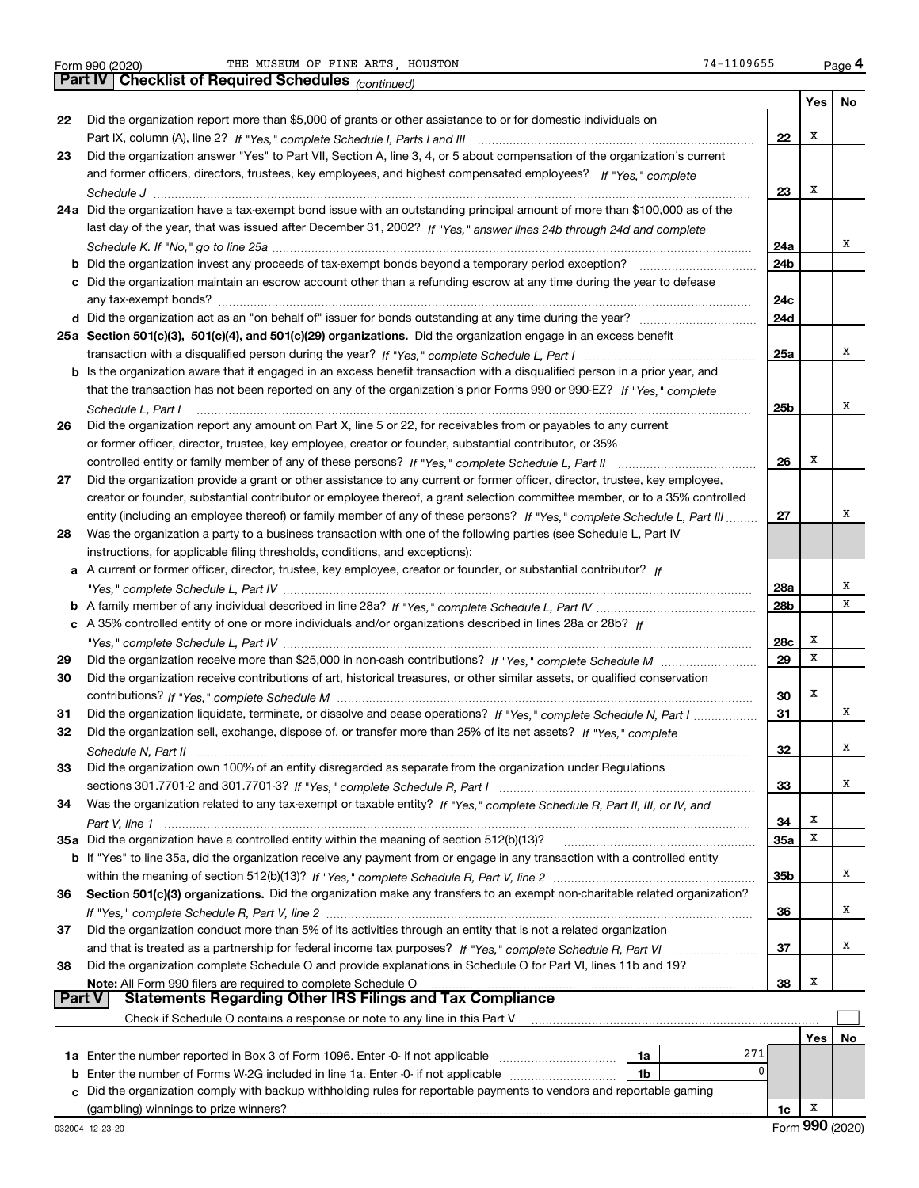Form 990 (2020) THE MUSEUM OF FINE ARTS, HOUSTON 74-1109655 Page 4

## Part IV Checklist of Required Schedules *(continued)*

| | | | Yes | No |
|---|---|---|---|---|
| 22 | Did the organization report more than $5,000 of grants or other assistance to or for domestic individuals on Part IX, column (A), line 2? *If "Yes," complete Schedule I, Parts I and III* | 22 | X | |
| 23 | Did the organization answer "Yes" to Part VII, Section A, line 3, 4, or 5 about compensation of the organization's current and former officers, directors, trustees, key employees, and highest compensated employees? *If "Yes," complete Schedule J* | 23 | X | |
| 24a | Did the organization have a tax-exempt bond issue with an outstanding principal amount of more than $100,000 as of the last day of the year, that was issued after December 31, 2002? *If "Yes," answer lines 24b through 24d and complete Schedule K. If "No," go to line 25a* | 24a | | X |
| b | Did the organization invest any proceeds of tax-exempt bonds beyond a temporary period exception? | 24b | | |
| c | Did the organization maintain an escrow account other than a refunding escrow at any time during the year to defease any tax-exempt bonds? | 24c | | |
| d | Did the organization act as an "on behalf of" issuer for bonds outstanding at any time during the year? | 24d | | |
| 25a | **Section 501(c)(3), 501(c)(4), and 501(c)(29) organizations.** Did the organization engage in an excess benefit transaction with a disqualified person during the year? *If "Yes," complete Schedule L, Part I* | 25a | | X |
| b | Is the organization aware that it engaged in an excess benefit transaction with a disqualified person in a prior year, and that the transaction has not been reported on any of the organization's prior Forms 990 or 990-EZ? *If "Yes," complete Schedule L, Part I* | 25b | | X |
| 26 | Did the organization report any amount on Part X, line 5 or 22, for receivables from or payables to any current or former officer, director, trustee, key employee, creator or founder, substantial contributor, or 35% controlled entity or family member of any of these persons? *If "Yes," complete Schedule L, Part II* | 26 | X | |
| 27 | Did the organization provide a grant or other assistance to any current or former officer, director, trustee, key employee, creator or founder, substantial contributor or employee thereof, a grant selection committee member, or to a 35% controlled entity (including an employee thereof) or family member of any of these persons? *If "Yes," complete Schedule L, Part III* | 27 | | X |
| 28 | Was the organization a party to a business transaction with one of the following parties (see Schedule L, Part IV instructions, for applicable filing thresholds, conditions, and exceptions): | | | |
| a | A current or former officer, director, trustee, key employee, creator or founder, or substantial contributor? *If "Yes," complete Schedule L, Part IV* | 28a | | X |
| b | A family member of any individual described in line 28a? *If "Yes," complete Schedule L, Part IV* | 28b | | X |
| c | A 35% controlled entity of one or more individuals and/or organizations described in lines 28a or 28b? *If "Yes," complete Schedule L, Part IV* | 28c | X | |
| 29 | Did the organization receive more than $25,000 in non-cash contributions? *If "Yes," complete Schedule M* | 29 | X | |
| 30 | Did the organization receive contributions of art, historical treasures, or other similar assets, or qualified conservation contributions? *If "Yes," complete Schedule M* | 30 | X | |
| 31 | Did the organization liquidate, terminate, or dissolve and cease operations? *If "Yes," complete Schedule N, Part I* | 31 | | X |
| 32 | Did the organization sell, exchange, dispose of, or transfer more than 25% of its net assets? *If "Yes," complete Schedule N, Part II* | 32 | | X |
| 33 | Did the organization own 100% of an entity disregarded as separate from the organization under Regulations sections 301.7701-2 and 301.7701-3? *If "Yes," complete Schedule R, Part I* | 33 | | X |
| 34 | Was the organization related to any tax-exempt or taxable entity? *If "Yes," complete Schedule R, Part II, III, or IV, and Part V, line 1* | 34 | X | |
| 35a | Did the organization have a controlled entity within the meaning of section 512(b)(13)? | 35a | X | |
| b | If "Yes" to line 35a, did the organization receive any payment from or engage in any transaction with a controlled entity within the meaning of section 512(b)(13)? *If "Yes," complete Schedule R, Part V, line 2* | 35b | | X |
| 36 | **Section 501(c)(3) organizations.** Did the organization make any transfers to an exempt non-charitable related organization? *If "Yes," complete Schedule R, Part V, line 2* | 36 | | X |
| 37 | Did the organization conduct more than 5% of its activities through an entity that is not a related organization and that is treated as a partnership for federal income tax purposes? *If "Yes," complete Schedule R, Part VI* | 37 | | X |
| 38 | Did the organization complete Schedule O and provide explanations in Schedule O for Part VI, lines 11b and 19? **Note:** All Form 990 filers are required to complete Schedule O | 38 | X | |

## Part V Statements Regarding Other IRS Filings and Tax Compliance

Check if Schedule O contains a response or note to any line in this Part V ☐

| | | | | | Yes | No |
|---|---|---|---|---|---|---|
| 1a | Enter the number reported in Box 3 of Form 1096. Enter -0- if not applicable | 1a | 271 | | | |
| b | Enter the number of Forms W-2G included in line 1a. Enter -0- if not applicable | 1b | 0 | | | |
| c | Did the organization comply with backup withholding rules for reportable payments to vendors and reportable gaming (gambling) winnings to prize winners? | | | 1c | X | |

032004 12-23-20 Form **990** (2020)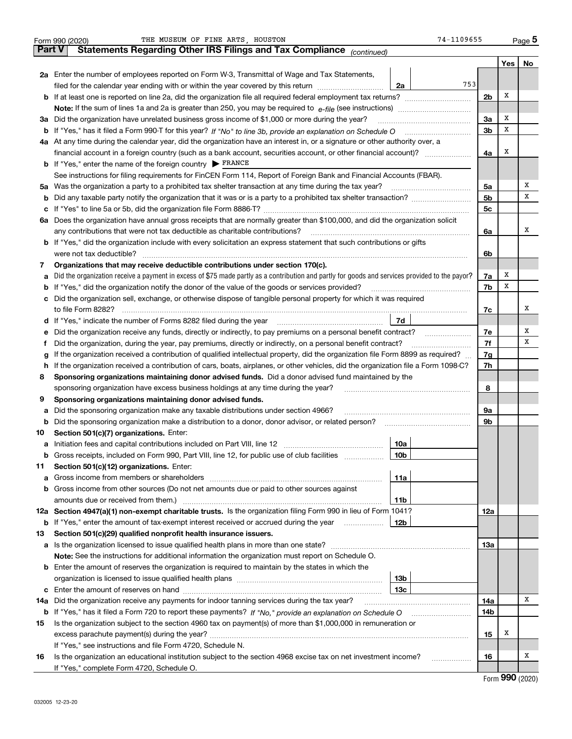Form 990 (2020) THE MUSEUM OF FINE ARTS, HOUSTON 74-1109655 Page 5

**Part V Statements Regarding Other IRS Filings and Tax Compliance** *(continued)*

| | | | | | Yes | No |
|---|---|---|---|---|---|---|
| **2a** | Enter the number of employees reported on Form W-3, Transmittal of Wage and Tax Statements, filed for the calendar year ending with or within the year covered by this return | 2a | 753 | | | |
| **b** | If at least one is reported on line 2a, did the organization file all required federal employment tax returns? | | | 2b | X | |
| | **Note:** If the sum of lines 1a and 2a is greater than 250, you may be required to *e-file* (see instructions) | | | | | |
| **3a** | Did the organization have unrelated business gross income of $1,000 or more during the year? | | | 3a | X | |
| **b** | If "Yes," has it filed a Form 990-T for this year? *If "No" to line 3b, provide an explanation on Schedule O* | | | 3b | X | |
| **4a** | At any time during the calendar year, did the organization have an interest in, or a signature or other authority over, a financial account in a foreign country (such as a bank account, securities account, or other financial account)? | | | 4a | X | |
| **b** | If "Yes," enter the name of the foreign country ▶ FRANCE | | | | | |
| | See instructions for filing requirements for FinCEN Form 114, Report of Foreign Bank and Financial Accounts (FBAR). | | | | | |
| **5a** | Was the organization a party to a prohibited tax shelter transaction at any time during the tax year? | | | 5a | | X |
| **b** | Did any taxable party notify the organization that it was or is a party to a prohibited tax shelter transaction? | | | 5b | | X |
| **c** | If "Yes" to line 5a or 5b, did the organization file Form 8886-T? | | | 5c | | |
| **6a** | Does the organization have annual gross receipts that are normally greater than $100,000, and did the organization solicit any contributions that were not tax deductible as charitable contributions? | | | 6a | | X |
| **b** | If "Yes," did the organization include with every solicitation an express statement that such contributions or gifts were not tax deductible? | | | 6b | | |
| **7** | **Organizations that may receive deductible contributions under section 170(c).** | | | | | |
| **a** | Did the organization receive a payment in excess of $75 made partly as a contribution and partly for goods and services provided to the payor? | | | 7a | X | |
| **b** | If "Yes," did the organization notify the donor of the value of the goods or services provided? | | | 7b | X | |
| **c** | Did the organization sell, exchange, or otherwise dispose of tangible personal property for which it was required to file Form 8282? | | | 7c | | X |
| **d** | If "Yes," indicate the number of Forms 8282 filed during the year | 7d | | | | |
| **e** | Did the organization receive any funds, directly or indirectly, to pay premiums on a personal benefit contract? | | | 7e | | X |
| **f** | Did the organization, during the year, pay premiums, directly or indirectly, on a personal benefit contract? | | | 7f | | X |
| **g** | If the organization received a contribution of qualified intellectual property, did the organization file Form 8899 as required? | | | 7g | | |
| **h** | If the organization received a contribution of cars, boats, airplanes, or other vehicles, did the organization file a Form 1098-C? | | | 7h | | |
| **8** | **Sponsoring organizations maintaining donor advised funds.** Did a donor advised fund maintained by the sponsoring organization have excess business holdings at any time during the year? | | | 8 | | |
| **9** | **Sponsoring organizations maintaining donor advised funds.** | | | | | |
| **a** | Did the sponsoring organization make any taxable distributions under section 4966? | | | 9a | | |
| **b** | Did the sponsoring organization make a distribution to a donor, donor advisor, or related person? | | | 9b | | |
| **10** | **Section 501(c)(7) organizations.** Enter: | | | | | |
| **a** | Initiation fees and capital contributions included on Part VIII, line 12 | 10a | | | | |
| **b** | Gross receipts, included on Form 990, Part VIII, line 12, for public use of club facilities | 10b | | | | |
| **11** | **Section 501(c)(12) organizations.** Enter: | | | | | |
| **a** | Gross income from members or shareholders | 11a | | | | |
| **b** | Gross income from other sources (Do not net amounts due or paid to other sources against amounts due or received from them.) | 11b | | | | |
| **12a** | **Section 4947(a)(1) non-exempt charitable trusts.** Is the organization filing Form 990 in lieu of Form 1041? | | | 12a | | |
| **b** | If "Yes," enter the amount of tax-exempt interest received or accrued during the year | 12b | | | | |
| **13** | **Section 501(c)(29) qualified nonprofit health insurance issuers.** | | | | | |
| **a** | Is the organization licensed to issue qualified health plans in more than one state? | | | 13a | | |
| | **Note:** See the instructions for additional information the organization must report on Schedule O. | | | | | |
| **b** | Enter the amount of reserves the organization is required to maintain by the states in which the organization is licensed to issue qualified health plans | 13b | | | | |
| **c** | Enter the amount of reserves on hand | 13c | | | | |
| **14a** | Did the organization receive any payments for indoor tanning services during the tax year? | | | 14a | | X |
| **b** | If "Yes," has it filed a Form 720 to report these payments? *If "No," provide an explanation on Schedule O* | | | 14b | | |
| **15** | Is the organization subject to the section 4960 tax on payment(s) of more than $1,000,000 in remuneration or excess parachute payment(s) during the year? | | | 15 | X | |
| | If "Yes," see instructions and file Form 4720, Schedule N. | | | | | |
| **16** | Is the organization an educational institution subject to the section 4968 excise tax on net investment income? | | | 16 | | X |
| | If "Yes," complete Form 4720, Schedule O. | | | | | |

Form **990** (2020)

032005 12-23-20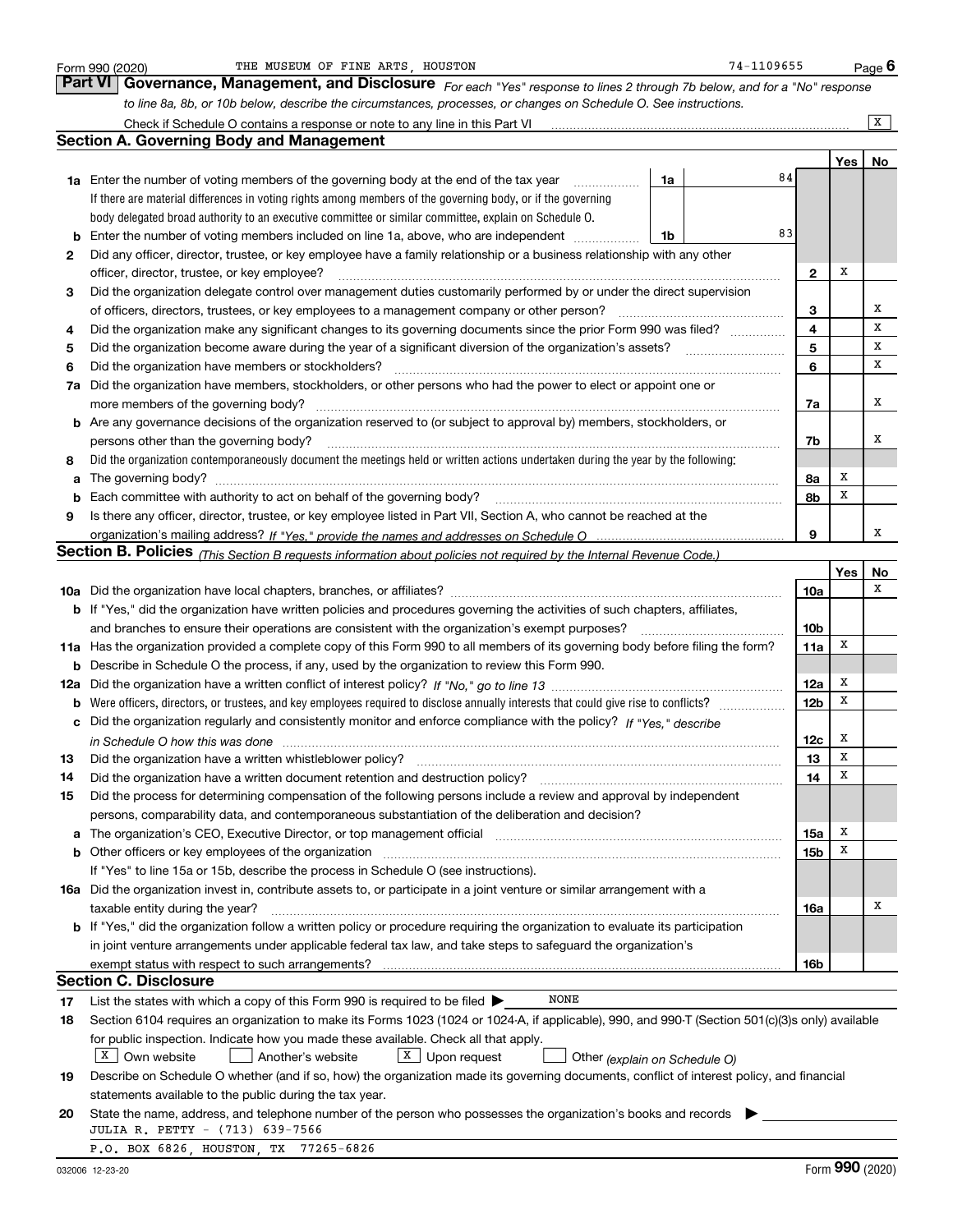Form 990 (2020) THE MUSEUM OF FINE ARTS, HOUSTON 74-1109655 Page 6

## Part VI Governance, Management, and Disclosure

*For each "Yes" response to lines 2 through 7b below, and for a "No" response to line 8a, 8b, or 10b below, describe the circumstances, processes, or changes on Schedule O. See instructions.*

Check if Schedule O contains a response or note to any line in this Part VI ..... [X]

### Section A. Governing Body and Management

| | | | | Yes | No |
|---|---|---|---|---|---|
| **1a** | Enter the number of voting members of the governing body at the end of the tax year ..... If there are material differences in voting rights among members of the governing body, or if the governing body delegated broad authority to an executive committee or similar committee, explain on Schedule O. | **1a** 84 | | | |
| **b** | Enter the number of voting members included on line 1a, above, who are independent ..... | **1b** 83 | | | |
| **2** | Did any officer, director, trustee, or key employee have a family relationship or a business relationship with any other officer, director, trustee, or key employee? ..... | | **2** | X | |
| **3** | Did the organization delegate control over management duties customarily performed by or under the direct supervision of officers, directors, trustees, or key employees to a management company or other person? ..... | | **3** | | X |
| **4** | Did the organization make any significant changes to its governing documents since the prior Form 990 was filed? ..... | | **4** | | X |
| **5** | Did the organization become aware during the year of a significant diversion of the organization's assets? ..... | | **5** | | X |
| **6** | Did the organization have members or stockholders? ..... | | **6** | | X |
| **7a** | Did the organization have members, stockholders, or other persons who had the power to elect or appoint one or more members of the governing body? ..... | | **7a** | | X |
| **b** | Are any governance decisions of the organization reserved to (or subject to approval by) members, stockholders, or persons other than the governing body? ..... | | **7b** | | X |
| **8** | Did the organization contemporaneously document the meetings held or written actions undertaken during the year by the following: | | | | |
| **a** | The governing body? ..... | | **8a** | X | |
| **b** | Each committee with authority to act on behalf of the governing body? ..... | | **8b** | X | |
| **9** | Is there any officer, director, trustee, or key employee listed in Part VII, Section A, who cannot be reached at the organization's mailing address? *If "Yes," provide the names and addresses on Schedule O* ..... | | **9** | | X |

### Section B. Policies *(This Section B requests information about policies not required by the Internal Revenue Code.)*

| | | | Yes | No |
|---|---|---|---|---|
| **10a** | Did the organization have local chapters, branches, or affiliates? ..... | **10a** | | X |
| **b** | If "Yes," did the organization have written policies and procedures governing the activities of such chapters, affiliates, and branches to ensure their operations are consistent with the organization's exempt purposes? ..... | **10b** | | |
| **11a** | Has the organization provided a complete copy of this Form 990 to all members of its governing body before filing the form? | **11a** | X | |
| **b** | Describe in Schedule O the process, if any, used by the organization to review this Form 990. | | | |
| **12a** | Did the organization have a written conflict of interest policy? *If "No," go to line 13* ..... | **12a** | X | |
| **b** | Were officers, directors, or trustees, and key employees required to disclose annually interests that could give rise to conflicts? ..... | **12b** | X | |
| **c** | Did the organization regularly and consistently monitor and enforce compliance with the policy? *If "Yes," describe in Schedule O how this was done* ..... | **12c** | X | |
| **13** | Did the organization have a written whistleblower policy? ..... | **13** | X | |
| **14** | Did the organization have a written document retention and destruction policy? ..... | **14** | X | |
| **15** | Did the process for determining compensation of the following persons include a review and approval by independent persons, comparability data, and contemporaneous substantiation of the deliberation and decision? | | | |
| **a** | The organization's CEO, Executive Director, or top management official ..... | **15a** | X | |
| **b** | Other officers or key employees of the organization ..... | **15b** | X | |
| | If "Yes" to line 15a or 15b, describe the process in Schedule O (see instructions). | | | |
| **16a** | Did the organization invest in, contribute assets to, or participate in a joint venture or similar arrangement with a taxable entity during the year? ..... | **16a** | | X |
| **b** | If "Yes," did the organization follow a written policy or procedure requiring the organization to evaluate its participation in joint venture arrangements under applicable federal tax law, and take steps to safeguard the organization's exempt status with respect to such arrangements? ..... | **16b** | | |

### Section C. Disclosure

**17** List the states with which a copy of this Form 990 is required to be filed ▶ NONE

**18** Section 6104 requires an organization to make its Forms 1023 (1024 or 1024-A, if applicable), 990, and 990-T (Section 501(c)(3)s only) available for public inspection. Indicate how you made these available. Check all that apply.

[X] Own website [ ] Another's website [X] Upon request [ ] Other *(explain on Schedule O)*

**19** Describe on Schedule O whether (and if so, how) the organization made its governing documents, conflict of interest policy, and financial statements available to the public during the tax year.

**20** State the name, address, and telephone number of the person who possesses the organization's books and records ▶

JULIA R. PETTY - (713) 639-7566

P.O. BOX 6826, HOUSTON, TX 77265-6826

032006 12-23-20 Form **990** (2020)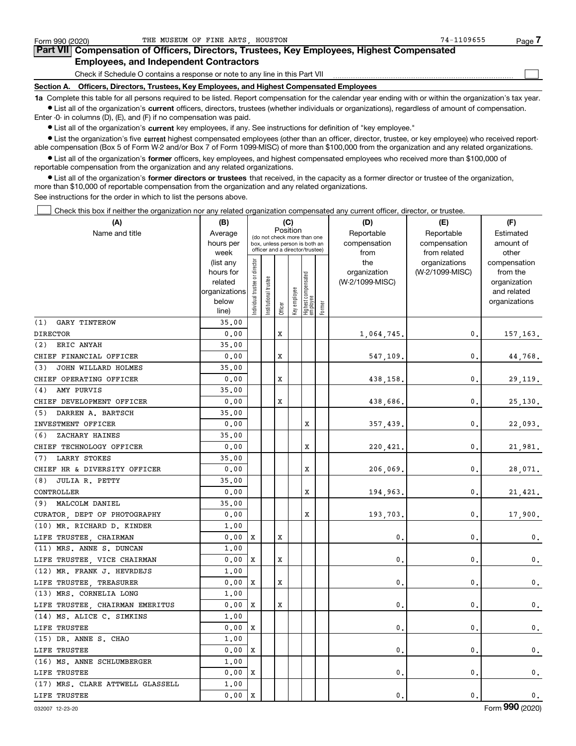Form 990 (2020) THE MUSEUM OF FINE ARTS, HOUSTON 74-1109655 Page 7

## Part VII Compensation of Officers, Directors, Trustees, Key Employees, Highest Compensated Employees, and Independent Contractors

Check if Schedule O contains a response or note to any line in this Part VII ☐

### Section A. Officers, Directors, Trustees, Key Employees, and Highest Compensated Employees

**1a** Complete this table for all persons required to be listed. Report compensation for the calendar year ending with or within the organization's tax year.

- List all of the organization's **current** officers, directors, trustees (whether individuals or organizations), regardless of amount of compensation. Enter -0- in columns (D), (E), and (F) if no compensation was paid.
- List all of the organization's **current** key employees, if any. See instructions for definition of "key employee."
- List the organization's five **current** highest compensated employees (other than an officer, director, trustee, or key employee) who received reportable compensation (Box 5 of Form W-2 and/or Box 7 of Form 1099-MISC) of more than $100,000 from the organization and any related organizations.
- List all of the organization's **former** officers, key employees, and highest compensated employees who received more than $100,000 of reportable compensation from the organization and any related organizations.
- List all of the organization's **former directors or trustees** that received, in the capacity as a former director or trustee of the organization, more than $10,000 of reportable compensation from the organization and any related organizations.

See instructions for the order in which to list the persons above.

☐ Check this box if neither the organization nor any related organization compensated any current officer, director, or trustee.

| (A) Name and title | (B) Average hours per week (list any hours for related organizations below line) | (C) Position: Individual trustee or director | Institutional trustee | Officer | Key employee | Highest compensated employee | Former | (D) Reportable compensation from the organization (W-2/1099-MISC) | (E) Reportable compensation from related organizations (W-2/1099-MISC) | (F) Estimated amount of other compensation from the organization and related organizations |
|---|---|---|---|---|---|---|---|---|---|---|
| (1) GARY TINTEROW | 35.00 | | | | | | | | | |
| DIRECTOR | 0.00 | | | X | | | | 1,064,745. | 0. | 157,163. |
| (2) ERIC ANYAH | 35.00 | | | | | | | | | |
| CHIEF FINANCIAL OFFICER | 0.00 | | | X | | | | 547,109. | 0. | 44,768. |
| (3) JOHN WILLARD HOLMES | 35.00 | | | | | | | | | |
| CHIEF OPERATING OFFICER | 0.00 | | | X | | | | 438,158. | 0. | 29,119. |
| (4) AMY PURVIS | 35.00 | | | | | | | | | |
| CHIEF DEVELOPMENT OFFICER | 0.00 | | | X | | | | 438,686. | 0. | 25,130. |
| (5) DARREN A. BARTSCH | 35.00 | | | | | | | | | |
| INVESTMENT OFFICER | 0.00 | | | | | X | | 357,439. | 0. | 22,093. |
| (6) ZACHARY HAINES | 35.00 | | | | | | | | | |
| CHIEF TECHNOLOGY OFFICER | 0.00 | | | | | X | | 220,421. | 0. | 21,981. |
| (7) LARRY STOKES | 35.00 | | | | | | | | | |
| CHIEF HR & DIVERSITY OFFICER | 0.00 | | | | | X | | 206,069. | 0. | 28,071. |
| (8) JULIA R. PETTY | 35.00 | | | | | | | | | |
| CONTROLLER | 0.00 | | | | | X | | 194,963. | 0. | 21,421. |
| (9) MALCOLM DANIEL | 35.00 | | | | | | | | | |
| CURATOR, DEPT OF PHOTOGRAPHY | 0.00 | | | | | X | | 193,703. | 0. | 17,900. |
| (10) MR. RICHARD D. KINDER | 1.00 | | | | | | | | | |
| LIFE TRUSTEE, CHAIRMAN | 0.00 | X | | X | | | | 0. | 0. | 0. |
| (11) MRS. ANNE S. DUNCAN | 1.00 | | | | | | | | | |
| LIFE TRUSTEE, VICE CHAIRMAN | 0.00 | X | | X | | | | 0. | 0. | 0. |
| (12) MR. FRANK J. HEVRDEJS | 1.00 | | | | | | | | | |
| LIFE TRUSTEE, TREASURER | 0.00 | X | | X | | | | 0. | 0. | 0. |
| (13) MRS. CORNELIA LONG | 1.00 | | | | | | | | | |
| LIFE TRUSTEE, CHAIRMAN EMERITUS | 0.00 | X | | X | | | | 0. | 0. | 0. |
| (14) MS. ALICE C. SIMKINS | 1.00 | | | | | | | | | |
| LIFE TRUSTEE | 0.00 | X | | | | | | 0. | 0. | 0. |
| (15) DR. ANNE S. CHAO | 1.00 | | | | | | | | | |
| LIFE TRUSTEE | 0.00 | X | | | | | | 0. | 0. | 0. |
| (16) MS. ANNE SCHLUMBERGER | 1.00 | | | | | | | | | |
| LIFE TRUSTEE | 0.00 | X | | | | | | 0. | 0. | 0. |
| (17) MRS. CLARE ATTWELL GLASSELL | 1.00 | | | | | | | | | |
| LIFE TRUSTEE | 0.00 | X | | | | | | 0. | 0. | 0. |

032007 12-23-20 Form **990** (2020)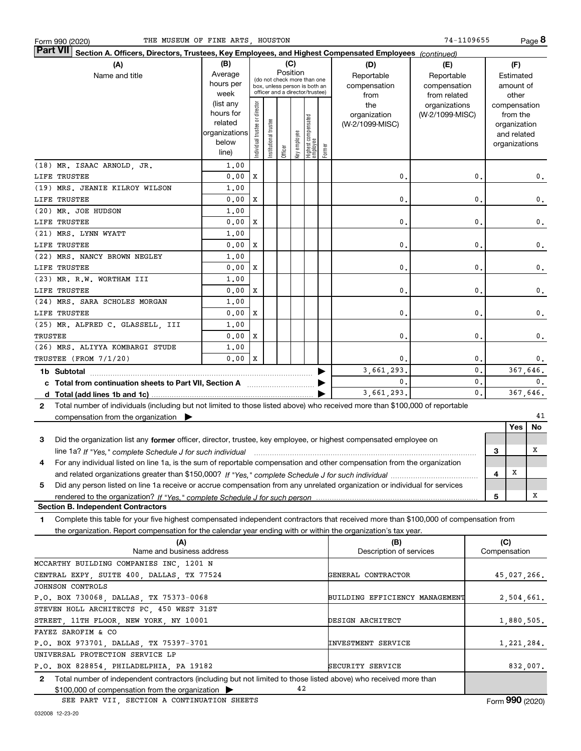Form 990 (2020) THE MUSEUM OF FINE ARTS, HOUSTON 74-1109655 Page 8

**Part VII Section A. Officers, Directors, Trustees, Key Employees, and Highest Compensated Employees** *(continued)*

| (A) Name and title | (B) Average hours per week (list any hours for related organizations below line) | (C) Position: Individual trustee or director | Institutional trustee | Officer | Key employee | Highest compensated employee | Former | (D) Reportable compensation from the organization (W-2/1099-MISC) | (E) Reportable compensation from related organizations (W-2/1099-MISC) | (F) Estimated amount of other compensation from the organization and related organizations |
|---|---|---|---|---|---|---|---|---|---|---|
| (18) MR. ISAAC ARNOLD, JR. | 1.00 | | | | | | | | | |
| LIFE TRUSTEE | 0.00 | X | | | | | | 0. | 0. | 0. |
| (19) MRS. JEANIE KILROY WILSON | 1.00 | | | | | | | | | |
| LIFE TRUSTEE | 0.00 | X | | | | | | 0. | 0. | 0. |
| (20) MR. JOE HUDSON | 1.00 | | | | | | | | | |
| LIFE TRUSTEE | 0.00 | X | | | | | | 0. | 0. | 0. |
| (21) MRS. LYNN WYATT | 1.00 | | | | | | | | | |
| LIFE TRUSTEE | 0.00 | X | | | | | | 0. | 0. | 0. |
| (22) MRS. NANCY BROWN NEGLEY | 1.00 | | | | | | | | | |
| LIFE TRUSTEE | 0.00 | X | | | | | | 0. | 0. | 0. |
| (23) MR. R.W. WORTHAM III | 1.00 | | | | | | | | | |
| LIFE TRUSTEE | 0.00 | X | | | | | | 0. | 0. | 0. |
| (24) MRS. SARA SCHOLES MORGAN | 1.00 | | | | | | | | | |
| LIFE TRUSTEE | 0.00 | X | | | | | | 0. | 0. | 0. |
| (25) MR. ALFRED C. GLASSELL, III | 1.00 | | | | | | | | | |
| TRUSTEE | 0.00 | X | | | | | | 0. | 0. | 0. |
| (26) MRS. ALIYYA KOMBARGI STUDE | 1.00 | | | | | | | | | |
| TRUSTEE (FROM 7/1/20) | 0.00 | X | | | | | | 0. | 0. | 0. |
| **1b Subtotal** | | | | | | | | 3,661,293. | 0. | 367,646. |
| **c Total from continuation sheets to Part VII, Section A** | | | | | | | | 0. | 0. | 0. |
| **d Total (add lines 1b and 1c)** | | | | | | | | 3,661,293. | 0. | 367,646. |

**2** Total number of individuals (including but not limited to those listed above) who received more than $100,000 of reportable compensation from the organization ▶ 41

| | | | Yes | No |
|---|---|---|---|---|
| **3** | Did the organization list any **former** officer, director, trustee, key employee, or highest compensated employee on line 1a? *If "Yes," complete Schedule J for such individual* | 3 | | X |
| **4** | For any individual listed on line 1a, is the sum of reportable compensation and other compensation from the organization and related organizations greater than $150,000? *If "Yes," complete Schedule J for such individual* | 4 | X | |
| **5** | Did any person listed on line 1a receive or accrue compensation from any unrelated organization or individual for services rendered to the organization? *If "Yes," complete Schedule J for such person* | 5 | | X |

**Section B. Independent Contractors**

**1** Complete this table for your five highest compensated independent contractors that received more than $100,000 of compensation from the organization. Report compensation for the calendar year ending with or within the organization's tax year.

| (A) Name and business address | (B) Description of services | (C) Compensation |
|---|---|---|
| MCCARTHY BUILDING COMPANIES INC, 1201 N CENTRAL EXPY, SUITE 400, DALLAS, TX 77524 | GENERAL CONTRACTOR | 45,027,266. |
| JOHNSON CONTROLS P.O. BOX 730068, DALLAS, TX 75373-0068 | BUILDING EFFICIENCY MANAGEMENT | 2,504,661. |
| STEVEN HOLL ARCHITECTS PC, 450 WEST 31ST STREET, 11TH FLOOR, NEW YORK, NY 10001 | DESIGN ARCHITECT | 1,880,505. |
| FAYEZ SAROFIM & CO P.O. BOX 973701, DALLAS, TX 75397-3701 | INVESTMENT SERVICE | 1,221,284. |
| UNIVERSAL PROTECTION SERVICE LP P.O. BOX 828854, PHILADELPHIA, PA 19182 | SECURITY SERVICE | 832,007. |

**2** Total number of independent contractors (including but not limited to those listed above) who received more than $100,000 of compensation from the organization ▶ 42

SEE PART VII, SECTION A CONTINUATION SHEETS

Form **990** (2020)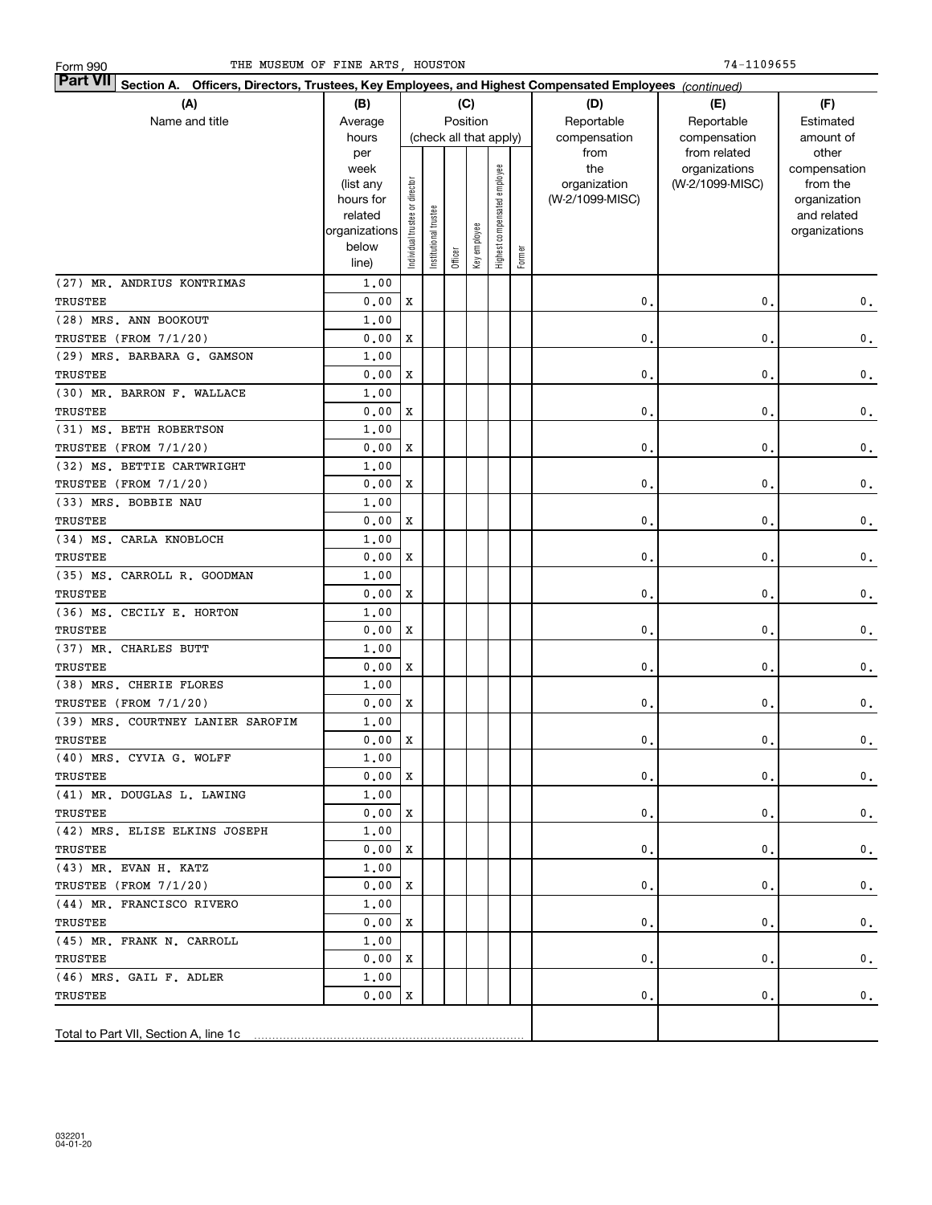Form 990 THE MUSEUM OF FINE ARTS, HOUSTON 74-1109655

**Part VII Section A. Officers, Directors, Trustees, Key Employees, and Highest Compensated Employees** *(continued)*

| (A) Name and title | (B) Average hours per week (list any hours for related organizations below line) | (C) Position (check all that apply): Individual trustee or director | Institutional trustee | Officer | Key employee | Highest compensated employee | Former | (D) Reportable compensation from the organization (W-2/1099-MISC) | (E) Reportable compensation from related organizations (W-2/1099-MISC) | (F) Estimated amount of other compensation from the organization and related organizations |
|---|---|---|---|---|---|---|---|---|---|---|
| (27) MR. ANDRIUS KONTRIMAS<br>TRUSTEE | 1.00<br>0.00 | X | | | | | | 0. | 0. | 0. |
| (28) MRS. ANN BOOKOUT<br>TRUSTEE (FROM 7/1/20) | 1.00<br>0.00 | X | | | | | | 0. | 0. | 0. |
| (29) MRS. BARBARA G. GAMSON<br>TRUSTEE | 1.00<br>0.00 | X | | | | | | 0. | 0. | 0. |
| (30) MR. BARRON F. WALLACE<br>TRUSTEE | 1.00<br>0.00 | X | | | | | | 0. | 0. | 0. |
| (31) MS. BETH ROBERTSON<br>TRUSTEE (FROM 7/1/20) | 1.00<br>0.00 | X | | | | | | 0. | 0. | 0. |
| (32) MS. BETTIE CARTWRIGHT<br>TRUSTEE (FROM 7/1/20) | 1.00<br>0.00 | X | | | | | | 0. | 0. | 0. |
| (33) MRS. BOBBIE NAU<br>TRUSTEE | 1.00<br>0.00 | X | | | | | | 0. | 0. | 0. |
| (34) MS. CARLA KNOBLOCH<br>TRUSTEE | 1.00<br>0.00 | X | | | | | | 0. | 0. | 0. |
| (35) MS. CARROLL R. GOODMAN<br>TRUSTEE | 1.00<br>0.00 | X | | | | | | 0. | 0. | 0. |
| (36) MS. CECILY E. HORTON<br>TRUSTEE | 1.00<br>0.00 | X | | | | | | 0. | 0. | 0. |
| (37) MR. CHARLES BUTT<br>TRUSTEE | 1.00<br>0.00 | X | | | | | | 0. | 0. | 0. |
| (38) MRS. CHERIE FLORES<br>TRUSTEE (FROM 7/1/20) | 1.00<br>0.00 | X | | | | | | 0. | 0. | 0. |
| (39) MRS. COURTNEY LANIER SAROFIM<br>TRUSTEE | 1.00<br>0.00 | X | | | | | | 0. | 0. | 0. |
| (40) MRS. CYVIA G. WOLFF<br>TRUSTEE | 1.00<br>0.00 | X | | | | | | 0. | 0. | 0. |
| (41) MR. DOUGLAS L. LAWING<br>TRUSTEE | 1.00<br>0.00 | X | | | | | | 0. | 0. | 0. |
| (42) MRS. ELISE ELKINS JOSEPH<br>TRUSTEE | 1.00<br>0.00 | X | | | | | | 0. | 0. | 0. |
| (43) MR. EVAN H. KATZ<br>TRUSTEE (FROM 7/1/20) | 1.00<br>0.00 | X | | | | | | 0. | 0. | 0. |
| (44) MR. FRANCISCO RIVERO<br>TRUSTEE | 1.00<br>0.00 | X | | | | | | 0. | 0. | 0. |
| (45) MR. FRANK N. CARROLL<br>TRUSTEE | 1.00<br>0.00 | X | | | | | | 0. | 0. | 0. |
| (46) MRS. GAIL F. ADLER<br>TRUSTEE | 1.00<br>0.00 | X | | | | | | 0. | 0. | 0. |
| Total to Part VII, Section A, line 1c | | | | | | | | | | |

032201 04-01-20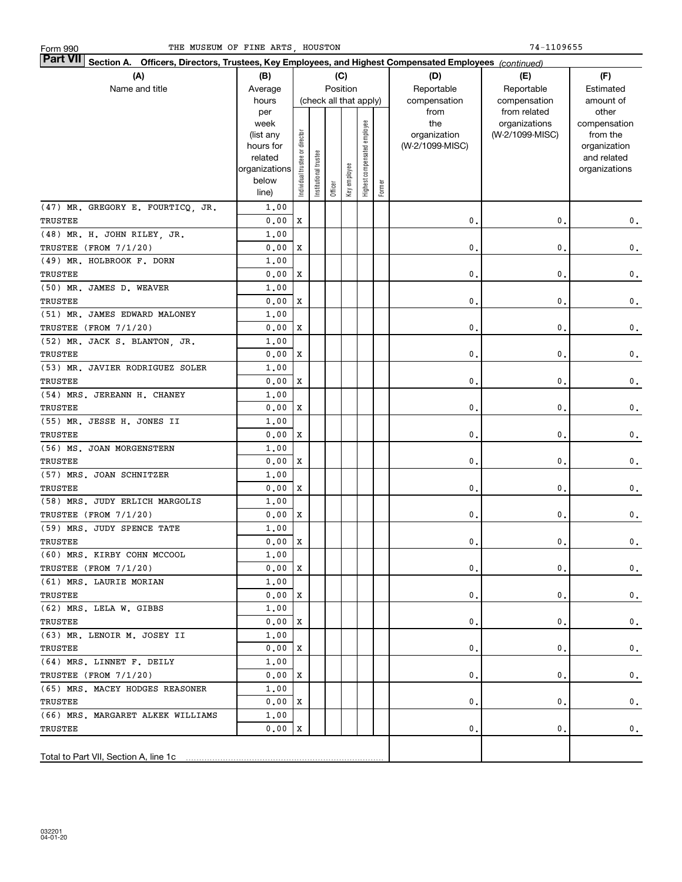Form 990 THE MUSEUM OF FINE ARTS, HOUSTON 74-1109655

**Part VII Section A. Officers, Directors, Trustees, Key Employees, and Highest Compensated Employees** *(continued)*

| (A) Name and title | (B) Average hours per week (list any hours for related organizations below line) | (C) Individual trustee or director | Institutional trustee | Officer | Key employee | Highest compensated employee | Former | (D) Reportable compensation from the organization (W-2/1099-MISC) | (E) Reportable compensation from related organizations (W-2/1099-MISC) | (F) Estimated amount of other compensation from the organization and related organizations |
|---|---|---|---|---|---|---|---|---|---|---|
| (47) MR. GREGORY E. FOURTICQ, JR. TRUSTEE | 1.00 / 0.00 | X | | | | | | 0. | 0. | 0. |
| (48) MR. H. JOHN RILEY, JR. TRUSTEE (FROM 7/1/20) | 1.00 / 0.00 | X | | | | | | 0. | 0. | 0. |
| (49) MR. HOLBROOK F. DORN TRUSTEE | 1.00 / 0.00 | X | | | | | | 0. | 0. | 0. |
| (50) MR. JAMES D. WEAVER TRUSTEE | 1.00 / 0.00 | X | | | | | | 0. | 0. | 0. |
| (51) MR. JAMES EDWARD MALONEY TRUSTEE (FROM 7/1/20) | 1.00 / 0.00 | X | | | | | | 0. | 0. | 0. |
| (52) MR. JACK S. BLANTON, JR. TRUSTEE | 1.00 / 0.00 | X | | | | | | 0. | 0. | 0. |
| (53) MR. JAVIER RODRIGUEZ SOLER TRUSTEE | 1.00 / 0.00 | X | | | | | | 0. | 0. | 0. |
| (54) MRS. JEREANN H. CHANEY TRUSTEE | 1.00 / 0.00 | X | | | | | | 0. | 0. | 0. |
| (55) MR. JESSE H. JONES II TRUSTEE | 1.00 / 0.00 | X | | | | | | 0. | 0. | 0. |
| (56) MS. JOAN MORGENSTERN TRUSTEE | 1.00 / 0.00 | X | | | | | | 0. | 0. | 0. |
| (57) MRS. JOAN SCHNITZER TRUSTEE | 1.00 / 0.00 | X | | | | | | 0. | 0. | 0. |
| (58) MRS. JUDY ERLICH MARGOLIS TRUSTEE (FROM 7/1/20) | 1.00 / 0.00 | X | | | | | | 0. | 0. | 0. |
| (59) MRS. JUDY SPENCE TATE TRUSTEE | 1.00 / 0.00 | X | | | | | | 0. | 0. | 0. |
| (60) MRS. KIRBY COHN MCCOOL TRUSTEE (FROM 7/1/20) | 1.00 / 0.00 | X | | | | | | 0. | 0. | 0. |
| (61) MRS. LAURIE MORIAN TRUSTEE | 1.00 / 0.00 | X | | | | | | 0. | 0. | 0. |
| (62) MRS. LELA W. GIBBS TRUSTEE | 1.00 / 0.00 | X | | | | | | 0. | 0. | 0. |
| (63) MR. LENOIR M. JOSEY II TRUSTEE | 1.00 / 0.00 | X | | | | | | 0. | 0. | 0. |
| (64) MRS. LINNET F. DEILY TRUSTEE (FROM 7/1/20) | 1.00 / 0.00 | X | | | | | | 0. | 0. | 0. |
| (65) MRS. MACEY HODGES REASONER TRUSTEE | 1.00 / 0.00 | X | | | | | | 0. | 0. | 0. |
| (66) MRS. MARGARET ALKEK WILLIAMS TRUSTEE | 1.00 / 0.00 | X | | | | | | 0. | 0. | 0. |
| Total to Part VII, Section A, line 1c | | | | | | | | | | |

032201 04-01-20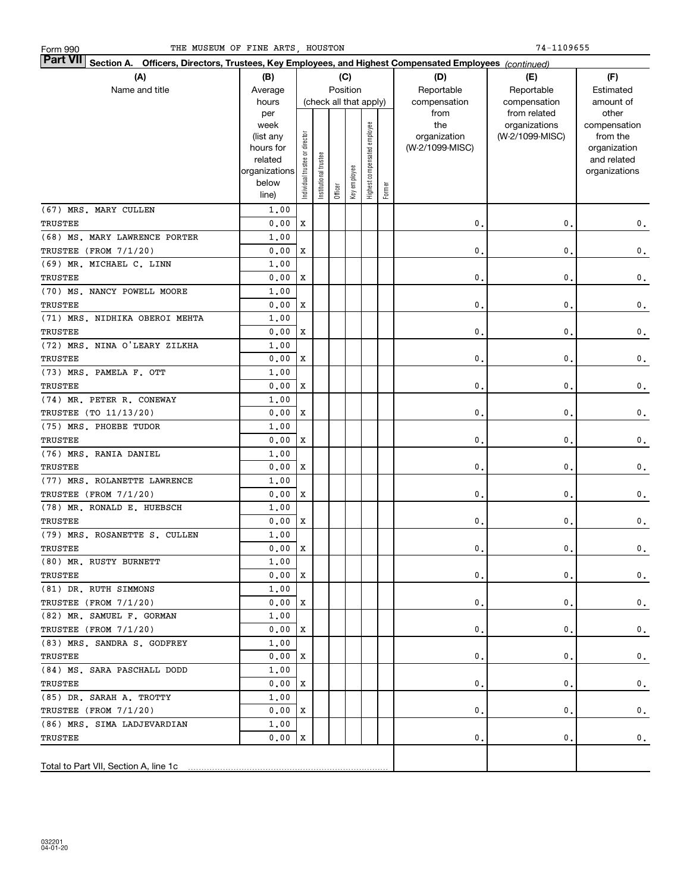Form 990 THE MUSEUM OF FINE ARTS, HOUSTON 74-1109655

**Part VII Section A. Officers, Directors, Trustees, Key Employees, and Highest Compensated Employees** *(continued)*

| (A) Name and title | (B) Average hours per week (list any hours for related organizations below line) | (C) Position (check all that apply): Individual trustee or director | Institutional trustee | Officer | Key employee | Highest compensated employee | Former | (D) Reportable compensation from the organization (W-2/1099-MISC) | (E) Reportable compensation from related organizations (W-2/1099-MISC) | (F) Estimated amount of other compensation from the organization and related organizations |
|---|---|---|---|---|---|---|---|---|---|---|
| (67) MRS. MARY CULLEN<br>TRUSTEE | 1.00<br>0.00 | X | | | | | | 0. | 0. | 0. |
| (68) MS. MARY LAWRENCE PORTER<br>TRUSTEE (FROM 7/1/20) | 1.00<br>0.00 | X | | | | | | 0. | 0. | 0. |
| (69) MR. MICHAEL C. LINN<br>TRUSTEE | 1.00<br>0.00 | X | | | | | | 0. | 0. | 0. |
| (70) MS. NANCY POWELL MOORE<br>TRUSTEE | 1.00<br>0.00 | X | | | | | | 0. | 0. | 0. |
| (71) MRS. NIDHIKA OBEROI MEHTA<br>TRUSTEE | 1.00<br>0.00 | X | | | | | | 0. | 0. | 0. |
| (72) MRS. NINA O'LEARY ZILKHA<br>TRUSTEE | 1.00<br>0.00 | X | | | | | | 0. | 0. | 0. |
| (73) MRS. PAMELA F. OTT<br>TRUSTEE | 1.00<br>0.00 | X | | | | | | 0. | 0. | 0. |
| (74) MR. PETER R. CONEWAY<br>TRUSTEE (TO 11/13/20) | 1.00<br>0.00 | X | | | | | | 0. | 0. | 0. |
| (75) MRS. PHOEBE TUDOR<br>TRUSTEE | 1.00<br>0.00 | X | | | | | | 0. | 0. | 0. |
| (76) MRS. RANIA DANIEL<br>TRUSTEE | 1.00<br>0.00 | X | | | | | | 0. | 0. | 0. |
| (77) MRS. ROLANETTE LAWRENCE<br>TRUSTEE (FROM 7/1/20) | 1.00<br>0.00 | X | | | | | | 0. | 0. | 0. |
| (78) MR. RONALD E. HUEBSCH<br>TRUSTEE | 1.00<br>0.00 | X | | | | | | 0. | 0. | 0. |
| (79) MRS. ROSANETTE S. CULLEN<br>TRUSTEE | 1.00<br>0.00 | X | | | | | | 0. | 0. | 0. |
| (80) MR. RUSTY BURNETT<br>TRUSTEE | 1.00<br>0.00 | X | | | | | | 0. | 0. | 0. |
| (81) DR. RUTH SIMMONS<br>TRUSTEE (FROM 7/1/20) | 1.00<br>0.00 | X | | | | | | 0. | 0. | 0. |
| (82) MR. SAMUEL F. GORMAN<br>TRUSTEE (FROM 7/1/20) | 1.00<br>0.00 | X | | | | | | 0. | 0. | 0. |
| (83) MRS. SANDRA S. GODFREY<br>TRUSTEE | 1.00<br>0.00 | X | | | | | | 0. | 0. | 0. |
| (84) MS. SARA PASCHALL DODD<br>TRUSTEE | 1.00<br>0.00 | X | | | | | | 0. | 0. | 0. |
| (85) DR. SARAH A. TROTTY<br>TRUSTEE (FROM 7/1/20) | 1.00<br>0.00 | X | | | | | | 0. | 0. | 0. |
| (86) MRS. SIMA LADJEVARDIAN<br>TRUSTEE | 1.00<br>0.00 | X | | | | | | 0. | 0. | 0. |
| Total to Part VII, Section A, line 1c | | | | | | | | | | |

032201 04-01-20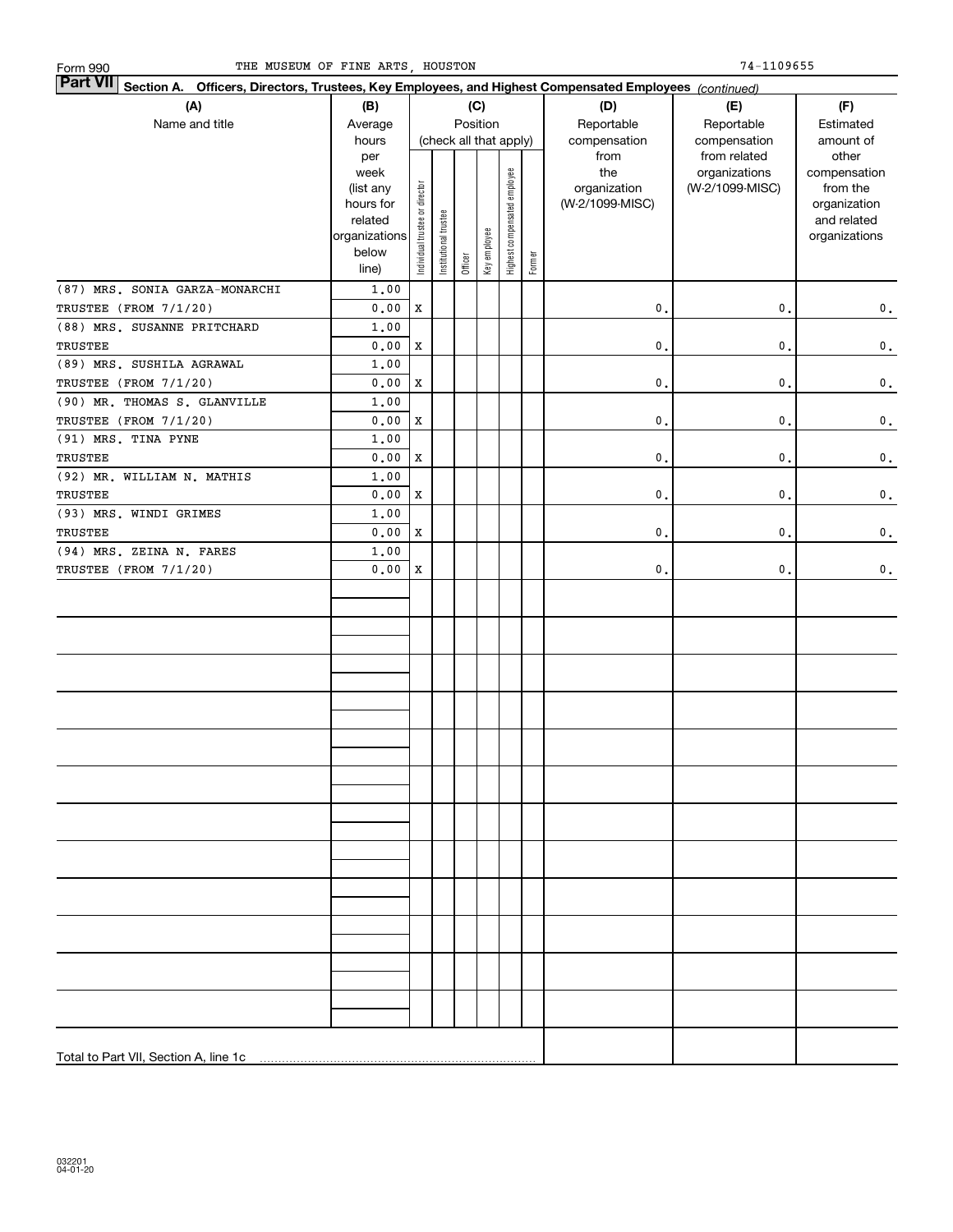Form 990 THE MUSEUM OF FINE ARTS, HOUSTON 74-1109655

**Part VII Section A. Officers, Directors, Trustees, Key Employees, and Highest Compensated Employees** *(continued)*

| (A) Name and title | (B) Average hours per week (list any hours for related organizations below line) | (C) Position (check all that apply): Individual trustee or director | Institutional trustee | Officer | Key employee | Highest compensated employee | Former | (D) Reportable compensation from the organization (W-2/1099-MISC) | (E) Reportable compensation from related organizations (W-2/1099-MISC) | (F) Estimated amount of other compensation from the organization and related organizations |
|---|---|---|---|---|---|---|---|---|---|---|
| (87) MRS. SONIA GARZA-MONARCHI<br>TRUSTEE (FROM 7/1/20) | 1.00<br>0.00 | X | | | | | | 0. | 0. | 0. |
| (88) MRS. SUSANNE PRITCHARD<br>TRUSTEE | 1.00<br>0.00 | X | | | | | | 0. | 0. | 0. |
| (89) MRS. SUSHILA AGRAWAL<br>TRUSTEE (FROM 7/1/20) | 1.00<br>0.00 | X | | | | | | 0. | 0. | 0. |
| (90) MR. THOMAS S. GLANVILLE<br>TRUSTEE (FROM 7/1/20) | 1.00<br>0.00 | X | | | | | | 0. | 0. | 0. |
| (91) MRS. TINA PYNE<br>TRUSTEE | 1.00<br>0.00 | X | | | | | | 0. | 0. | 0. |
| (92) MR. WILLIAM N. MATHIS<br>TRUSTEE | 1.00<br>0.00 | X | | | | | | 0. | 0. | 0. |
| (93) MRS. WINDI GRIMES<br>TRUSTEE | 1.00<br>0.00 | X | | | | | | 0. | 0. | 0. |
| (94) MRS. ZEINA N. FARES<br>TRUSTEE (FROM 7/1/20) | 1.00<br>0.00 | X | | | | | | 0. | 0. | 0. |
| Total to Part VII, Section A, line 1c | | | | | | | | | | |

032201 04-01-20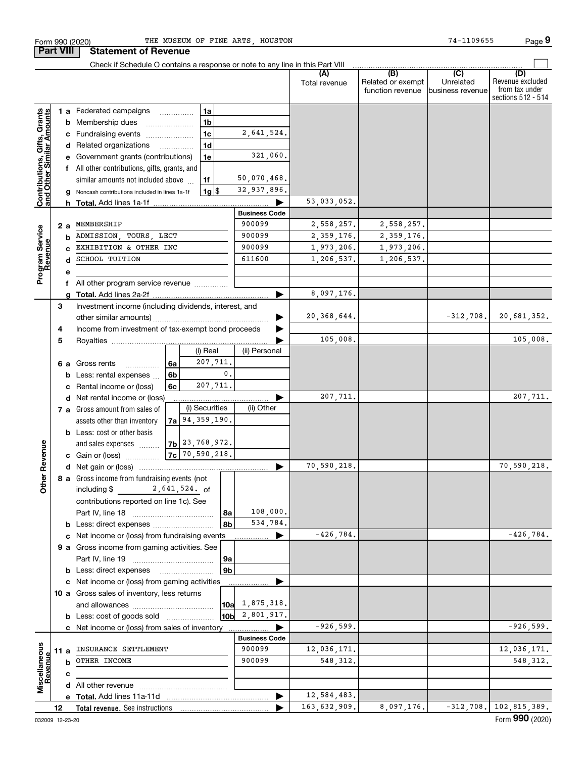Form 990 (2020) THE MUSEUM OF FINE ARTS, HOUSTON 74-1109655

## Part VIII Statement of Revenue

Check if Schedule O contains a response or note to any line in this Part VIII

| | | | | (A) Total revenue | (B) Related or exempt function revenue | (C) Unrelated business revenue | (D) Revenue excluded from tax under sections 512 - 514 |
|---|---|---|---|---|---|---|---|
| **Contributions, Gifts, Grants and Other Similar Amounts** | 1 a Federated campaigns | 1a | | | | | |
| | b Membership dues | 1b | | | | | |
| | c Fundraising events | 1c | 2,641,524. | | | | |
| | d Related organizations | 1d | | | | | |
| | e Government grants (contributions) | 1e | 321,060. | | | | |
| | f All other contributions, gifts, grants, and similar amounts not included above | 1f | 50,070,468. | | | | |
| | g Noncash contributions included in lines 1a-1f | 1g $ | 32,937,896. | | | | |
| | h **Total.** Add lines 1a-1f | | | 53,033,052. | | | |
| **Program Service Revenue** | | | **Business Code** | | | | |
| | 2 a MEMBERSHIP | | 900099 | 2,558,257. | 2,558,257. | | |
| | b ADMISSION, TOURS, LECT | | 900099 | 2,359,176. | 2,359,176. | | |
| | c EXHIBITION & OTHER INC | | 900099 | 1,973,206. | 1,973,206. | | |
| | d SCHOOL TUITION | | 611600 | 1,206,537. | 1,206,537. | | |
| | e | | | | | | |
| | f All other program service revenue | | | | | | |
| | g **Total.** Add lines 2a-2f | | | 8,097,176. | | | |
| **Other Revenue** | 3 Investment income (including dividends, interest, and other similar amounts) | | | 20,368,644. | | -312,708. | 20,681,352. |
| | 4 Income from investment of tax-exempt bond proceeds | | | | | | |
| | 5 Royalties | | | 105,008. | | | 105,008. |
| | | (i) Real | (ii) Personal | | | | |
| | 6 a Gross rents | 6a 207,711. | | | | | |
| | b Less: rental expenses | 6b 0. | | | | | |
| | c Rental income or (loss) | 6c 207,711. | | | | | |
| | d Net rental income or (loss) | | | 207,711. | | | 207,711. |
| | | (i) Securities | (ii) Other | | | | |
| | 7 a Gross amount from sales of assets other than inventory | 7a 94,359,190. | | | | | |
| | b Less: cost or other basis and sales expenses | 7b 23,768,972. | | | | | |
| | c Gain or (loss) | 7c 70,590,218. | | | | | |
| | d Net gain or (loss) | | | 70,590,218. | | | 70,590,218. |
| | 8 a Gross income from fundraising events (not including $ 2,641,524. of contributions reported on line 1c). See Part IV, line 18 | 8a | 108,000. | | | | |
| | b Less: direct expenses | 8b | 534,784. | | | | |
| | c Net income or (loss) from fundraising events | | | -426,784. | | | -426,784. |
| | 9 a Gross income from gaming activities. See Part IV, line 19 | 9a | | | | | |
| | b Less: direct expenses | 9b | | | | | |
| | c Net income or (loss) from gaming activities | | | | | | |
| | 10 a Gross sales of inventory, less returns and allowances | 10a | 1,875,318. | | | | |
| | b Less: cost of goods sold | 10b | 2,801,917. | | | | |
| | c Net income or (loss) from sales of inventory | | | -926,599. | | | -926,599. |
| **Miscellaneous Revenue** | | | **Business Code** | | | | |
| | 11 a INSURANCE SETTLEMENT | | 900099 | 12,036,171. | | | 12,036,171. |
| | b OTHER INCOME | | 900099 | 548,312. | | | 548,312. |
| | c | | | | | | |
| | d All other revenue | | | | | | |
| | e **Total.** Add lines 11a-11d | | | 12,584,483. | | | |
| | 12 **Total revenue.** See instructions | | | 163,632,909. | 8,097,176. | -312,708. | 102,815,389. |

032009 12-23-20 Form **990** (2020)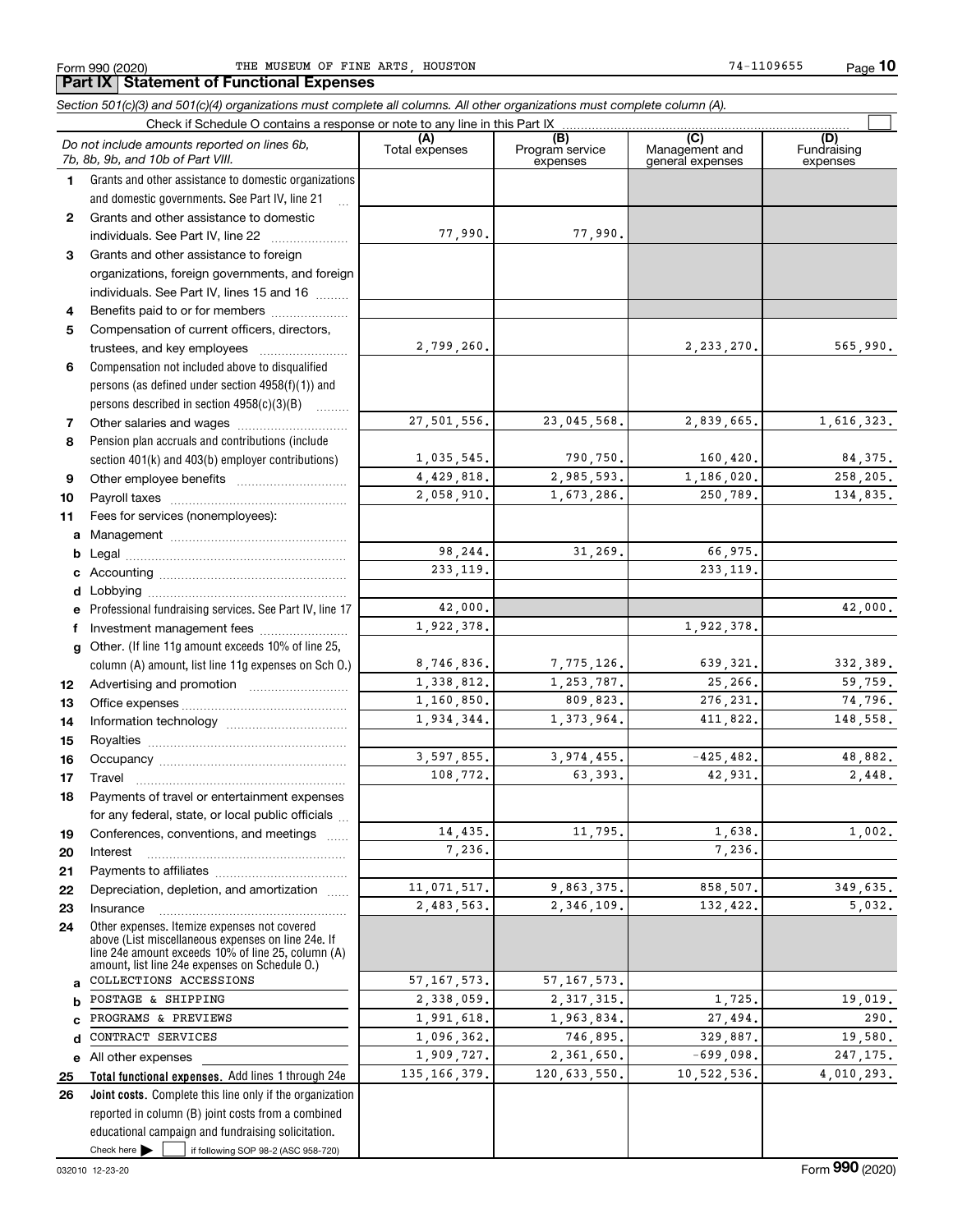Form 990 (2020) THE MUSEUM OF FINE ARTS, HOUSTON 74-1109655

## Part IX Statement of Functional Expenses

*Section 501(c)(3) and 501(c)(4) organizations must complete all columns. All other organizations must complete column (A).*

Check if Schedule O contains a response or note to any line in this Part IX

| *Do not include amounts reported on lines 6b, 7b, 8b, 9b, and 10b of Part VIII.* | (A) Total expenses | (B) Program service expenses | (C) Management and general expenses | (D) Fundraising expenses |
|---|---|---|---|---|
| **1** Grants and other assistance to domestic organizations and domestic governments. See Part IV, line 21 | | | | |
| **2** Grants and other assistance to domestic individuals. See Part IV, line 22 | 77,990. | 77,990. | | |
| **3** Grants and other assistance to foreign organizations, foreign governments, and foreign individuals. See Part IV, lines 15 and 16 | | | | |
| **4** Benefits paid to or for members | | | | |
| **5** Compensation of current officers, directors, trustees, and key employees | 2,799,260. | | 2,233,270. | 565,990. |
| **6** Compensation not included above to disqualified persons (as defined under section 4958(f)(1)) and persons described in section 4958(c)(3)(B) | | | | |
| **7** Other salaries and wages | 27,501,556. | 23,045,568. | 2,839,665. | 1,616,323. |
| **8** Pension plan accruals and contributions (include section 401(k) and 403(b) employer contributions) | 1,035,545. | 790,750. | 160,420. | 84,375. |
| **9** Other employee benefits | 4,429,818. | 2,985,593. | 1,186,020. | 258,205. |
| **10** Payroll taxes | 2,058,910. | 1,673,286. | 250,789. | 134,835. |
| **11** Fees for services (nonemployees): | | | | |
| **a** Management | | | | |
| **b** Legal | 98,244. | 31,269. | 66,975. | |
| **c** Accounting | 233,119. | | 233,119. | |
| **d** Lobbying | | | | |
| **e** Professional fundraising services. See Part IV, line 17 | 42,000. | | | 42,000. |
| **f** Investment management fees | 1,922,378. | | 1,922,378. | |
| **g** Other. (If line 11g amount exceeds 10% of line 25, column (A) amount, list line 11g expenses on Sch O.) | 8,746,836. | 7,775,126. | 639,321. | 332,389. |
| **12** Advertising and promotion | 1,338,812. | 1,253,787. | 25,266. | 59,759. |
| **13** Office expenses | 1,160,850. | 809,823. | 276,231. | 74,796. |
| **14** Information technology | 1,934,344. | 1,373,964. | 411,822. | 148,558. |
| **15** Royalties | | | | |
| **16** Occupancy | 3,597,855. | 3,974,455. | -425,482. | 48,882. |
| **17** Travel | 108,772. | 63,393. | 42,931. | 2,448. |
| **18** Payments of travel or entertainment expenses for any federal, state, or local public officials | | | | |
| **19** Conferences, conventions, and meetings | 14,435. | 11,795. | 1,638. | 1,002. |
| **20** Interest | 7,236. | | 7,236. | |
| **21** Payments to affiliates | | | | |
| **22** Depreciation, depletion, and amortization | 11,071,517. | 9,863,375. | 858,507. | 349,635. |
| **23** Insurance | 2,483,563. | 2,346,109. | 132,422. | 5,032. |
| **24** Other expenses. Itemize expenses not covered above (List miscellaneous expenses on line 24e. If line 24e amount exceeds 10% of line 25, column (A) amount, list line 24e expenses on Schedule O.) | | | | |
| **a** COLLECTIONS ACCESSIONS | 57,167,573. | 57,167,573. | | |
| **b** POSTAGE & SHIPPING | 2,338,059. | 2,317,315. | 1,725. | 19,019. |
| **c** PROGRAMS & PREVIEWS | 1,991,618. | 1,963,834. | 27,494. | 290. |
| **d** CONTRACT SERVICES | 1,096,362. | 746,895. | 329,887. | 19,580. |
| **e** All other expenses | 1,909,727. | 2,361,650. | -699,098. | 247,175. |
| **25 Total functional expenses.** Add lines 1 through 24e | 135,166,379. | 120,633,550. | 10,522,536. | 4,010,293. |
| **26 Joint costs.** Complete this line only if the organization reported in column (B) joint costs from a combined educational campaign and fundraising solicitation. Check here ☐ if following SOP 98-2 (ASC 958-720) | | | | |

032010 12-23-20 Form **990** (2020)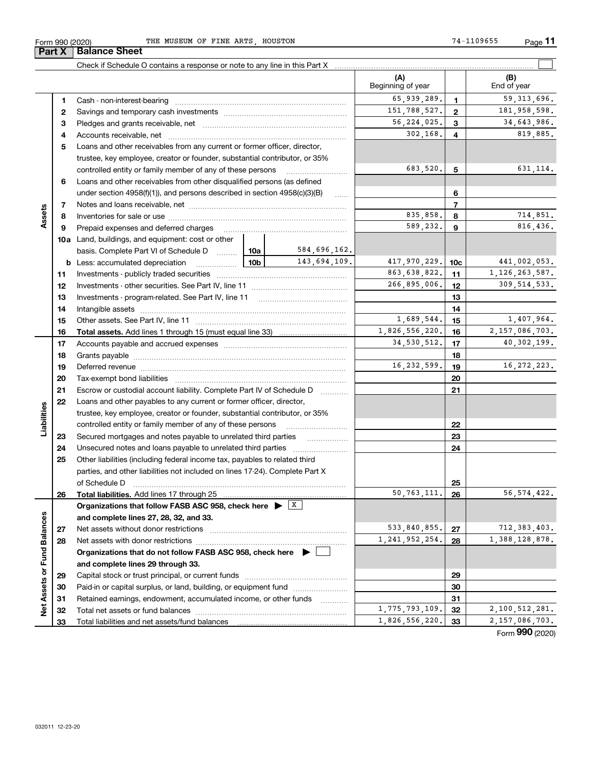Form 990 (2020) THE MUSEUM OF FINE ARTS, HOUSTON 74-1109655

## Part X Balance Sheet

Check if Schedule O contains a response or note to any line in this Part X ☐

| | | | | | (A) Beginning of year | | (B) End of year |
|---|---|---|---|---|---|---|---|
| **Assets** | 1 | Cash - non-interest-bearing | | | 65,939,289. | 1 | 59,313,696. |
| | 2 | Savings and temporary cash investments | | | 151,788,527. | 2 | 181,958,598. |
| | 3 | Pledges and grants receivable, net | | | 56,224,025. | 3 | 34,643,986. |
| | 4 | Accounts receivable, net | | | 302,168. | 4 | 819,885. |
| | 5 | Loans and other receivables from any current or former officer, director, trustee, key employee, creator or founder, substantial contributor, or 35% controlled entity or family member of any of these persons | | | 683,520. | 5 | 631,114. |
| | 6 | Loans and other receivables from other disqualified persons (as defined under section 4958(f)(1)), and persons described in section 4958(c)(3)(B) | | | | 6 | |
| | 7 | Notes and loans receivable, net | | | | 7 | |
| | 8 | Inventories for sale or use | | | 835,858. | 8 | 714,851. |
| | 9 | Prepaid expenses and deferred charges | | | 589,232. | 9 | 816,436. |
| | 10a | Land, buildings, and equipment: cost or other basis. Complete Part VI of Schedule D | 10a | 584,696,162. | | | |
| | b | Less: accumulated depreciation | 10b | 143,694,109. | 417,970,229. | 10c | 441,002,053. |
| | 11 | Investments - publicly traded securities | | | 863,638,822. | 11 | 1,126,263,587. |
| | 12 | Investments - other securities. See Part IV, line 11 | | | 266,895,006. | 12 | 309,514,533. |
| | 13 | Investments - program-related. See Part IV, line 11 | | | | 13 | |
| | 14 | Intangible assets | | | | 14 | |
| | 15 | Other assets. See Part IV, line 11 | | | 1,689,544. | 15 | 1,407,964. |
| | 16 | **Total assets.** Add lines 1 through 15 (must equal line 33) | | | 1,826,556,220. | 16 | 2,157,086,703. |
| **Liabilities** | 17 | Accounts payable and accrued expenses | | | 34,530,512. | 17 | 40,302,199. |
| | 18 | Grants payable | | | | 18 | |
| | 19 | Deferred revenue | | | 16,232,599. | 19 | 16,272,223. |
| | 20 | Tax-exempt bond liabilities | | | | 20 | |
| | 21 | Escrow or custodial account liability. Complete Part IV of Schedule D | | | | 21 | |
| | 22 | Loans and other payables to any current or former officer, director, trustee, key employee, creator or founder, substantial contributor, or 35% controlled entity or family member of any of these persons | | | | 22 | |
| | 23 | Secured mortgages and notes payable to unrelated third parties | | | | 23 | |
| | 24 | Unsecured notes and loans payable to unrelated third parties | | | | 24 | |
| | 25 | Other liabilities (including federal income tax, payables to related third parties, and other liabilities not included on lines 17-24). Complete Part X of Schedule D | | | | 25 | |
| | 26 | **Total liabilities.** Add lines 17 through 25 | | | 50,763,111. | 26 | 56,574,422. |
| **Net Assets or Fund Balances** | | **Organizations that follow FASB ASC 958, check here ▶ ☒ and complete lines 27, 28, 32, and 33.** | | | | | |
| | 27 | Net assets without donor restrictions | | | 533,840,855. | 27 | 712,383,403. |
| | 28 | Net assets with donor restrictions | | | 1,241,952,254. | 28 | 1,388,128,878. |
| | | **Organizations that do not follow FASB ASC 958, check here ▶ ☐ and complete lines 29 through 33.** | | | | | |
| | 29 | Capital stock or trust principal, or current funds | | | | 29 | |
| | 30 | Paid-in or capital surplus, or land, building, or equipment fund | | | | 30 | |
| | 31 | Retained earnings, endowment, accumulated income, or other funds | | | | 31 | |
| | 32 | Total net assets or fund balances | | | 1,775,793,109. | 32 | 2,100,512,281. |
| | 33 | Total liabilities and net assets/fund balances | | | 1,826,556,220. | 33 | 2,157,086,703. |

Form **990** (2020)

032011 12-23-20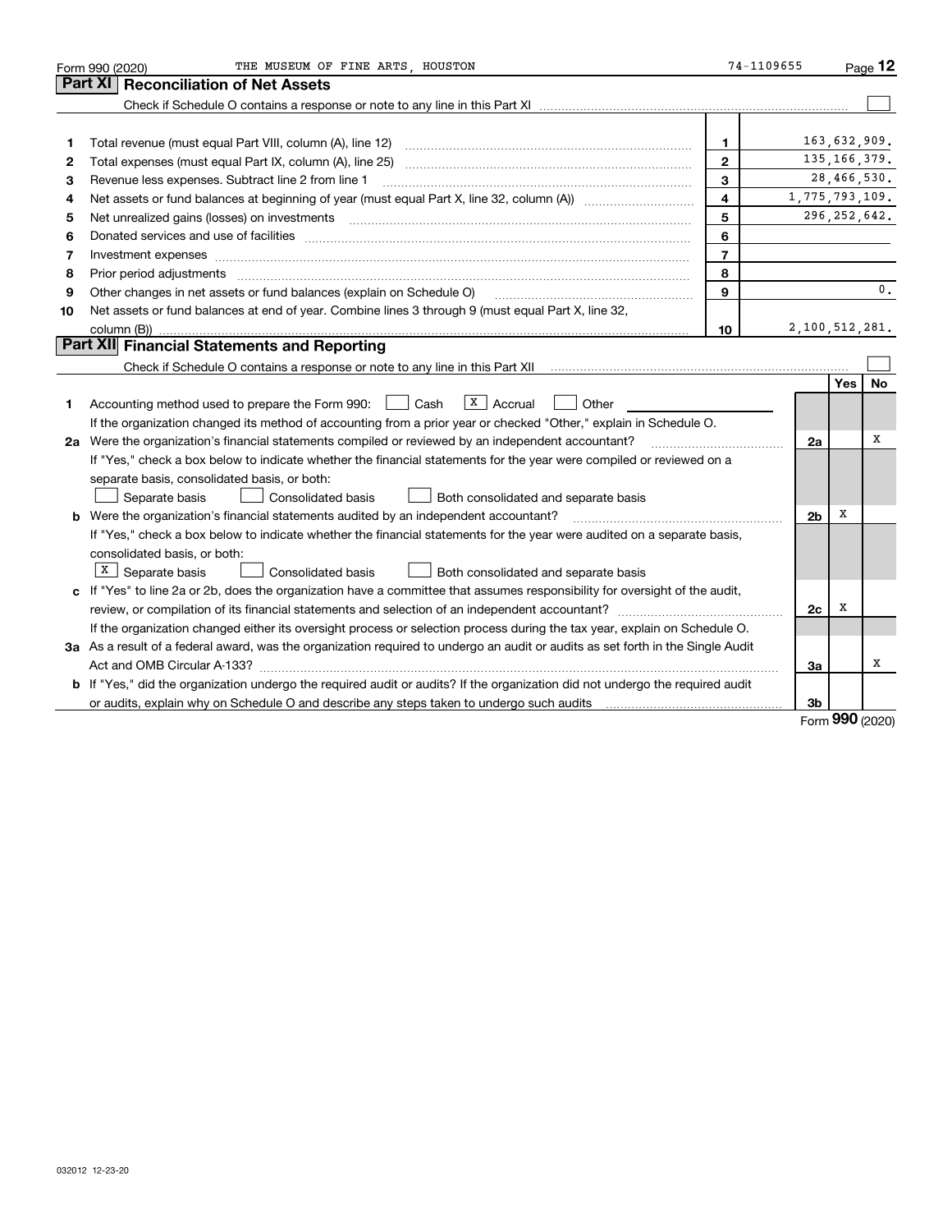Form 990 (2020) THE MUSEUM OF FINE ARTS, HOUSTON 74-1109655

## Part XI Reconciliation of Net Assets

Check if Schedule O contains a response or note to any line in this Part XI ☐

| | | | |
|---|---|---|---|
| 1 | Total revenue (must equal Part VIII, column (A), line 12) | 1 | 163,632,909. |
| 2 | Total expenses (must equal Part IX, column (A), line 25) | 2 | 135,166,379. |
| 3 | Revenue less expenses. Subtract line 2 from line 1 | 3 | 28,466,530. |
| 4 | Net assets or fund balances at beginning of year (must equal Part X, line 32, column (A)) | 4 | 1,775,793,109. |
| 5 | Net unrealized gains (losses) on investments | 5 | 296,252,642. |
| 6 | Donated services and use of facilities | 6 | |
| 7 | Investment expenses | 7 | |
| 8 | Prior period adjustments | 8 | |
| 9 | Other changes in net assets or fund balances (explain on Schedule O) | 9 | 0. |
| 10 | Net assets or fund balances at end of year. Combine lines 3 through 9 (must equal Part X, line 32, column (B)) | 10 | 2,100,512,281. |

## Part XII Financial Statements and Reporting

Check if Schedule O contains a response or note to any line in this Part XII ☐

| | | | Yes | No |
|---|---|---|---|---|
| 1 | Accounting method used to prepare the Form 990: ☐ Cash ☒ Accrual ☐ Other<br>If the organization changed its method of accounting from a prior year or checked "Other," explain in Schedule O. | | | |
| 2a | Were the organization's financial statements compiled or reviewed by an independent accountant?<br>If "Yes," check a box below to indicate whether the financial statements for the year were compiled or reviewed on a separate basis, consolidated basis, or both:<br>☐ Separate basis ☐ Consolidated basis ☐ Both consolidated and separate basis | 2a | | X |
| b | Were the organization's financial statements audited by an independent accountant?<br>If "Yes," check a box below to indicate whether the financial statements for the year were audited on a separate basis, consolidated basis, or both:<br>☒ Separate basis ☐ Consolidated basis ☐ Both consolidated and separate basis | 2b | X | |
| c | If "Yes" to line 2a or 2b, does the organization have a committee that assumes responsibility for oversight of the audit, review, or compilation of its financial statements and selection of an independent accountant?<br>If the organization changed either its oversight process or selection process during the tax year, explain on Schedule O. | 2c | X | |
| 3a | As a result of a federal award, was the organization required to undergo an audit or audits as set forth in the Single Audit Act and OMB Circular A-133? | 3a | | X |
| b | If "Yes," did the organization undergo the required audit or audits? If the organization did not undergo the required audit or audits, explain why on Schedule O and describe any steps taken to undergo such audits | 3b | | |

Form 990 (2020)

032012 12-23-20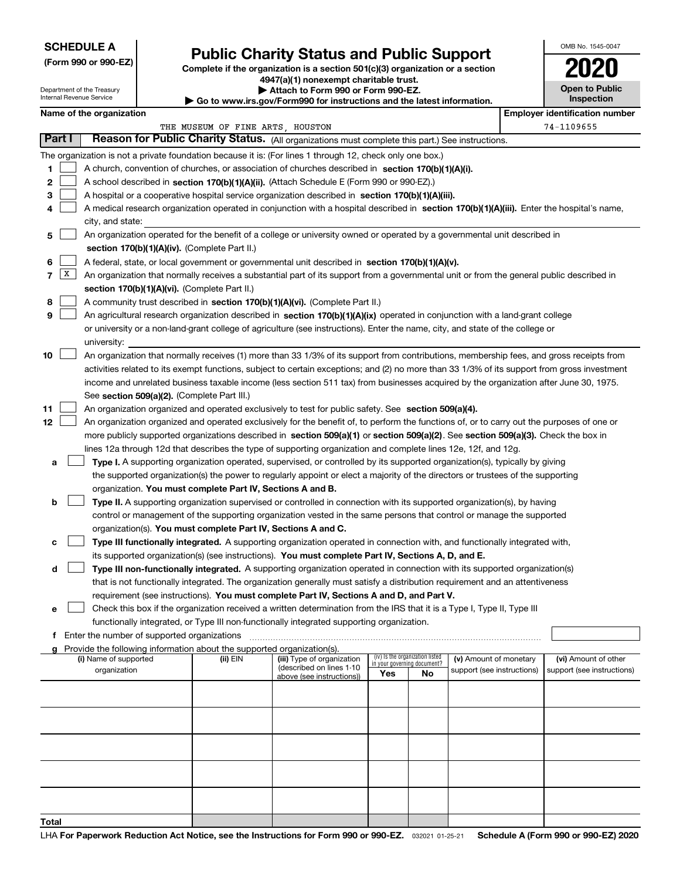**SCHEDULE A**
**(Form 990 or 990-EZ)**

Department of the Treasury
Internal Revenue Service

# Public Charity Status and Public Support

**Complete if the organization is a section 501(c)(3) organization or a section 4947(a)(1) nonexempt charitable trust.**
**▶ Attach to Form 990 or Form 990-EZ.**
**▶ Go to www.irs.gov/Form990 for instructions and the latest information.**

OMB No. 1545-0047
**2020**
**Open to Public Inspection**

**Name of the organization:** THE MUSEUM OF FINE ARTS, HOUSTON
**Employer identification number:** 74-1109655

**Part I — Reason for Public Charity Status.** (All organizations must complete this part.) See instructions.

The organization is not a private foundation because it is: (For lines 1 through 12, check only one box.)

1 ☐ A church, convention of churches, or association of churches described in **section 170(b)(1)(A)(i).**
2 ☐ A school described in **section 170(b)(1)(A)(ii).** (Attach Schedule E (Form 990 or 990-EZ).)
3 ☐ A hospital or a cooperative hospital service organization described in **section 170(b)(1)(A)(iii).**
4 ☐ A medical research organization operated in conjunction with a hospital described in **section 170(b)(1)(A)(iii).** Enter the hospital's name, city, and state:
5 ☐ An organization operated for the benefit of a college or university owned or operated by a governmental unit described in **section 170(b)(1)(A)(iv).** (Complete Part II.)
6 ☐ A federal, state, or local government or governmental unit described in **section 170(b)(1)(A)(v).**
7 ☒ An organization that normally receives a substantial part of its support from a governmental unit or from the general public described in **section 170(b)(1)(A)(vi).** (Complete Part II.)
8 ☐ A community trust described in **section 170(b)(1)(A)(vi).** (Complete Part II.)
9 ☐ An agricultural research organization described in **section 170(b)(1)(A)(ix)** operated in conjunction with a land-grant college or university or a non-land-grant college of agriculture (see instructions). Enter the name, city, and state of the college or university:
10 ☐ An organization that normally receives (1) more than 33 1/3% of its support from contributions, membership fees, and gross receipts from activities related to its exempt functions, subject to certain exceptions; and (2) no more than 33 1/3% of its support from gross investment income and unrelated business taxable income (less section 511 tax) from businesses acquired by the organization after June 30, 1975. See **section 509(a)(2).** (Complete Part III.)
11 ☐ An organization organized and operated exclusively to test for public safety. See **section 509(a)(4).**
12 ☐ An organization organized and operated exclusively for the benefit of, to perform the functions of, or to carry out the purposes of one or more publicly supported organizations described in **section 509(a)(1)** or **section 509(a)(2)**. See **section 509(a)(3).** Check the box in lines 12a through 12d that describes the type of supporting organization and complete lines 12e, 12f, and 12g.

a ☐ **Type I.** A supporting organization operated, supervised, or controlled by its supported organization(s), typically by giving the supported organization(s) the power to regularly appoint or elect a majority of the directors or trustees of the supporting organization. **You must complete Part IV, Sections A and B.**
b ☐ **Type II.** A supporting organization supervised or controlled in connection with its supported organization(s), by having control or management of the supporting organization vested in the same persons that control or manage the supported organization(s). **You must complete Part IV, Sections A and C.**
c ☐ **Type III functionally integrated.** A supporting organization operated in connection with, and functionally integrated with, its supported organization(s) (see instructions). **You must complete Part IV, Sections A, D, and E.**
d ☐ **Type III non-functionally integrated.** A supporting organization operated in connection with its supported organization(s) that is not functionally integrated. The organization generally must satisfy a distribution requirement and an attentiveness requirement (see instructions). **You must complete Part IV, Sections A and D, and Part V.**
e ☐ Check this box if the organization received a written determination from the IRS that it is a Type I, Type II, Type III functionally integrated, or Type III non-functionally integrated supporting organization.
f Enter the number of supported organizations
g Provide the following information about the supported organization(s).

| (i) Name of supported organization | (ii) EIN | (iii) Type of organization (described on lines 1-10 above (see instructions)) | (iv) Is the organization listed in your governing document? | | (v) Amount of monetary support (see instructions) | (vi) Amount of other support (see instructions) |
|---|---|---|---|---|---|---|
| | | | Yes | No | | |
| | | | | | | |
| | | | | | | |
| | | | | | | |
| | | | | | | |
| | | | | | | |
| **Total** | | | | | | |

LHA **For Paperwork Reduction Act Notice, see the Instructions for Form 990 or 990-EZ.** 032021 01-25-21 **Schedule A (Form 990 or 990-EZ) 2020**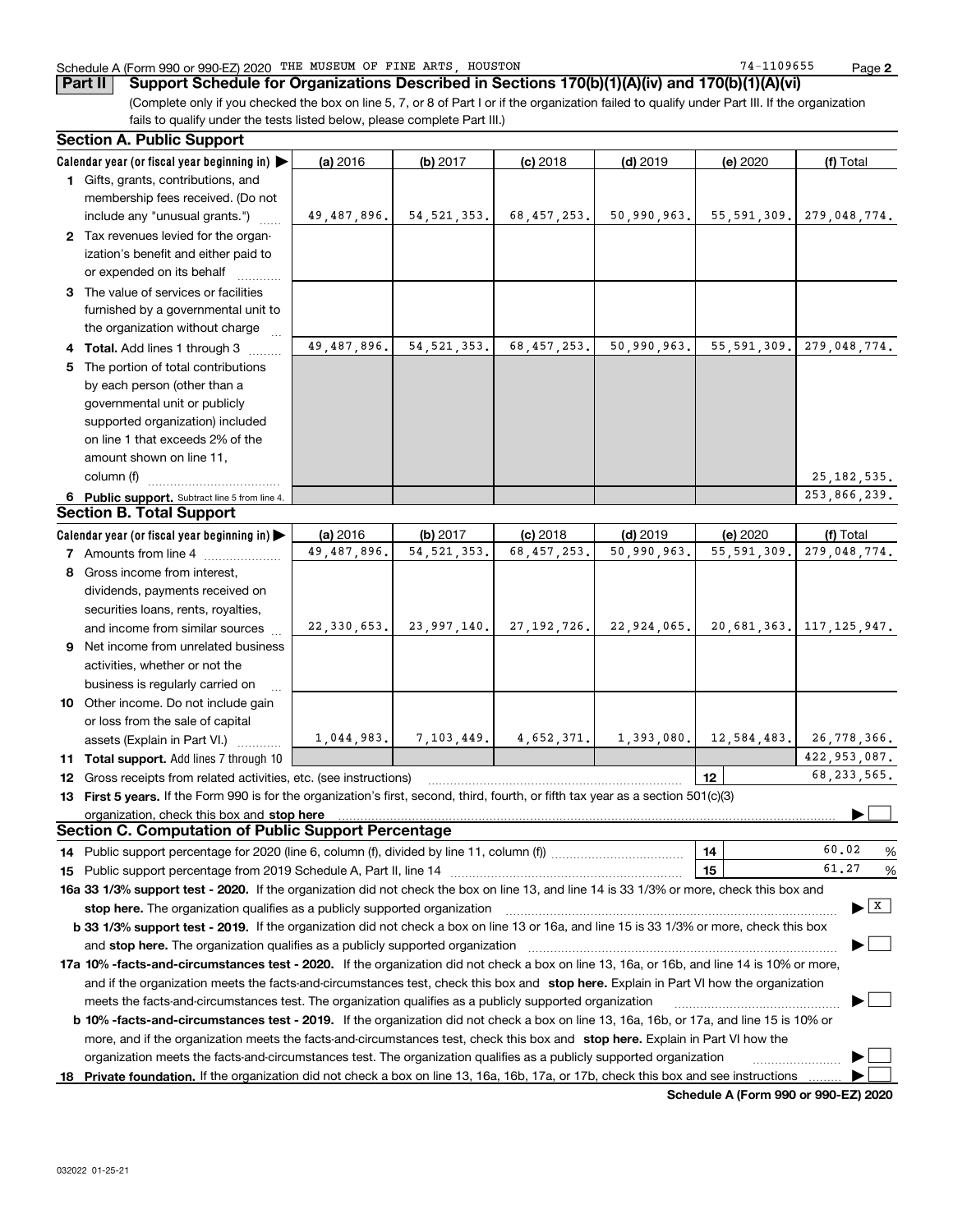Schedule A (Form 990 or 990-EZ) 2020 THE MUSEUM OF FINE ARTS, HOUSTON 74-1109655

**Part II** **Support Schedule for Organizations Described in Sections 170(b)(1)(A)(iv) and 170(b)(1)(A)(vi)**

(Complete only if you checked the box on line 5, 7, or 8 of Part I or if the organization failed to qualify under Part III. If the organization fails to qualify under the tests listed below, please complete Part III.)

### Section A. Public Support

| Calendar year (or fiscal year beginning in) ▶ | (a) 2016 | (b) 2017 | (c) 2018 | (d) 2019 | (e) 2020 | (f) Total |
|---|---|---|---|---|---|---|
| **1** Gifts, grants, contributions, and membership fees received. (Do not include any "unusual grants.") | 49,487,896. | 54,521,353. | 68,457,253. | 50,990,963. | 55,591,309. | 279,048,774. |
| **2** Tax revenues levied for the organization's benefit and either paid to or expended on its behalf | | | | | | |
| **3** The value of services or facilities furnished by a governmental unit to the organization without charge | | | | | | |
| **4** **Total.** Add lines 1 through 3 | 49,487,896. | 54,521,353. | 68,457,253. | 50,990,963. | 55,591,309. | 279,048,774. |
| **5** The portion of total contributions by each person (other than a governmental unit or publicly supported organization) included on line 1 that exceeds 2% of the amount shown on line 11, column (f) | | | | | | 25,182,535. |
| **6** **Public support.** Subtract line 5 from line 4. | | | | | | 253,866,239. |

### Section B. Total Support

| Calendar year (or fiscal year beginning in) ▶ | (a) 2016 | (b) 2017 | (c) 2018 | (d) 2019 | (e) 2020 | (f) Total |
|---|---|---|---|---|---|---|
| **7** Amounts from line 4 | 49,487,896. | 54,521,353. | 68,457,253. | 50,990,963. | 55,591,309. | 279,048,774. |
| **8** Gross income from interest, dividends, payments received on securities loans, rents, royalties, and income from similar sources | 22,330,653. | 23,997,140. | 27,192,726. | 22,924,065. | 20,681,363. | 117,125,947. |
| **9** Net income from unrelated business activities, whether or not the business is regularly carried on | | | | | | |
| **10** Other income. Do not include gain or loss from the sale of capital assets (Explain in Part VI.) | 1,044,983. | 7,103,449. | 4,652,371. | 1,393,080. | 12,584,483. | 26,778,366. |
| **11** **Total support.** Add lines 7 through 10 | | | | | | 422,953,087. |

**12** Gross receipts from related activities, etc. (see instructions) ..... **12** 68,233,565.

**13** **First 5 years.** If the Form 990 is for the organization's first, second, third, fourth, or fifth tax year as a section 501(c)(3) organization, check this box and **stop here** ▶ ☐

### Section C. Computation of Public Support Percentage

**14** Public support percentage for 2020 (line 6, column (f), divided by line 11, column (f)) ..... **14** 60.02 %

**15** Public support percentage from 2019 Schedule A, Part II, line 14 ..... **15** 61.27 %

**16a** **33 1/3% support test - 2020.** If the organization did not check the box on line 13, and line 14 is 33 1/3% or more, check this box and **stop here.** The organization qualifies as a publicly supported organization ▶ ☒

**b** **33 1/3% support test - 2019.** If the organization did not check a box on line 13 or 16a, and line 15 is 33 1/3% or more, check this box and **stop here.** The organization qualifies as a publicly supported organization ▶ ☐

**17a** **10% -facts-and-circumstances test - 2020.** If the organization did not check a box on line 13, 16a, or 16b, and line 14 is 10% or more, and if the organization meets the facts-and-circumstances test, check this box and **stop here.** Explain in Part VI how the organization meets the facts-and-circumstances test. The organization qualifies as a publicly supported organization ▶ ☐

**b** **10% -facts-and-circumstances test - 2019.** If the organization did not check a box on line 13, 16a, 16b, or 17a, and line 15 is 10% or more, and if the organization meets the facts-and-circumstances test, check this box and **stop here.** Explain in Part VI how the organization meets the facts-and-circumstances test. The organization qualifies as a publicly supported organization ▶ ☐

**18** **Private foundation.** If the organization did not check a box on line 13, 16a, 16b, 17a, or 17b, check this box and see instructions ▶ ☐

**Schedule A (Form 990 or 990-EZ) 2020**

032022 01-25-21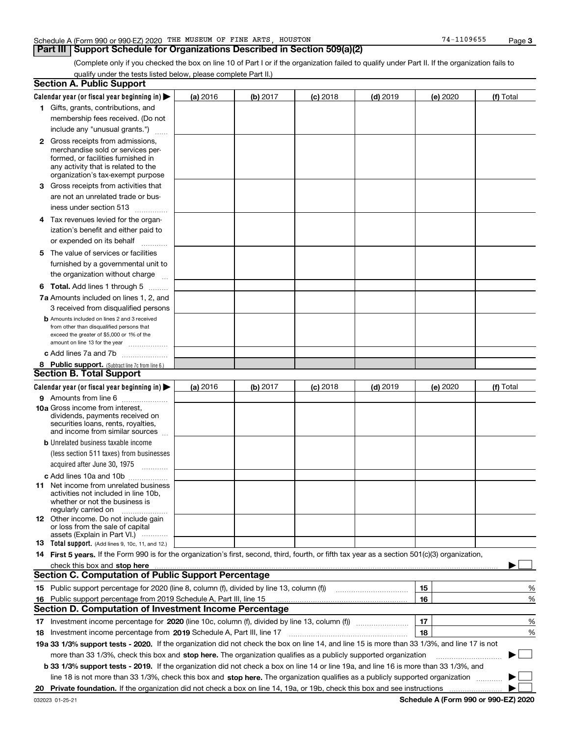Schedule A (Form 990 or 990-EZ) 2020 THE MUSEUM OF FINE ARTS, HOUSTON 74-1109655

## Part III Support Schedule for Organizations Described in Section 509(a)(2)

(Complete only if you checked the box on line 10 of Part I or if the organization failed to qualify under Part II. If the organization fails to qualify under the tests listed below, please complete Part II.)

### Section A. Public Support

| Calendar year (or fiscal year beginning in) ▶ | (a) 2016 | (b) 2017 | (c) 2018 | (d) 2019 | (e) 2020 | (f) Total |
|---|---|---|---|---|---|---|
| 1 Gifts, grants, contributions, and membership fees received. (Do not include any "unusual grants.") | | | | | | |
| 2 Gross receipts from admissions, merchandise sold or services performed, or facilities furnished in any activity that is related to the organization's tax-exempt purpose | | | | | | |
| 3 Gross receipts from activities that are not an unrelated trade or business under section 513 | | | | | | |
| 4 Tax revenues levied for the organization's benefit and either paid to or expended on its behalf | | | | | | |
| 5 The value of services or facilities furnished by a governmental unit to the organization without charge | | | | | | |
| 6 **Total.** Add lines 1 through 5 | | | | | | |
| 7a Amounts included on lines 1, 2, and 3 received from disqualified persons | | | | | | |
| b Amounts included on lines 2 and 3 received from other than disqualified persons that exceed the greater of $5,000 or 1% of the amount on line 13 for the year | | | | | | |
| c Add lines 7a and 7b | | | | | | |
| 8 **Public support.** (Subtract line 7c from line 6.) | | | | | | |

### Section B. Total Support

| Calendar year (or fiscal year beginning in) ▶ | (a) 2016 | (b) 2017 | (c) 2018 | (d) 2019 | (e) 2020 | (f) Total |
|---|---|---|---|---|---|---|
| 9 Amounts from line 6 | | | | | | |
| 10a Gross income from interest, dividends, payments received on securities loans, rents, royalties, and income from similar sources | | | | | | |
| b Unrelated business taxable income (less section 511 taxes) from businesses acquired after June 30, 1975 | | | | | | |
| c Add lines 10a and 10b | | | | | | |
| 11 Net income from unrelated business activities not included in line 10b, whether or not the business is regularly carried on | | | | | | |
| 12 Other income. Do not include gain or loss from the sale of capital assets (Explain in Part VI.) | | | | | | |
| 13 **Total support.** (Add lines 9, 10c, 11, and 12.) | | | | | | |

14 **First 5 years.** If the Form 990 is for the organization's first, second, third, fourth, or fifth tax year as a section 501(c)(3) organization, check this box and **stop here** ▶ ☐

### Section C. Computation of Public Support Percentage

| | | | |
|---|---|---|---|
| 15 | Public support percentage for 2020 (line 8, column (f), divided by line 13, column (f)) | 15 | % |
| 16 | Public support percentage from 2019 Schedule A, Part III, line 15 | 16 | % |

### Section D. Computation of Investment Income Percentage

| | | | |
|---|---|---|---|
| 17 | Investment income percentage for **2020** (line 10c, column (f), divided by line 13, column (f)) | 17 | % |
| 18 | Investment income percentage from **2019** Schedule A, Part III, line 17 | 18 | % |

19a **33 1/3% support tests - 2020.** If the organization did not check the box on line 14, and line 15 is more than 33 1/3%, and line 17 is not more than 33 1/3%, check this box and **stop here.** The organization qualifies as a publicly supported organization ▶ ☐

b **33 1/3% support tests - 2019.** If the organization did not check a box on line 14 or line 19a, and line 16 is more than 33 1/3%, and line 18 is not more than 33 1/3%, check this box and **stop here.** The organization qualifies as a publicly supported organization ▶ ☐

20 **Private foundation.** If the organization did not check a box on line 14, 19a, or 19b, check this box and see instructions ▶ ☐

032023 01-25-21 **Schedule A (Form 990 or 990-EZ) 2020**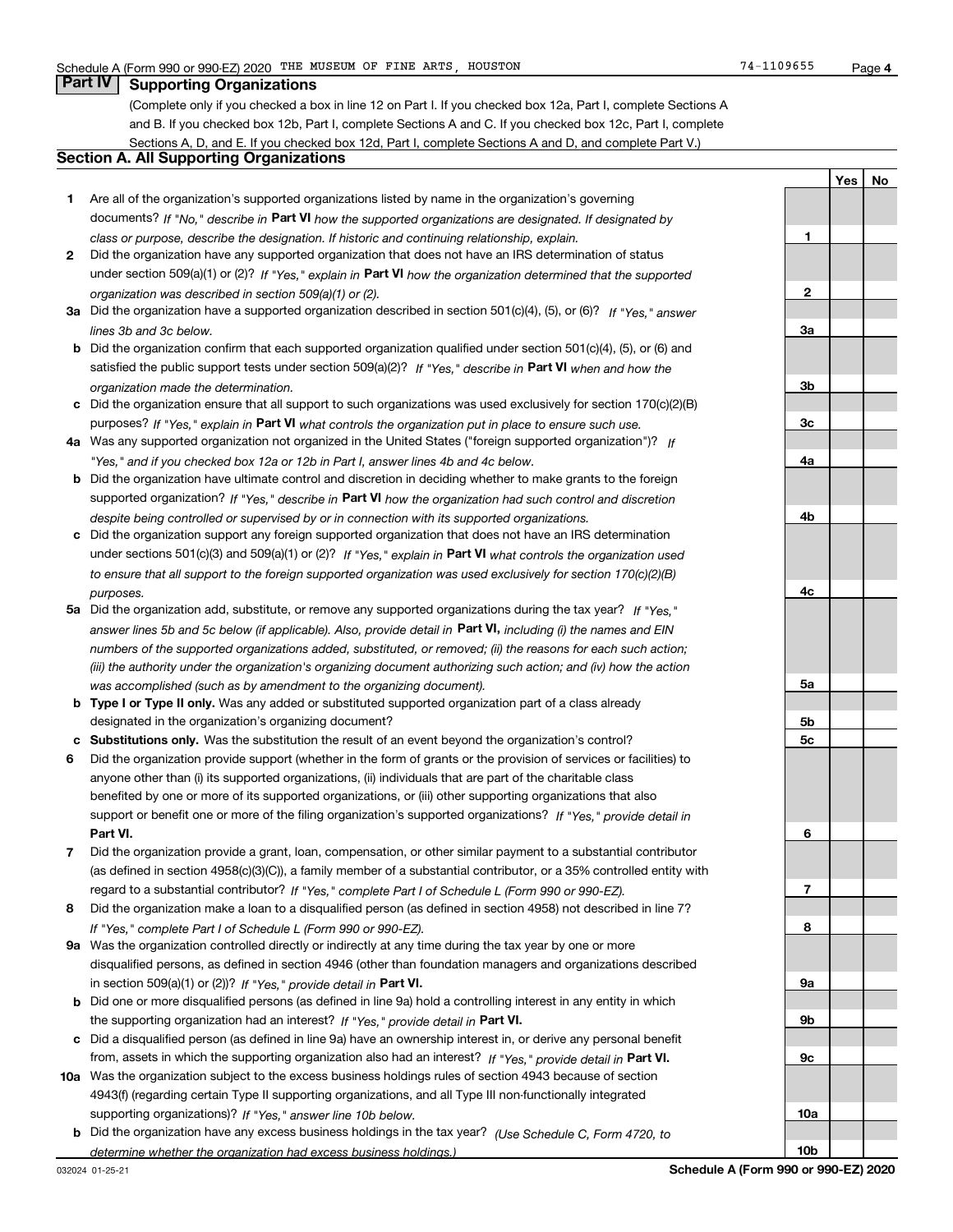## Part IV Supporting Organizations

(Complete only if you checked a box in line 12 on Part I. If you checked box 12a, Part I, complete Sections A and B. If you checked box 12b, Part I, complete Sections A and C. If you checked box 12c, Part I, complete Sections A, D, and E. If you checked box 12d, Part I, complete Sections A and D, and complete Part V.)

### Section A. All Supporting Organizations

| | | | Yes | No |
|---|---|---|---|---|
| **1** | Are all of the organization's supported organizations listed by name in the organization's governing documents? *If "No," describe in* **Part VI** *how the supported organizations are designated. If designated by class or purpose, describe the designation. If historic and continuing relationship, explain.* | **1** | | |
| **2** | Did the organization have any supported organization that does not have an IRS determination of status under section 509(a)(1) or (2)? *If "Yes," explain in* **Part VI** *how the organization determined that the supported organization was described in section 509(a)(1) or (2).* | **2** | | |
| **3a** | Did the organization have a supported organization described in section 501(c)(4), (5), or (6)? *If "Yes," answer lines 3b and 3c below.* | **3a** | | |
| **b** | Did the organization confirm that each supported organization qualified under section 501(c)(4), (5), or (6) and satisfied the public support tests under section 509(a)(2)? *If "Yes," describe in* **Part VI** *when and how the organization made the determination.* | **3b** | | |
| **c** | Did the organization ensure that all support to such organizations was used exclusively for section 170(c)(2)(B) purposes? *If "Yes," explain in* **Part VI** *what controls the organization put in place to ensure such use.* | **3c** | | |
| **4a** | Was any supported organization not organized in the United States ("foreign supported organization")? *If "Yes," and if you checked box 12a or 12b in Part I, answer lines 4b and 4c below.* | **4a** | | |
| **b** | Did the organization have ultimate control and discretion in deciding whether to make grants to the foreign supported organization? *If "Yes," describe in* **Part VI** *how the organization had such control and discretion despite being controlled or supervised by or in connection with its supported organizations.* | **4b** | | |
| **c** | Did the organization support any foreign supported organization that does not have an IRS determination under sections 501(c)(3) and 509(a)(1) or (2)? *If "Yes," explain in* **Part VI** *what controls the organization used to ensure that all support to the foreign supported organization was used exclusively for section 170(c)(2)(B) purposes.* | **4c** | | |
| **5a** | Did the organization add, substitute, or remove any supported organizations during the tax year? *If "Yes," answer lines 5b and 5c below (if applicable). Also, provide detail in* **Part VI,** *including (i) the names and EIN numbers of the supported organizations added, substituted, or removed; (ii) the reasons for each such action; (iii) the authority under the organization's organizing document authorizing such action; and (iv) how the action was accomplished (such as by amendment to the organizing document).* | **5a** | | |
| **b** | **Type I or Type II only.** Was any added or substituted supported organization part of a class already designated in the organization's organizing document? | **5b** | | |
| **c** | **Substitutions only.** Was the substitution the result of an event beyond the organization's control? | **5c** | | |
| **6** | Did the organization provide support (whether in the form of grants or the provision of services or facilities) to anyone other than (i) its supported organizations, (ii) individuals that are part of the charitable class benefited by one or more of its supported organizations, or (iii) other supporting organizations that also support or benefit one or more of the filing organization's supported organizations? *If "Yes," provide detail in* **Part VI.** | **6** | | |
| **7** | Did the organization provide a grant, loan, compensation, or other similar payment to a substantial contributor (as defined in section 4958(c)(3)(C)), a family member of a substantial contributor, or a 35% controlled entity with regard to a substantial contributor? *If "Yes," complete Part I of Schedule L (Form 990 or 990-EZ).* | **7** | | |
| **8** | Did the organization make a loan to a disqualified person (as defined in section 4958) not described in line 7? *If "Yes," complete Part I of Schedule L (Form 990 or 990-EZ).* | **8** | | |
| **9a** | Was the organization controlled directly or indirectly at any time during the tax year by one or more disqualified persons, as defined in section 4946 (other than foundation managers and organizations described in section 509(a)(1) or (2))? *If "Yes," provide detail in* **Part VI.** | **9a** | | |
| **b** | Did one or more disqualified persons (as defined in line 9a) hold a controlling interest in any entity in which the supporting organization had an interest? *If "Yes," provide detail in* **Part VI.** | **9b** | | |
| **c** | Did a disqualified person (as defined in line 9a) have an ownership interest in, or derive any personal benefit from, assets in which the supporting organization also had an interest? *If "Yes," provide detail in* **Part VI.** | **9c** | | |
| **10a** | Was the organization subject to the excess business holdings rules of section 4943 because of section 4943(f) (regarding certain Type II supporting organizations, and all Type III non-functionally integrated supporting organizations)? *If "Yes," answer line 10b below.* | **10a** | | |
| **b** | Did the organization have any excess business holdings in the tax year? *(Use Schedule C, Form 4720, to determine whether the organization had excess business holdings.)* | **10b** | | |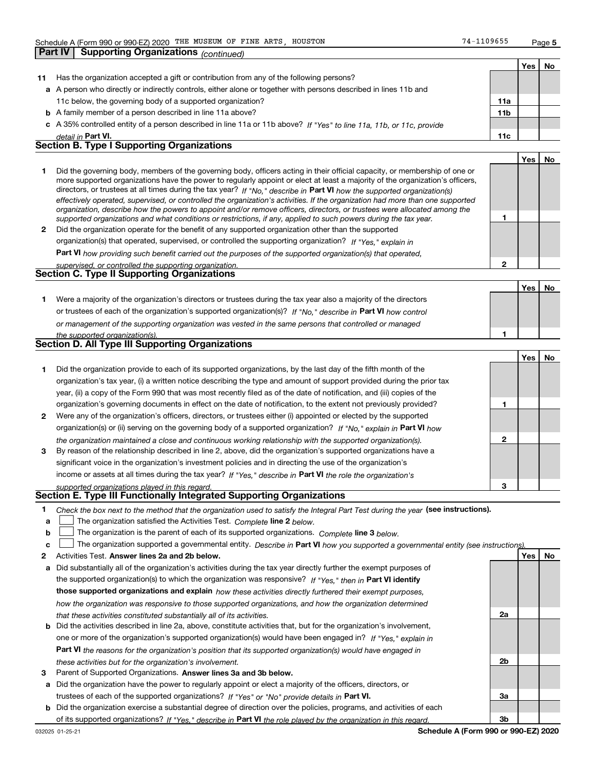Schedule A (Form 990 or 990-EZ) 2020 THE MUSEUM OF FINE ARTS, HOUSTON 74-1109655

## Part IV | Supporting Organizations *(continued)*

| | | | Yes | No |
|---|---|---|---|---|
| **11** | Has the organization accepted a gift or contribution from any of the following persons? | | | |
| **a** | A person who directly or indirectly controls, either alone or together with persons described in lines 11b and 11c below, the governing body of a supported organization? | **11a** | | |
| **b** | A family member of a person described in line 11a above? | **11b** | | |
| **c** | A 35% controlled entity of a person described in line 11a or 11b above? *If "Yes" to line 11a, 11b, or 11c, provide detail in* **Part VI.** | **11c** | | |

### Section B. Type I Supporting Organizations

| | | | Yes | No |
|---|---|---|---|---|
| **1** | Did the governing body, members of the governing body, officers acting in their official capacity, or membership of one or more supported organizations have the power to regularly appoint or elect at least a majority of the organization's officers, directors, or trustees at all times during the tax year? *If "No," describe in* **Part VI** *how the supported organization(s) effectively operated, supervised, or controlled the organization's activities. If the organization had more than one supported organization, describe how the powers to appoint and/or remove officers, directors, or trustees were allocated among the supported organizations and what conditions or restrictions, if any, applied to such powers during the tax year.* | **1** | | |
| **2** | Did the organization operate for the benefit of any supported organization other than the supported organization(s) that operated, supervised, or controlled the supporting organization? *If "Yes," explain in* **Part VI** *how providing such benefit carried out the purposes of the supported organization(s) that operated, supervised, or controlled the supporting organization.* | **2** | | |

### Section C. Type II Supporting Organizations

| | | | Yes | No |
|---|---|---|---|---|
| **1** | Were a majority of the organization's directors or trustees during the tax year also a majority of the directors or trustees of each of the organization's supported organization(s)? *If "No," describe in* **Part VI** *how control or management of the supporting organization was vested in the same persons that controlled or managed the supported organization(s).* | **1** | | |

### Section D. All Type III Supporting Organizations

| | | | Yes | No |
|---|---|---|---|---|
| **1** | Did the organization provide to each of its supported organizations, by the last day of the fifth month of the organization's tax year, (i) a written notice describing the type and amount of support provided during the prior tax year, (ii) a copy of the Form 990 that was most recently filed as of the date of notification, and (iii) copies of the organization's governing documents in effect on the date of notification, to the extent not previously provided? | **1** | | |
| **2** | Were any of the organization's officers, directors, or trustees either (i) appointed or elected by the supported organization(s) or (ii) serving on the governing body of a supported organization? *If "No," explain in* **Part VI** *how the organization maintained a close and continuous working relationship with the supported organization(s).* | **2** | | |
| **3** | By reason of the relationship described in line 2, above, did the organization's supported organizations have a significant voice in the organization's investment policies and in directing the use of the organization's income or assets at all times during the tax year? *If "Yes," describe in* **Part VI** *the role the organization's supported organizations played in this regard.* | **3** | | |

### Section E. Type III Functionally Integrated Supporting Organizations

**1** *Check the box next to the method that the organization used to satisfy the Integral Part Test during the year* **(see instructions).**

- **a** ☐ The organization satisfied the Activities Test. *Complete* **line 2** *below.*
- **b** ☐ The organization is the parent of each of its supported organizations. *Complete* **line 3** *below.*
- **c** ☐ The organization supported a governmental entity. *Describe in* **Part VI** *how you supported a governmental entity (see instructions).*

| | | | Yes | No |
|---|---|---|---|---|
| **2** | Activities Test. **Answer lines 2a and 2b below.** | | | |
| **a** | Did substantially all of the organization's activities during the tax year directly further the exempt purposes of the supported organization(s) to which the organization was responsive? *If "Yes," then in* **Part VI identify those supported organizations and explain** *how these activities directly furthered their exempt purposes, how the organization was responsive to those supported organizations, and how the organization determined that these activities constituted substantially all of its activities.* | **2a** | | |
| **b** | Did the activities described in line 2a, above, constitute activities that, but for the organization's involvement, one or more of the organization's supported organization(s) would have been engaged in? *If "Yes," explain in* **Part VI** *the reasons for the organization's position that its supported organization(s) would have engaged in these activities but for the organization's involvement.* | **2b** | | |
| **3** | Parent of Supported Organizations. **Answer lines 3a and 3b below.** | | | |
| **a** | Did the organization have the power to regularly appoint or elect a majority of the officers, directors, or trustees of each of the supported organizations? *If "Yes" or "No" provide details in* **Part VI.** | **3a** | | |
| **b** | Did the organization exercise a substantial degree of direction over the policies, programs, and activities of each of its supported organizations? *If "Yes," describe in* **Part VI** *the role played by the organization in this regard.* | **3b** | | |

032025 01-25-21 **Schedule A (Form 990 or 990-EZ) 2020**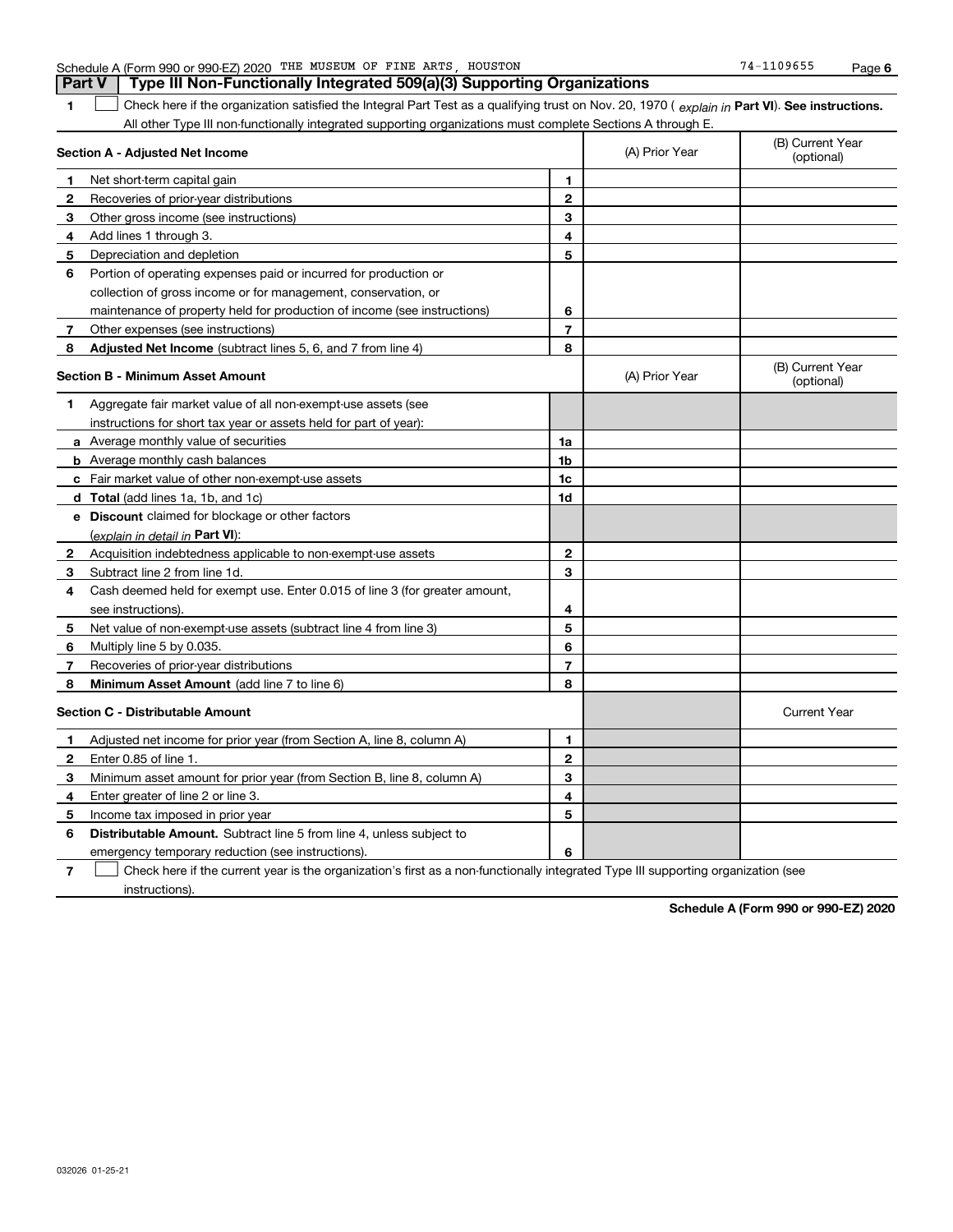## Part V Type III Non-Functionally Integrated 509(a)(3) Supporting Organizations

**1** ☐ Check here if the organization satisfied the Integral Part Test as a qualifying trust on Nov. 20, 1970 ( *explain in* **Part VI**). **See instructions.** All other Type III non-functionally integrated supporting organizations must complete Sections A through E.

| | **Section A - Adjusted Net Income** | | (A) Prior Year | (B) Current Year (optional) |
|---|---|---|---|---|
| 1 | Net short-term capital gain | 1 | | |
| 2 | Recoveries of prior-year distributions | 2 | | |
| 3 | Other gross income (see instructions) | 3 | | |
| 4 | Add lines 1 through 3. | 4 | | |
| 5 | Depreciation and depletion | 5 | | |
| 6 | Portion of operating expenses paid or incurred for production or collection of gross income or for management, conservation, or maintenance of property held for production of income (see instructions) | 6 | | |
| 7 | Other expenses (see instructions) | 7 | | |
| 8 | **Adjusted Net Income** (subtract lines 5, 6, and 7 from line 4) | 8 | | |

| | **Section B - Minimum Asset Amount** | | (A) Prior Year | (B) Current Year (optional) |
|---|---|---|---|---|
| 1 | Aggregate fair market value of all non-exempt-use assets (see instructions for short tax year or assets held for part of year): | | | |
| a | Average monthly value of securities | 1a | | |
| b | Average monthly cash balances | 1b | | |
| c | Fair market value of other non-exempt-use assets | 1c | | |
| d | **Total** (add lines 1a, 1b, and 1c) | 1d | | |
| e | **Discount** claimed for blockage or other factors (*explain in detail in* **Part VI**): | | | |
| 2 | Acquisition indebtedness applicable to non-exempt-use assets | 2 | | |
| 3 | Subtract line 2 from line 1d. | 3 | | |
| 4 | Cash deemed held for exempt use. Enter 0.015 of line 3 (for greater amount, see instructions). | 4 | | |
| 5 | Net value of non-exempt-use assets (subtract line 4 from line 3) | 5 | | |
| 6 | Multiply line 5 by 0.035. | 6 | | |
| 7 | Recoveries of prior-year distributions | 7 | | |
| 8 | **Minimum Asset Amount** (add line 7 to line 6) | 8 | | |

| | **Section C - Distributable Amount** | | | Current Year |
|---|---|---|---|---|
| 1 | Adjusted net income for prior year (from Section A, line 8, column A) | 1 | | |
| 2 | Enter 0.85 of line 1. | 2 | | |
| 3 | Minimum asset amount for prior year (from Section B, line 8, column A) | 3 | | |
| 4 | Enter greater of line 2 or line 3. | 4 | | |
| 5 | Income tax imposed in prior year | 5 | | |
| 6 | **Distributable Amount.** Subtract line 5 from line 4, unless subject to emergency temporary reduction (see instructions). | 6 | | |

**7** ☐ Check here if the current year is the organization's first as a non-functionally integrated Type III supporting organization (see instructions).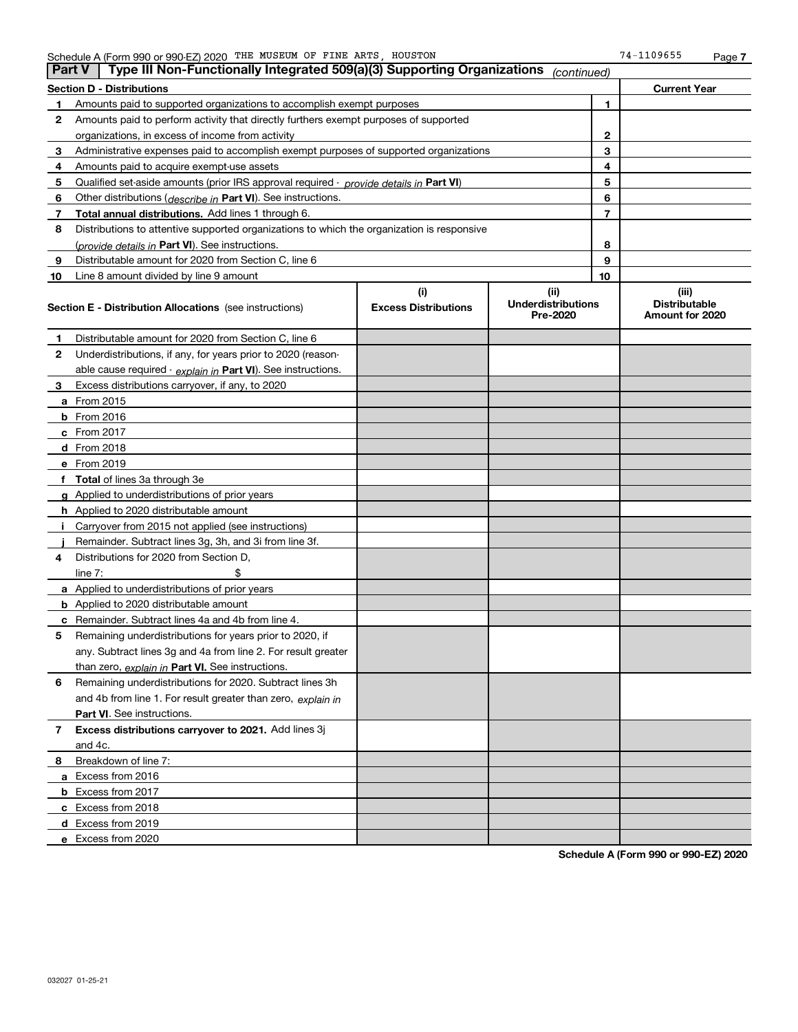Schedule A (Form 990 or 990-EZ) 2020 THE MUSEUM OF FINE ARTS, HOUSTON 74-1109655

## Part V Type III Non-Functionally Integrated 509(a)(3) Supporting Organizations *(continued)*

| Section D - Distributions | | | Current Year |
|---|---|---|---|
| 1 | Amounts paid to supported organizations to accomplish exempt purposes | 1 | |
| 2 | Amounts paid to perform activity that directly furthers exempt purposes of supported organizations, in excess of income from activity | 2 | |
| 3 | Administrative expenses paid to accomplish exempt purposes of supported organizations | 3 | |
| 4 | Amounts paid to acquire exempt-use assets | 4 | |
| 5 | Qualified set-aside amounts (prior IRS approval required - *provide details in* **Part VI**) | 5 | |
| 6 | Other distributions (*describe in* **Part VI**). See instructions. | 6 | |
| 7 | **Total annual distributions.** Add lines 1 through 6. | 7 | |
| 8 | Distributions to attentive supported organizations to which the organization is responsive (*provide details in* **Part VI**). See instructions. | 8 | |
| 9 | Distributable amount for 2020 from Section C, line 6 | 9 | |
| 10 | Line 8 amount divided by line 9 amount | 10 | |

| | **Section E - Distribution Allocations** (see instructions) | (i) Excess Distributions | (ii) Underdistributions Pre-2020 | (iii) Distributable Amount for 2020 |
|---|---|---|---|---|
| 1 | Distributable amount for 2020 from Section C, line 6 | | | |
| 2 | Underdistributions, if any, for years prior to 2020 (reasonable cause required - *explain in* **Part VI**). See instructions. | | | |
| 3 | Excess distributions carryover, if any, to 2020 | | | |
| a | From 2015 | | | |
| b | From 2016 | | | |
| c | From 2017 | | | |
| d | From 2018 | | | |
| e | From 2019 | | | |
| f | **Total** of lines 3a through 3e | | | |
| g | Applied to underdistributions of prior years | | | |
| h | Applied to 2020 distributable amount | | | |
| i | Carryover from 2015 not applied (see instructions) | | | |
| j | Remainder. Subtract lines 3g, 3h, and 3i from line 3f. | | | |
| 4 | Distributions for 2020 from Section D, line 7: $ | | | |
| a | Applied to underdistributions of prior years | | | |
| b | Applied to 2020 distributable amount | | | |
| c | Remainder. Subtract lines 4a and 4b from line 4. | | | |
| 5 | Remaining underdistributions for years prior to 2020, if any. Subtract lines 3g and 4a from line 2. For result greater than zero, *explain in* **Part VI.** See instructions. | | | |
| 6 | Remaining underdistributions for 2020. Subtract lines 3h and 4b from line 1. For result greater than zero, *explain in* **Part VI**. See instructions. | | | |
| 7 | **Excess distributions carryover to 2021.** Add lines 3j and 4c. | | | |
| 8 | Breakdown of line 7: | | | |
| a | Excess from 2016 | | | |
| b | Excess from 2017 | | | |
| c | Excess from 2018 | | | |
| d | Excess from 2019 | | | |
| e | Excess from 2020 | | | |

**Schedule A (Form 990 or 990-EZ) 2020**

032027 01-25-21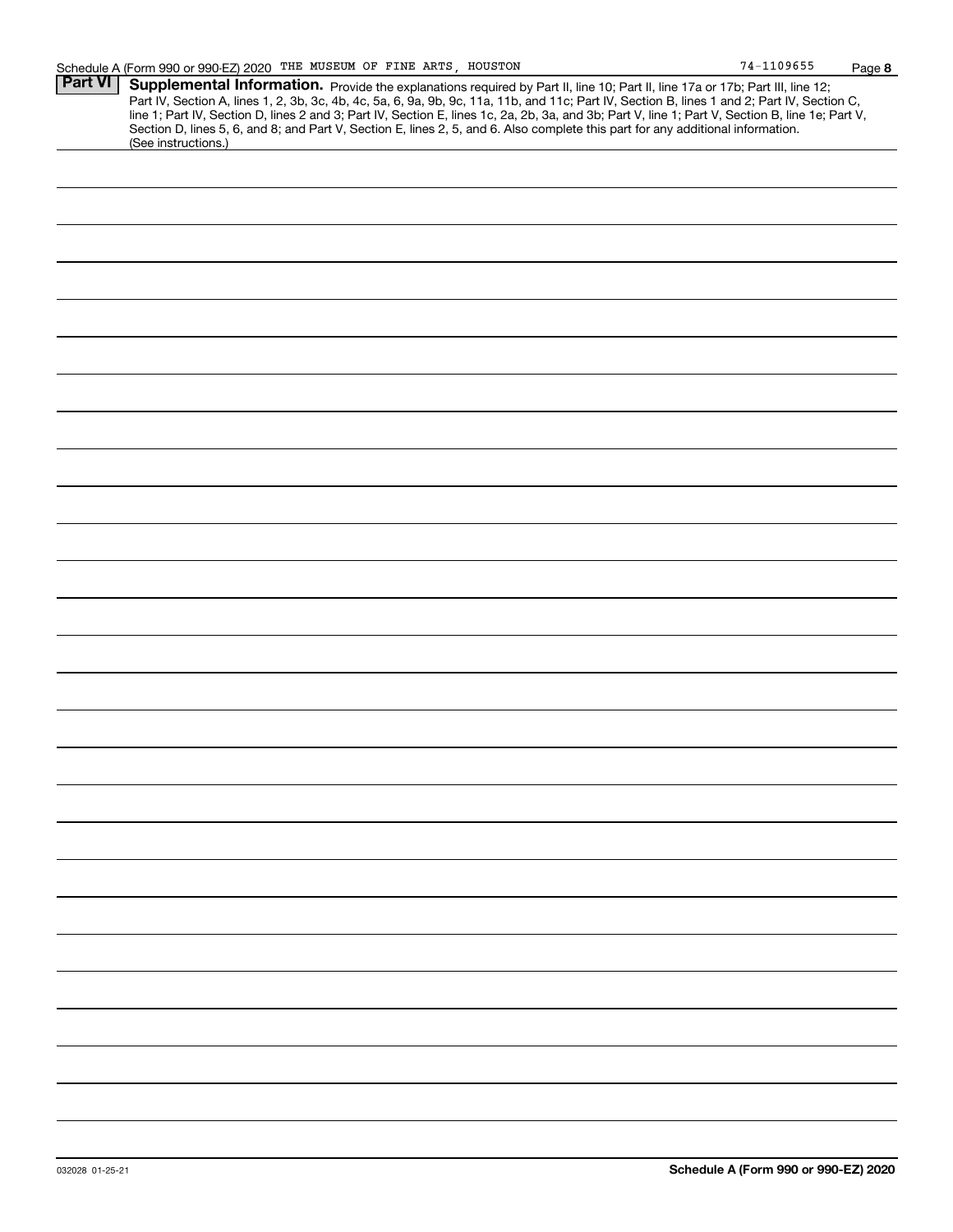## Part VI Supplemental Information.

Provide the explanations required by Part II, line 10; Part II, line 17a or 17b; Part III, line 12; Part IV, Section A, lines 1, 2, 3b, 3c, 4b, 4c, 5a, 6, 9a, 9b, 9c, 11a, 11b, and 11c; Part IV, Section B, lines 1 and 2; Part IV, Section C, line 1; Part IV, Section D, lines 2 and 3; Part IV, Section E, lines 1c, 2a, 2b, 3a, and 3b; Part V, line 1; Part V, Section B, line 1e; Part V, Section D, lines 5, 6, and 8; and Part V, Section E, lines 2, 5, and 6. Also complete this part for any additional information. (See instructions.)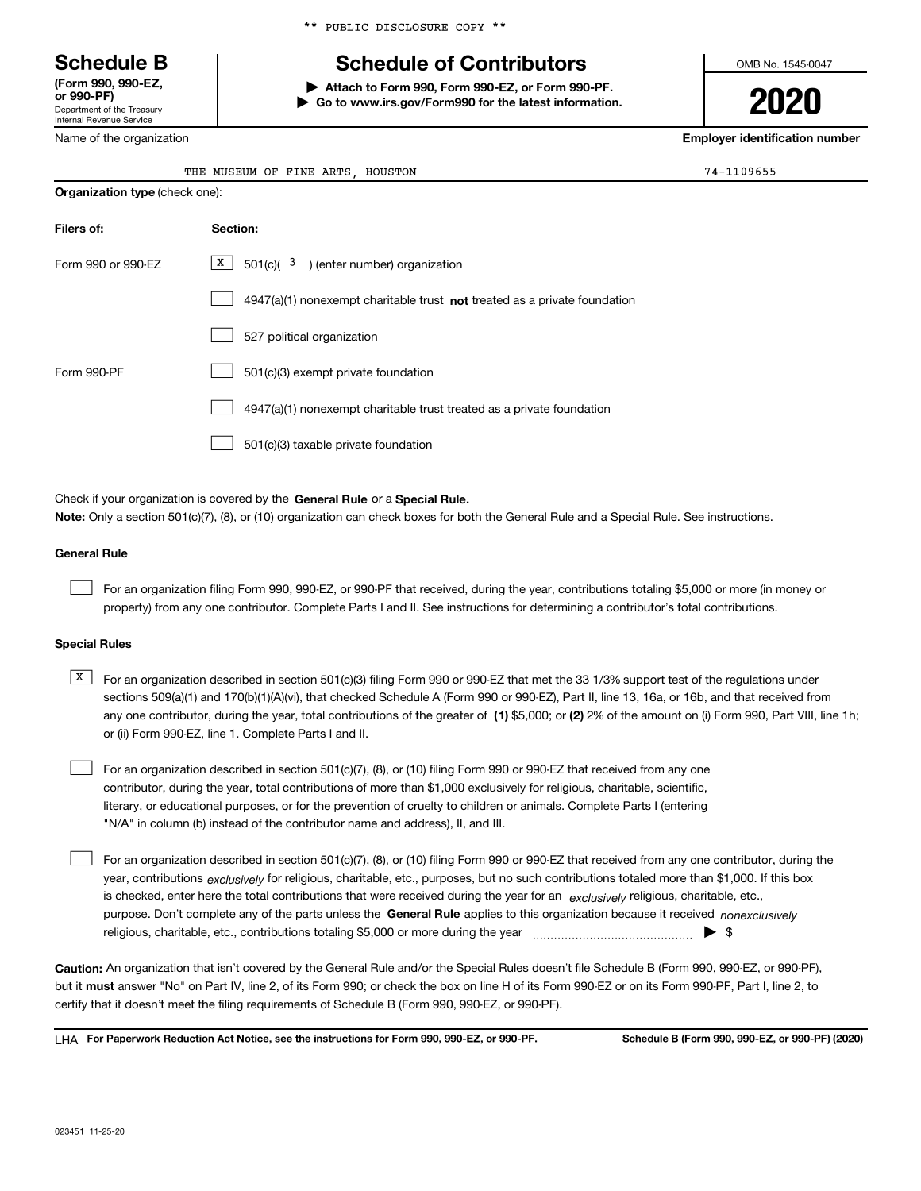** PUBLIC DISCLOSURE COPY **

# Schedule B

**(Form 990, 990-EZ, or 990-PF)**
Department of the Treasury
Internal Revenue Service

## Schedule of Contributors

▶ **Attach to Form 990, Form 990-EZ, or Form 990-PF.**
▶ **Go to www.irs.gov/Form990 for the latest information.**

OMB No. 1545-0047

**2020**

| Name of the organization | Employer identification number |
|---|---|
| THE MUSEUM OF FINE ARTS, HOUSTON | 74-1109655 |

**Organization type** (check one):

| Filers of: | Section: |
|---|---|
| Form 990 or 990-EZ | [X] 501(c)( 3 ) (enter number) organization |
| | [ ] 4947(a)(1) nonexempt charitable trust **not** treated as a private foundation |
| | [ ] 527 political organization |
| Form 990-PF | [ ] 501(c)(3) exempt private foundation |
| | [ ] 4947(a)(1) nonexempt charitable trust treated as a private foundation |
| | [ ] 501(c)(3) taxable private foundation |

Check if your organization is covered by the **General Rule** or a **Special Rule.**

**Note:** Only a section 501(c)(7), (8), or (10) organization can check boxes for both the General Rule and a Special Rule. See instructions.

### General Rule

[ ] For an organization filing Form 990, 990-EZ, or 990-PF that received, during the year, contributions totaling $5,000 or more (in money or property) from any one contributor. Complete Parts I and II. See instructions for determining a contributor's total contributions.

### Special Rules

[X] For an organization described in section 501(c)(3) filing Form 990 or 990-EZ that met the 33 1/3% support test of the regulations under sections 509(a)(1) and 170(b)(1)(A)(vi), that checked Schedule A (Form 990 or 990-EZ), Part II, line 13, 16a, or 16b, and that received from any one contributor, during the year, total contributions of the greater of **(1)** $5,000; or **(2)** 2% of the amount on (i) Form 990, Part VIII, line 1h; or (ii) Form 990-EZ, line 1. Complete Parts I and II.

[ ] For an organization described in section 501(c)(7), (8), or (10) filing Form 990 or 990-EZ that received from any one contributor, during the year, total contributions of more than $1,000 exclusively for religious, charitable, scientific, literary, or educational purposes, or for the prevention of cruelty to children or animals. Complete Parts I (entering "N/A" in column (b) instead of the contributor name and address), II, and III.

[ ] For an organization described in section 501(c)(7), (8), or (10) filing Form 990 or 990-EZ that received from any one contributor, during the year, contributions *exclusively* for religious, charitable, etc., purposes, but no such contributions totaled more than $1,000. If this box is checked, enter here the total contributions that were received during the year for an *exclusively* religious, charitable, etc., purpose. Don't complete any of the parts unless the **General Rule** applies to this organization because it received *nonexclusively* religious, charitable, etc., contributions totaling $5,000 or more during the year ▶ $

**Caution:** An organization that isn't covered by the General Rule and/or the Special Rules doesn't file Schedule B (Form 990, 990-EZ, or 990-PF), but it **must** answer "No" on Part IV, line 2, of its Form 990; or check the box on line H of its Form 990-EZ or on its Form 990-PF, Part I, line 2, to certify that it doesn't meet the filing requirements of Schedule B (Form 990, 990-EZ, or 990-PF).

LHA **For Paperwork Reduction Act Notice, see the instructions for Form 990, 990-EZ, or 990-PF.** **Schedule B (Form 990, 990-EZ, or 990-PF) (2020)**

023451 11-25-20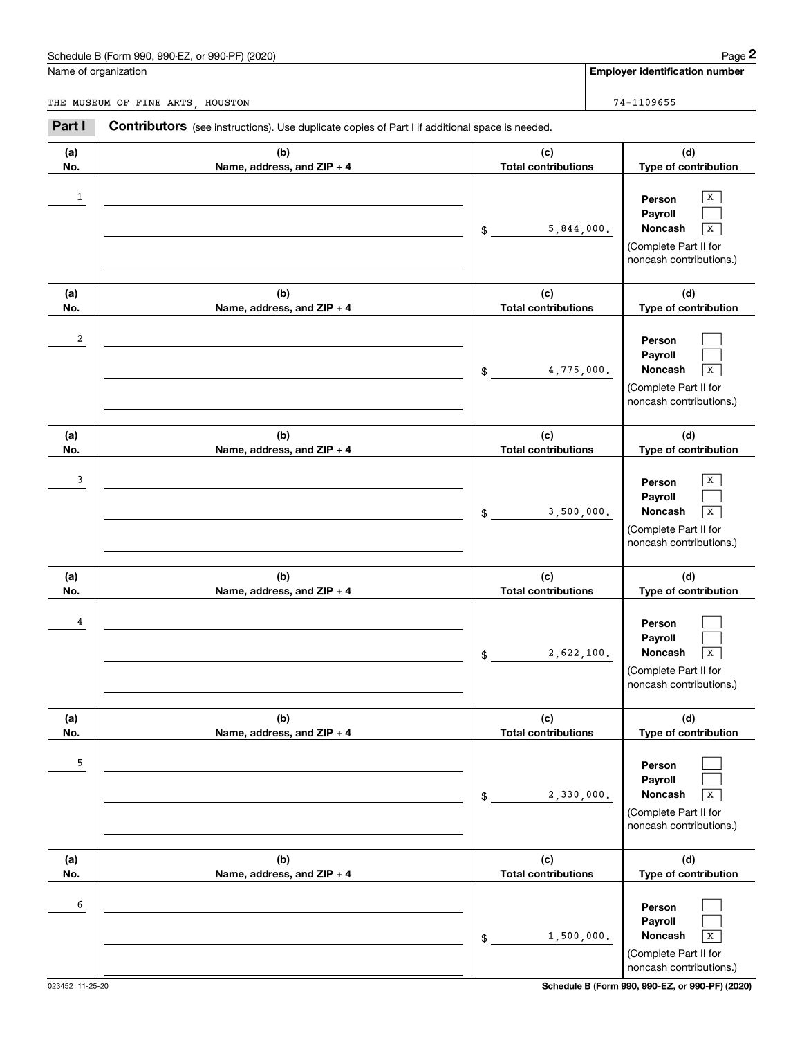Schedule B (Form 990, 990-EZ, or 990-PF) (2020)

Name of organization: THE MUSEUM OF FINE ARTS, HOUSTON

Employer identification number: 74-1109655

**Part I** **Contributors** (see instructions). Use duplicate copies of Part I if additional space is needed.

| (a) No. | (b) Name, address, and ZIP + 4 | (c) Total contributions | (d) Type of contribution |
|---|---|---|---|
| 1 | | $ 5,844,000. | Person [X] Payroll [ ] Noncash [X] (Complete Part II for noncash contributions.) |
| 2 | | $ 4,775,000. | Person [ ] Payroll [ ] Noncash [X] (Complete Part II for noncash contributions.) |
| 3 | | $ 3,500,000. | Person [X] Payroll [ ] Noncash [X] (Complete Part II for noncash contributions.) |
| 4 | | $ 2,622,100. | Person [ ] Payroll [ ] Noncash [X] (Complete Part II for noncash contributions.) |
| 5 | | $ 2,330,000. | Person [ ] Payroll [ ] Noncash [X] (Complete Part II for noncash contributions.) |
| 6 | | $ 1,500,000. | Person [ ] Payroll [ ] Noncash [X] (Complete Part II for noncash contributions.) |

023452 11-25-20

Schedule B (Form 990, 990-EZ, or 990-PF) (2020)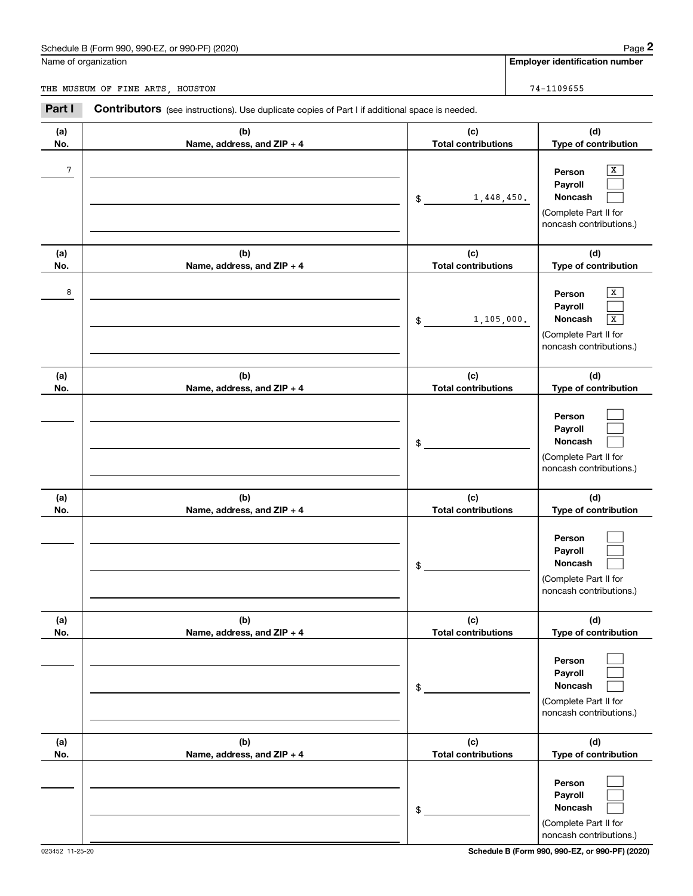Name of organization

THE MUSEUM OF FINE ARTS, HOUSTON

**Employer identification number**

74-1109655

**Part I** **Contributors** (see instructions). Use duplicate copies of Part I if additional space is needed.

| (a) No. | (b) Name, address, and ZIP + 4 | (c) Total contributions | (d) Type of contribution |
|---|---|---|---|
| 7 | | $ 1,448,450. | Person [X] Payroll [ ] Noncash [ ] (Complete Part II for noncash contributions.) |
| 8 | | $ 1,105,000. | Person [X] Payroll [ ] Noncash [X] (Complete Part II for noncash contributions.) |
| | | $ | Person [ ] Payroll [ ] Noncash [ ] (Complete Part II for noncash contributions.) |
| | | $ | Person [ ] Payroll [ ] Noncash [ ] (Complete Part II for noncash contributions.) |
| | | $ | Person [ ] Payroll [ ] Noncash [ ] (Complete Part II for noncash contributions.) |
| | | $ | Person [ ] Payroll [ ] Noncash [ ] (Complete Part II for noncash contributions.) |

023452 11-25-20 **Schedule B (Form 990, 990-EZ, or 990-PF) (2020)**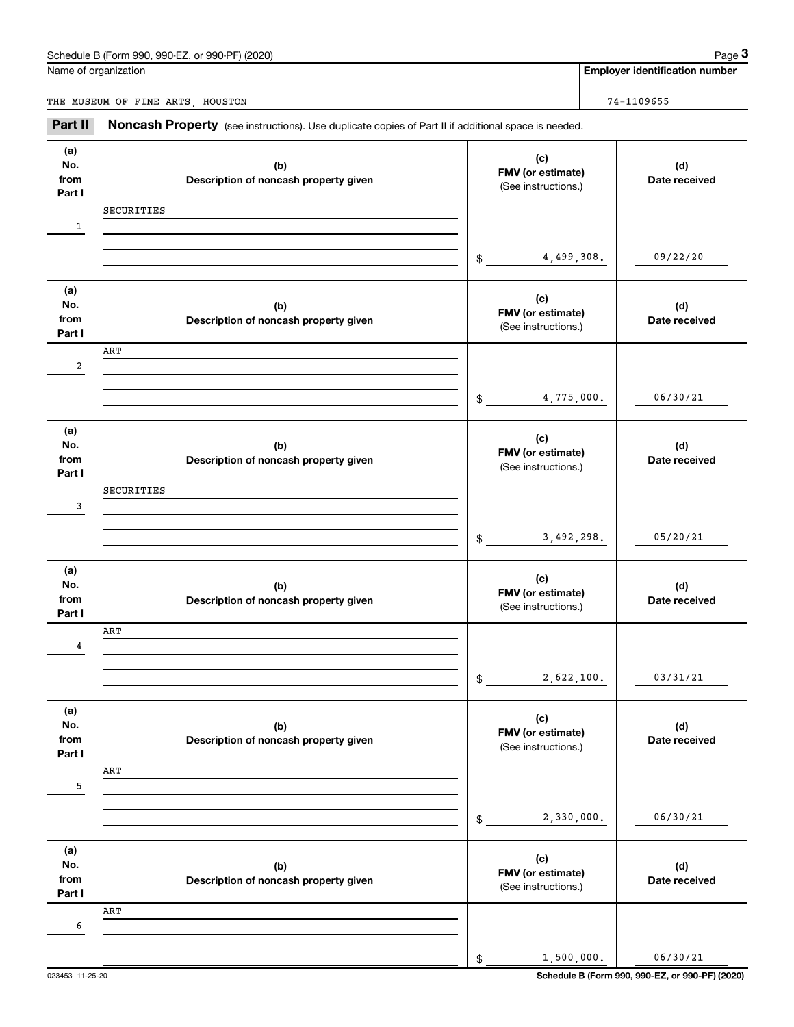Schedule B (Form 990, 990-EZ, or 990-PF) (2020)

| Name of organization | Employer identification number |
| --- | --- |
| THE MUSEUM OF FINE ARTS, HOUSTON | 74-1109655 |

**Part II** **Noncash Property** (see instructions). Use duplicate copies of Part II if additional space is needed.

| (a) No. from Part I | (b) Description of noncash property given | (c) FMV (or estimate) (See instructions.) | (d) Date received |
| --- | --- | --- | --- |
| 1 | SECURITIES | $ 4,499,308. | 09/22/20 |
| 2 | ART | $ 4,775,000. | 06/30/21 |
| 3 | SECURITIES | $ 3,492,298. | 05/20/21 |
| 4 | ART | $ 2,622,100. | 03/31/21 |
| 5 | ART | $ 2,330,000. | 06/30/21 |
| 6 | ART | $ 1,500,000. | 06/30/21 |

023453 11-25-20

Schedule B (Form 990, 990-EZ, or 990-PF) (2020)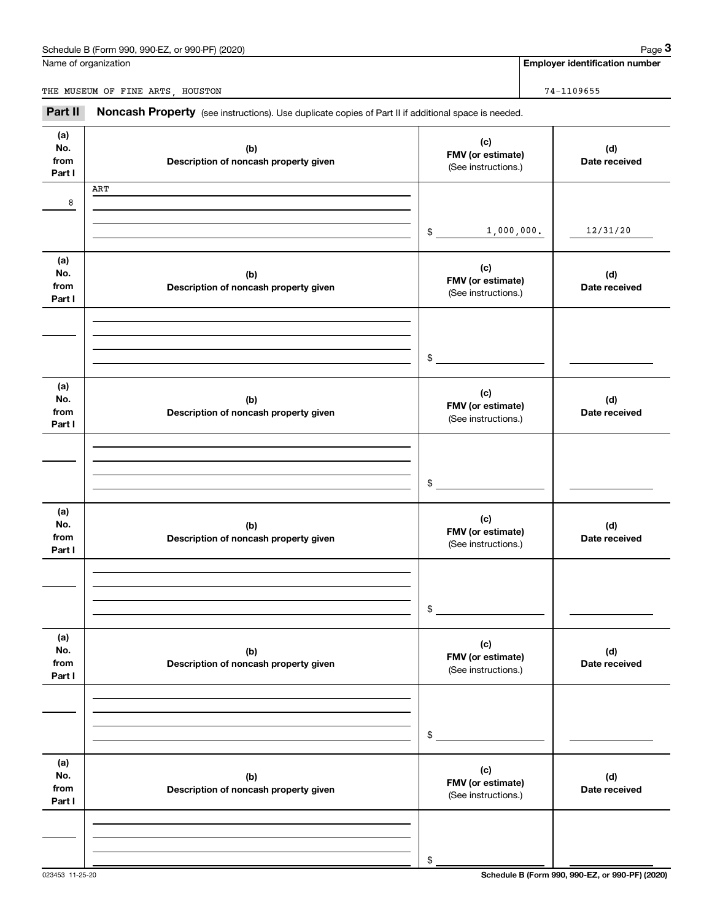Schedule B (Form 990, 990-EZ, or 990-PF) (2020)

Name of organization: THE MUSEUM OF FINE ARTS, HOUSTON

**Employer identification number:** 74-1109655

## Part II Noncash Property

(see instructions). Use duplicate copies of Part II if additional space is needed.

| (a) No. from Part I | (b) Description of noncash property given | (c) FMV (or estimate) (See instructions.) | (d) Date received |
|---|---|---|---|
| 8 | ART | $ 1,000,000. | 12/31/20 |
| | | $ | |
| | | $ | |
| | | $ | |
| | | $ | |
| | | $ | |

Schedule B (Form 990, 990-EZ, or 990-PF) (2020)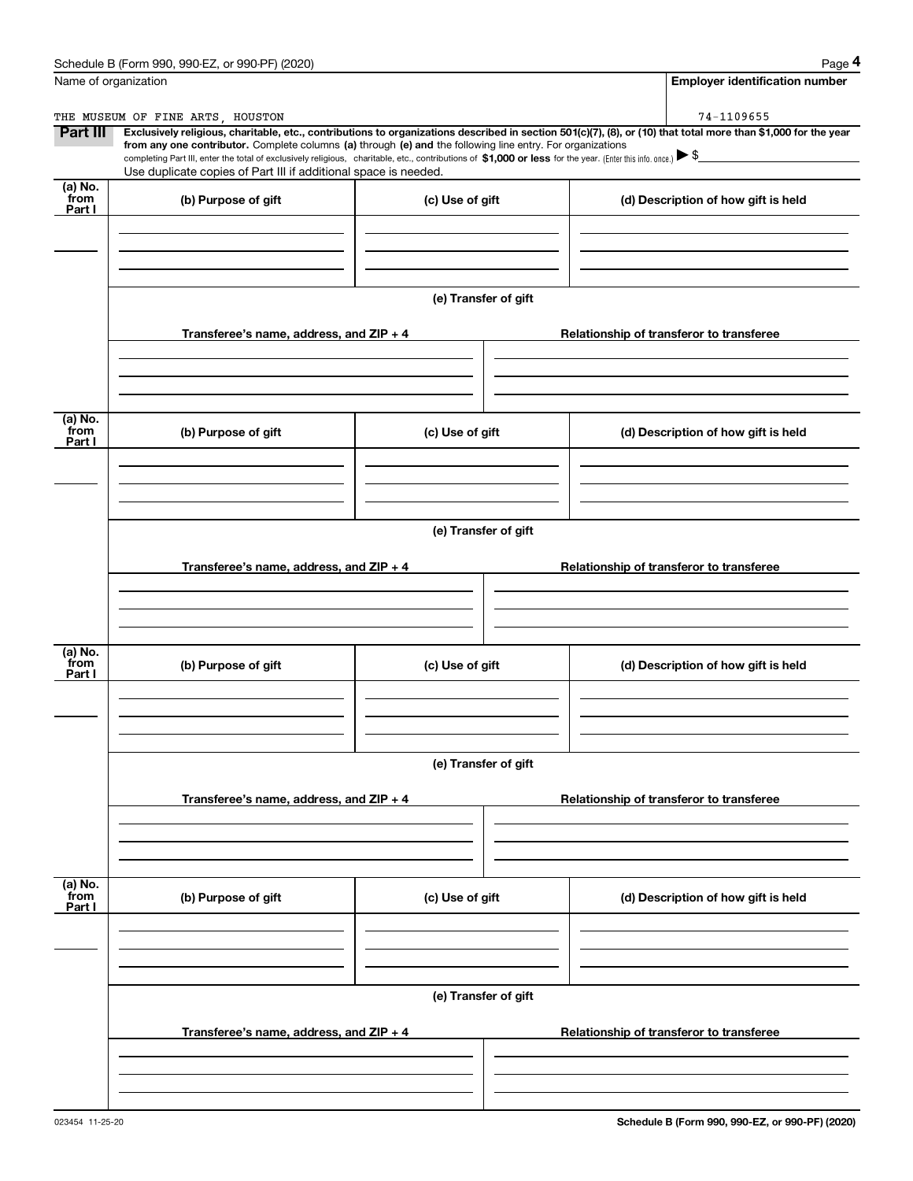Name of organization

THE MUSEUM OF FINE ARTS, HOUSTON

**Employer identification number**

74-1109655

**Part III** **Exclusively religious, charitable, etc., contributions to organizations described in section 501(c)(7), (8), or (10) that total more than $1,000 for the year from any one contributor.** Complete columns **(a)** through **(e) and** the following line entry. For organizations completing Part III, enter the total of exclusively religious, charitable, etc., contributions of **$1,000 or less** for the year. (Enter this info. once.) ▶ $

Use duplicate copies of Part III if additional space is needed.

| (a) No. from Part I | (b) Purpose of gift | (c) Use of gift | (d) Description of how gift is held |
|---|---|---|---|
| | | | |

**(e) Transfer of gift**

| Transferee's name, address, and ZIP + 4 | Relationship of transferor to transferee |
|---|---|
| | |

| (a) No. from Part I | (b) Purpose of gift | (c) Use of gift | (d) Description of how gift is held |
|---|---|---|---|
| | | | |

**(e) Transfer of gift**

| Transferee's name, address, and ZIP + 4 | Relationship of transferor to transferee |
|---|---|
| | |

| (a) No. from Part I | (b) Purpose of gift | (c) Use of gift | (d) Description of how gift is held |
|---|---|---|---|
| | | | |

**(e) Transfer of gift**

| Transferee's name, address, and ZIP + 4 | Relationship of transferor to transferee |
|---|---|
| | |

| (a) No. from Part I | (b) Purpose of gift | (c) Use of gift | (d) Description of how gift is held |
|---|---|---|---|
| | | | |

**(e) Transfer of gift**

| Transferee's name, address, and ZIP + 4 | Relationship of transferor to transferee |
|---|---|
| | |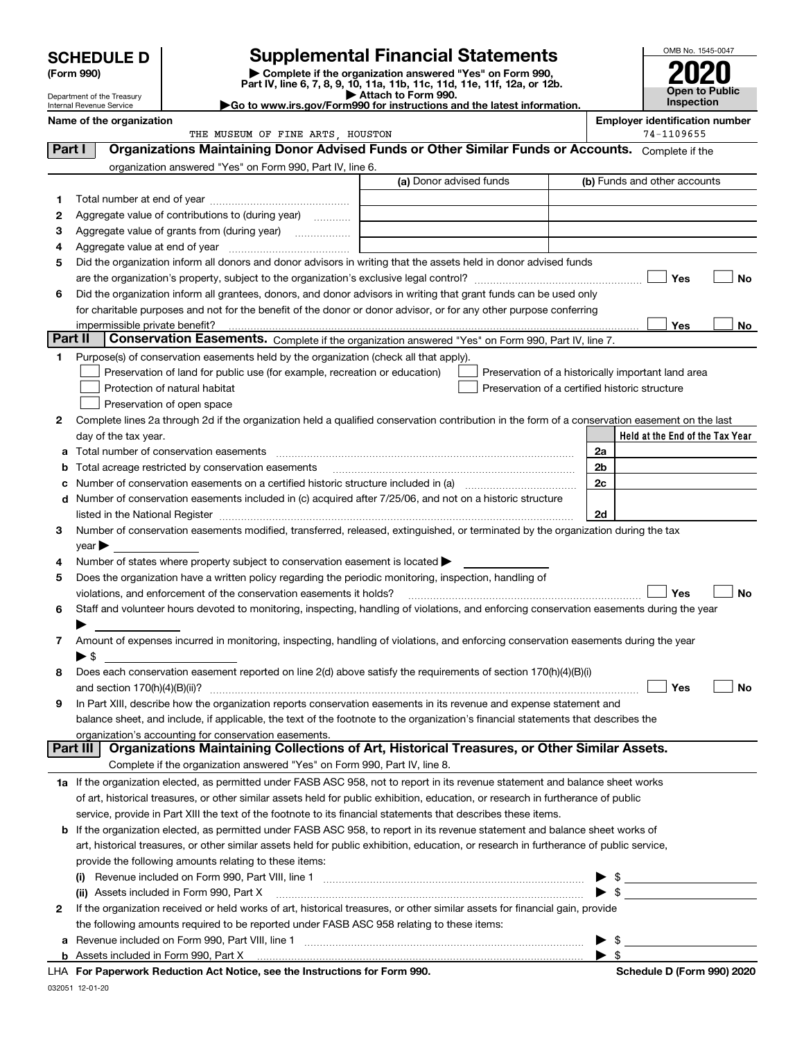# SCHEDULE D (Form 990)

Department of the Treasury
Internal Revenue Service

## Supplemental Financial Statements

▶ Complete if the organization answered "Yes" on Form 990, Part IV, line 6, 7, 8, 9, 10, 11a, 11b, 11c, 11d, 11e, 11f, 12a, or 12b.
▶ Attach to Form 990.
▶Go to www.irs.gov/Form990 for instructions and the latest information.

OMB No. 1545-0047

**2020**

**Open to Public Inspection**

**Name of the organization**
THE MUSEUM OF FINE ARTS, HOUSTON

**Employer identification number**
74-1109655

## Part I Organizations Maintaining Donor Advised Funds or Other Similar Funds or Accounts.
Complete if the organization answered "Yes" on Form 990, Part IV, line 6.

| | | (a) Donor advised funds | (b) Funds and other accounts |
|---|---|---|---|
| 1 | Total number at end of year | | |
| 2 | Aggregate value of contributions to (during year) | | |
| 3 | Aggregate value of grants from (during year) | | |
| 4 | Aggregate value at end of year | | |

5 Did the organization inform all donors and donor advisors in writing that the assets held in donor advised funds are the organization's property, subject to the organization's exclusive legal control? ☐ Yes ☐ No

6 Did the organization inform all grantees, donors, and donor advisors in writing that grant funds can be used only for charitable purposes and not for the benefit of the donor or donor advisor, or for any other purpose conferring impermissible private benefit? ☐ Yes ☐ No

## Part II Conservation Easements.
Complete if the organization answered "Yes" on Form 990, Part IV, line 7.

1 Purpose(s) of conservation easements held by the organization (check all that apply).

☐ Preservation of land for public use (for example, recreation or education)
☐ Protection of natural habitat
☐ Preservation of open space
☐ Preservation of a historically important land area
☐ Preservation of a certified historic structure

2 Complete lines 2a through 2d if the organization held a qualified conservation contribution in the form of a conservation easement on the last day of the tax year.

| | | | Held at the End of the Tax Year |
|---|---|---|---|
| a | Total number of conservation easements | 2a | |
| b | Total acreage restricted by conservation easements | 2b | |
| c | Number of conservation easements on a certified historic structure included in (a) | 2c | |
| d | Number of conservation easements included in (c) acquired after 7/25/06, and not on a historic structure listed in the National Register | 2d | |

3 Number of conservation easements modified, transferred, released, extinguished, or terminated by the organization during the tax year ▶

4 Number of states where property subject to conservation easement is located ▶

5 Does the organization have a written policy regarding the periodic monitoring, inspection, handling of violations, and enforcement of the conservation easements it holds? ☐ Yes ☐ No

6 Staff and volunteer hours devoted to monitoring, inspecting, handling of violations, and enforcing conservation easements during the year ▶

7 Amount of expenses incurred in monitoring, inspecting, handling of violations, and enforcing conservation easements during the year ▶ $

8 Does each conservation easement reported on line 2(d) above satisfy the requirements of section 170(h)(4)(B)(i) and section 170(h)(4)(B)(ii)? ☐ Yes ☐ No

9 In Part XIII, describe how the organization reports conservation easements in its revenue and expense statement and balance sheet, and include, if applicable, the text of the footnote to the organization's financial statements that describes the organization's accounting for conservation easements.

## Part III Organizations Maintaining Collections of Art, Historical Treasures, or Other Similar Assets.
Complete if the organization answered "Yes" on Form 990, Part IV, line 8.

1a If the organization elected, as permitted under FASB ASC 958, not to report in its revenue statement and balance sheet works of art, historical treasures, or other similar assets held for public exhibition, education, or research in furtherance of public service, provide in Part XIII the text of the footnote to its financial statements that describes these items.

b If the organization elected, as permitted under FASB ASC 958, to report in its revenue statement and balance sheet works of art, historical treasures, or other similar assets held for public exhibition, education, or research in furtherance of public service, provide the following amounts relating to these items:

(i) Revenue included on Form 990, Part VIII, line 1 ▶ $

(ii) Assets included in Form 990, Part X ▶ $

2 If the organization received or held works of art, historical treasures, or other similar assets for financial gain, provide the following amounts required to be reported under FASB ASC 958 relating to these items:

a Revenue included on Form 990, Part VIII, line 1 ▶ $

b Assets included in Form 990, Part X ▶ $

LHA For Paperwork Reduction Act Notice, see the Instructions for Form 990. Schedule D (Form 990) 2020

032051 12-01-20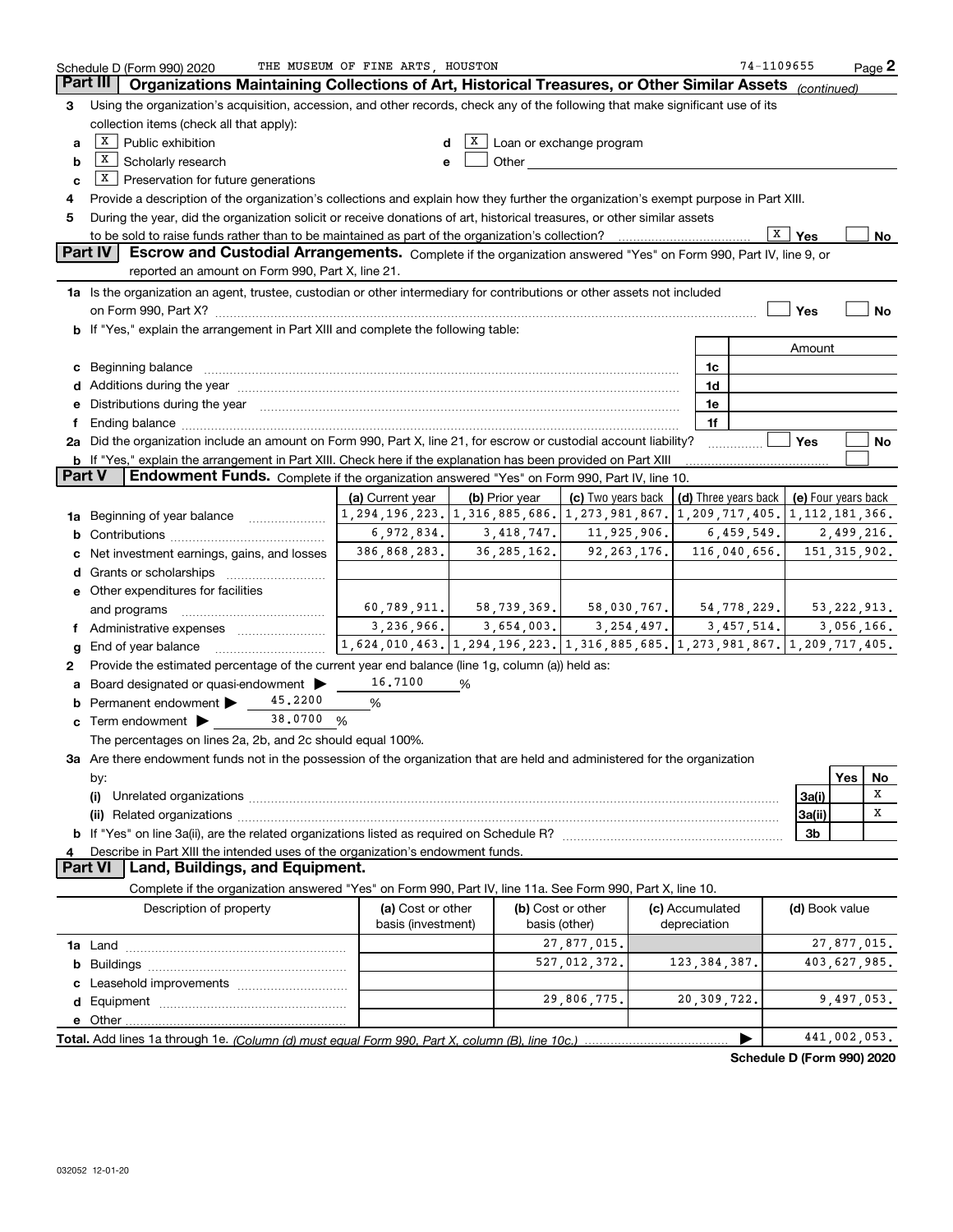Schedule D (Form 990) 2020 THE MUSEUM OF FINE ARTS, HOUSTON 74-1109655 Page 2

## Part III Organizations Maintaining Collections of Art, Historical Treasures, or Other Similar Assets *(continued)*

3 Using the organization's acquisition, accession, and other records, check any of the following that make significant use of its collection items (check all that apply):

a [X] Public exhibition
b [X] Scholarly research
c [X] Preservation for future generations
d [X] Loan or exchange program
e [ ] Other

4 Provide a description of the organization's collections and explain how they further the organization's exempt purpose in Part XIII.

5 During the year, did the organization solicit or receive donations of art, historical treasures, or other similar assets to be sold to raise funds rather than to be maintained as part of the organization's collection? [X] Yes [ ] No

## Part IV Escrow and Custodial Arrangements.

Complete if the organization answered "Yes" on Form 990, Part IV, line 9, or reported an amount on Form 990, Part X, line 21.

1a Is the organization an agent, trustee, custodian or other intermediary for contributions or other assets not included on Form 990, Part X? [ ] Yes [ ] No

b If "Yes," explain the arrangement in Part XIII and complete the following table:

| | | Amount |
|---|---|---|
| c Beginning balance | 1c | |
| d Additions during the year | 1d | |
| e Distributions during the year | 1e | |
| f Ending balance | 1f | |

2a Did the organization include an amount on Form 990, Part X, line 21, for escrow or custodial account liability? [ ] Yes [ ] No

b If "Yes," explain the arrangement in Part XIII. Check here if the explanation has been provided on Part XIII [ ]

## Part V Endowment Funds.

Complete if the organization answered "Yes" on Form 990, Part IV, line 10.

| | (a) Current year | (b) Prior year | (c) Two years back | (d) Three years back | (e) Four years back |
|---|---|---|---|---|---|
| 1a Beginning of year balance | 1,294,196,223. | 1,316,885,686. | 1,273,981,867. | 1,209,717,405. | 1,112,181,366. |
| b Contributions | 6,972,834. | 3,418,747. | 11,925,906. | 6,459,549. | 2,499,216. |
| c Net investment earnings, gains, and losses | 386,868,283. | 36,285,162. | 92,263,176. | 116,040,656. | 151,315,902. |
| d Grants or scholarships | | | | | |
| e Other expenditures for facilities and programs | 60,789,911. | 58,739,369. | 58,030,767. | 54,778,229. | 53,222,913. |
| f Administrative expenses | 3,236,966. | 3,654,003. | 3,254,497. | 3,457,514. | 3,056,166. |
| g End of year balance | 1,624,010,463. | 1,294,196,223. | 1,316,885,685. | 1,273,981,867. | 1,209,717,405. |

2 Provide the estimated percentage of the current year end balance (line 1g, column (a)) held as:

a Board designated or quasi-endowment ▶ 16.7100 %
b Permanent endowment ▶ 45.2200 %
c Term endowment ▶ 38.0700 %

The percentages on lines 2a, 2b, and 2c should equal 100%.

3a Are there endowment funds not in the possession of the organization that are held and administered for the organization by:

| | | Yes | No |
|---|---|---|---|
| (i) Unrelated organizations | 3a(i) | | X |
| (ii) Related organizations | 3a(ii) | | X |
| b If "Yes" on line 3a(ii), are the related organizations listed as required on Schedule R? | 3b | | |

4 Describe in Part XIII the intended uses of the organization's endowment funds.

## Part VI Land, Buildings, and Equipment.

Complete if the organization answered "Yes" on Form 990, Part IV, line 11a. See Form 990, Part X, line 10.

| Description of property | (a) Cost or other basis (investment) | (b) Cost or other basis (other) | (c) Accumulated depreciation | (d) Book value |
|---|---|---|---|---|
| 1a Land | | 27,877,015. | | 27,877,015. |
| b Buildings | | 527,012,372. | 123,384,387. | 403,627,985. |
| c Leasehold improvements | | | | |
| d Equipment | | 29,806,775. | 20,309,722. | 9,497,053. |
| e Other | | | | |
| **Total.** Add lines 1a through 1e. *(Column (d) must equal Form 990, Part X, column (B), line 10c.)* | | | ▶ | 441,002,053. |

**Schedule D (Form 990) 2020**

032052 12-01-20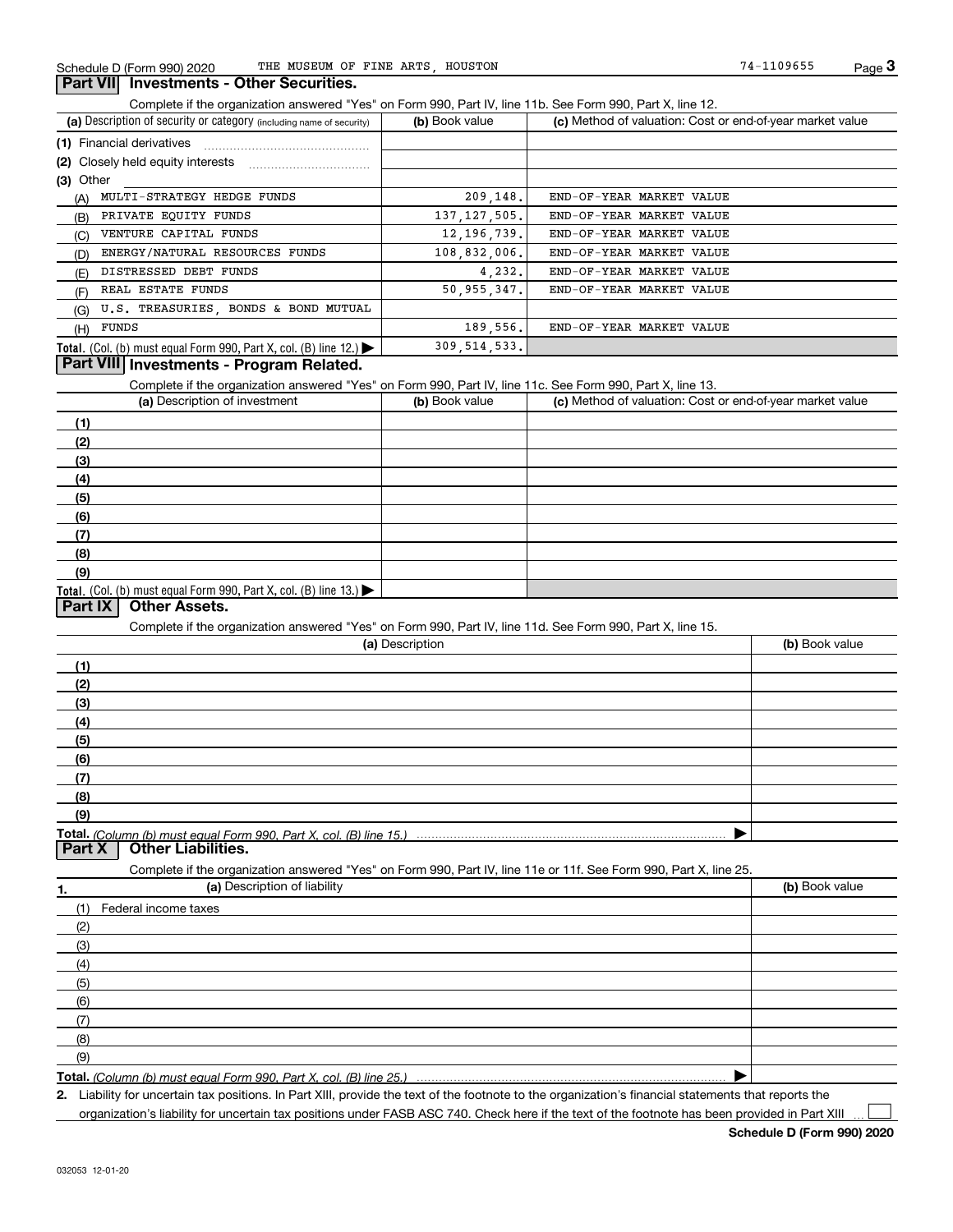Schedule D (Form 990) 2020 THE MUSEUM OF FINE ARTS, HOUSTON 74-1109655

## Part VII Investments - Other Securities.

Complete if the organization answered "Yes" on Form 990, Part IV, line 11b. See Form 990, Part X, line 12.

| (a) Description of security or category (including name of security) | (b) Book value | (c) Method of valuation: Cost or end-of-year market value |
|---|---|---|
| (1) Financial derivatives | | |
| (2) Closely held equity interests | | |
| (3) Other | | |
| (A) MULTI-STRATEGY HEDGE FUNDS | 209,148. | END-OF-YEAR MARKET VALUE |
| (B) PRIVATE EQUITY FUNDS | 137,127,505. | END-OF-YEAR MARKET VALUE |
| (C) VENTURE CAPITAL FUNDS | 12,196,739. | END-OF-YEAR MARKET VALUE |
| (D) ENERGY/NATURAL RESOURCES FUNDS | 108,832,006. | END-OF-YEAR MARKET VALUE |
| (E) DISTRESSED DEBT FUNDS | 4,232. | END-OF-YEAR MARKET VALUE |
| (F) REAL ESTATE FUNDS | 50,955,347. | END-OF-YEAR MARKET VALUE |
| (G) U.S. TREASURIES, BONDS & BOND MUTUAL | | |
| (H) FUNDS | 189,556. | END-OF-YEAR MARKET VALUE |
| **Total.** (Col. (b) must equal Form 990, Part X, col. (B) line 12.) | 309,514,533. | |

## Part VIII Investments - Program Related.

Complete if the organization answered "Yes" on Form 990, Part IV, line 11c. See Form 990, Part X, line 13.

| (a) Description of investment | (b) Book value | (c) Method of valuation: Cost or end-of-year market value |
|---|---|---|
| (1) | | |
| (2) | | |
| (3) | | |
| (4) | | |
| (5) | | |
| (6) | | |
| (7) | | |
| (8) | | |
| (9) | | |
| **Total.** (Col. (b) must equal Form 990, Part X, col. (B) line 13.) | | |

## Part IX Other Assets.

Complete if the organization answered "Yes" on Form 990, Part IV, line 11d. See Form 990, Part X, line 15.

| (a) Description | (b) Book value |
|---|---|
| (1) | |
| (2) | |
| (3) | |
| (4) | |
| (5) | |
| (6) | |
| (7) | |
| (8) | |
| (9) | |
| **Total.** *(Column (b) must equal Form 990, Part X, col. (B) line 15.)* | |

## Part X Other Liabilities.

Complete if the organization answered "Yes" on Form 990, Part IV, line 11e or 11f. See Form 990, Part X, line 25.

| 1. (a) Description of liability | (b) Book value |
|---|---|
| (1) Federal income taxes | |
| (2) | |
| (3) | |
| (4) | |
| (5) | |
| (6) | |
| (7) | |
| (8) | |
| (9) | |
| **Total.** *(Column (b) must equal Form 990, Part X, col. (B) line 25.)* | |

**2.** Liability for uncertain tax positions. In Part XIII, provide the text of the footnote to the organization's financial statements that reports the organization's liability for uncertain tax positions under FASB ASC 740. Check here if the text of the footnote has been provided in Part XIII ☐

**Schedule D (Form 990) 2020**

032053 12-01-20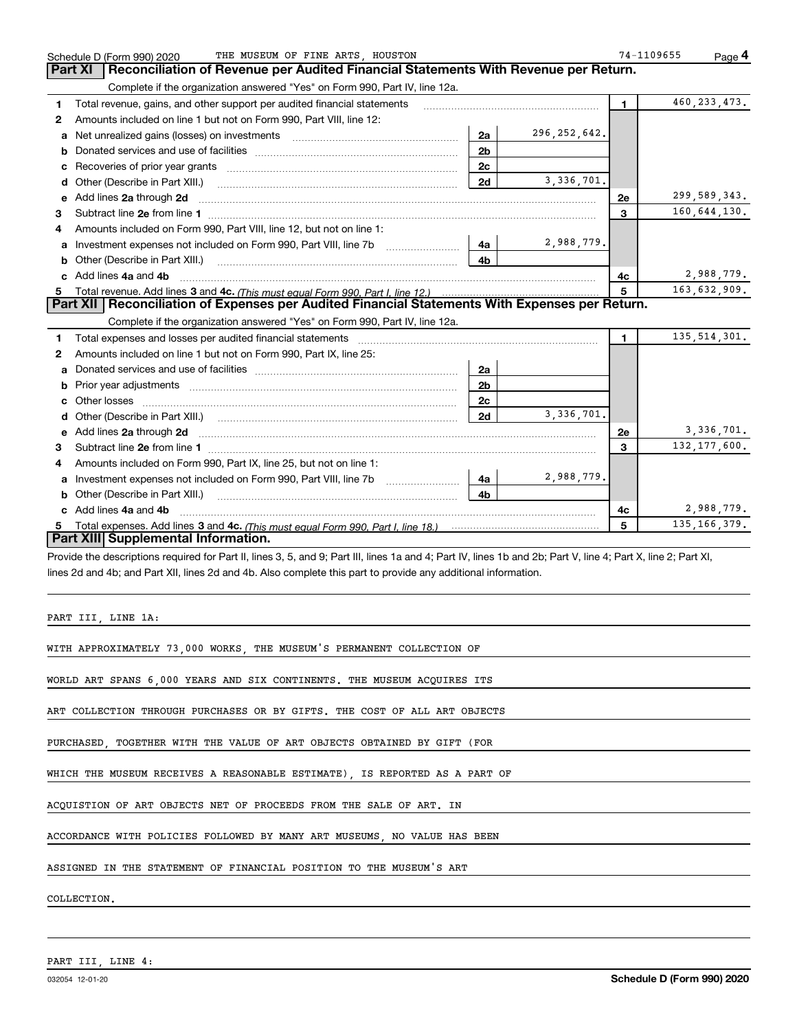Schedule D (Form 990) 2020 THE MUSEUM OF FINE ARTS, HOUSTON 74-1109655 Page 4

## Part XI Reconciliation of Revenue per Audited Financial Statements With Revenue per Return.

Complete if the organization answered "Yes" on Form 990, Part IV, line 12a.

| | | | | | |
|---|---|---|---|---|---|
| 1 | Total revenue, gains, and other support per audited financial statements | | | 1 | 460,233,473. |
| 2 | Amounts included on line 1 but not on Form 990, Part VIII, line 12: | | | | |
| a | Net unrealized gains (losses) on investments | 2a | 296,252,642. | | |
| b | Donated services and use of facilities | 2b | | | |
| c | Recoveries of prior year grants | 2c | | | |
| d | Other (Describe in Part XIII.) | 2d | 3,336,701. | | |
| e | Add lines 2a through 2d | | | 2e | 299,589,343. |
| 3 | Subtract line 2e from line 1 | | | 3 | 160,644,130. |
| 4 | Amounts included on Form 990, Part VIII, line 12, but not on line 1: | | | | |
| a | Investment expenses not included on Form 990, Part VIII, line 7b | 4a | 2,988,779. | | |
| b | Other (Describe in Part XIII.) | 4b | | | |
| c | Add lines 4a and 4b | | | 4c | 2,988,779. |
| 5 | Total revenue. Add lines 3 and 4c. *(This must equal Form 990, Part I, line 12.)* | | | 5 | 163,632,909. |

## Part XII Reconciliation of Expenses per Audited Financial Statements With Expenses per Return.

Complete if the organization answered "Yes" on Form 990, Part IV, line 12a.

| | | | | | |
|---|---|---|---|---|---|
| 1 | Total expenses and losses per audited financial statements | | | 1 | 135,514,301. |
| 2 | Amounts included on line 1 but not on Form 990, Part IX, line 25: | | | | |
| a | Donated services and use of facilities | 2a | | | |
| b | Prior year adjustments | 2b | | | |
| c | Other losses | 2c | | | |
| d | Other (Describe in Part XIII.) | 2d | 3,336,701. | | |
| e | Add lines 2a through 2d | | | 2e | 3,336,701. |
| 3 | Subtract line 2e from line 1 | | | 3 | 132,177,600. |
| 4 | Amounts included on Form 990, Part IX, line 25, but not on line 1: | | | | |
| a | Investment expenses not included on Form 990, Part VIII, line 7b | 4a | 2,988,779. | | |
| b | Other (Describe in Part XIII.) | 4b | | | |
| c | Add lines 4a and 4b | | | 4c | 2,988,779. |
| 5 | Total expenses. Add lines 3 and 4c. *(This must equal Form 990, Part I, line 18.)* | | | 5 | 135,166,379. |

## Part XIII Supplemental Information.

Provide the descriptions required for Part II, lines 3, 5, and 9; Part III, lines 1a and 4; Part IV, lines 1b and 2b; Part V, line 4; Part X, line 2; Part XI, lines 2d and 4b; and Part XII, lines 2d and 4b. Also complete this part to provide any additional information.

PART III, LINE 1A:

WITH APPROXIMATELY 73,000 WORKS, THE MUSEUM'S PERMANENT COLLECTION OF WORLD ART SPANS 6,000 YEARS AND SIX CONTINENTS. THE MUSEUM ACQUIRES ITS ART COLLECTION THROUGH PURCHASES OR BY GIFTS. THE COST OF ALL ART OBJECTS PURCHASED, TOGETHER WITH THE VALUE OF ART OBJECTS OBTAINED BY GIFT (FOR WHICH THE MUSEUM RECEIVES A REASONABLE ESTIMATE), IS REPORTED AS A PART OF ACQUISTION OF ART OBJECTS NET OF PROCEEDS FROM THE SALE OF ART. IN ACCORDANCE WITH POLICIES FOLLOWED BY MANY ART MUSEUMS, NO VALUE HAS BEEN ASSIGNED IN THE STATEMENT OF FINANCIAL POSITION TO THE MUSEUM'S ART COLLECTION.

PART III, LINE 4:

032054 12-01-20 Schedule D (Form 990) 2020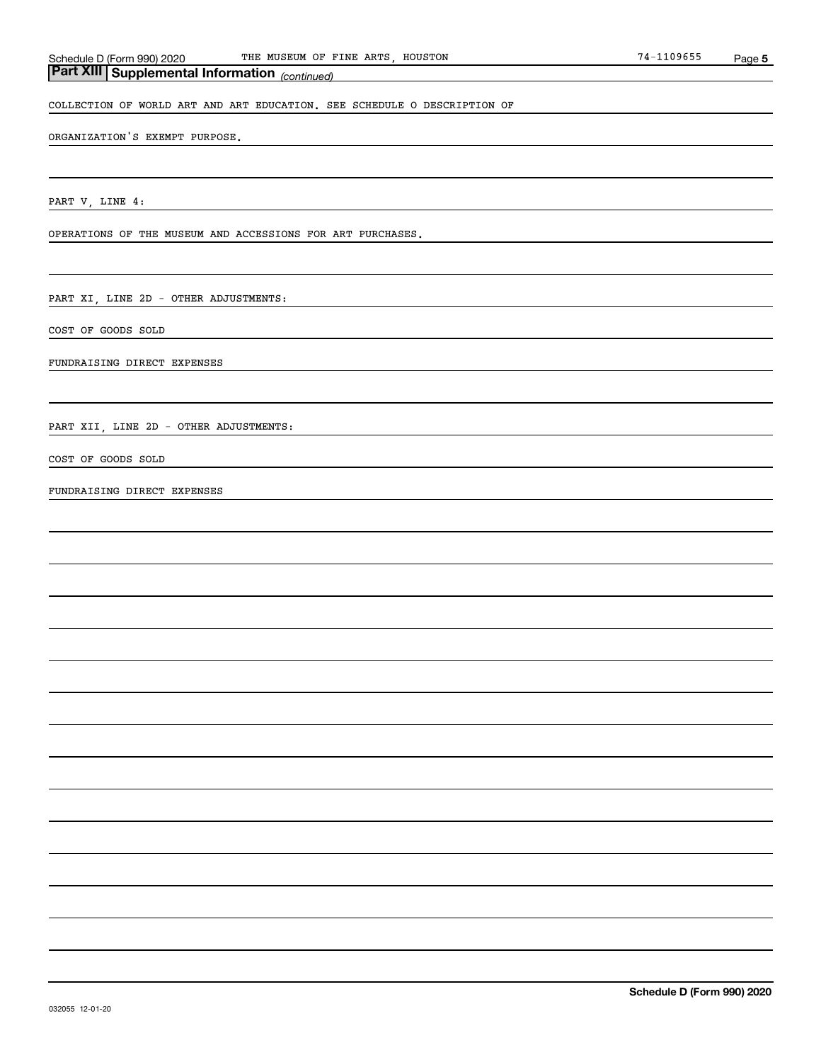## Part XIII | Supplemental Information *(continued)*

COLLECTION OF WORLD ART AND ART EDUCATION. SEE SCHEDULE O DESCRIPTION OF

ORGANIZATION'S EXEMPT PURPOSE.

PART V, LINE 4:

OPERATIONS OF THE MUSEUM AND ACCESSIONS FOR ART PURCHASES.

PART XI, LINE 2D - OTHER ADJUSTMENTS:

COST OF GOODS SOLD

FUNDRAISING DIRECT EXPENSES

PART XII, LINE 2D - OTHER ADJUSTMENTS:

COST OF GOODS SOLD

FUNDRAISING DIRECT EXPENSES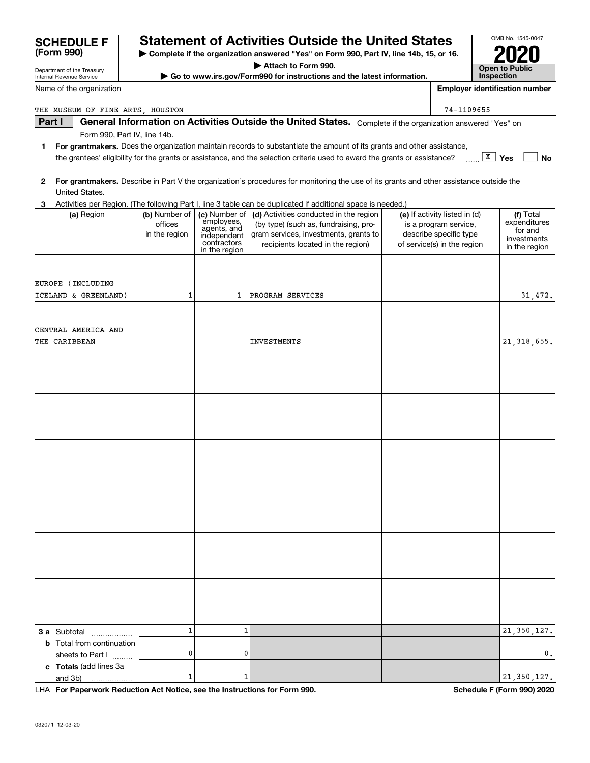**SCHEDULE F (Form 990)**

Department of the Treasury
Internal Revenue Service

# Statement of Activities Outside the United States

▶ Complete if the organization answered "Yes" on Form 990, Part IV, line 14b, 15, or 16.
▶ Attach to Form 990.
▶ Go to www.irs.gov/Form990 for instructions and the latest information.

OMB No. 1545-0047
**2020**
**Open to Public Inspection**

Name of the organization: THE MUSEUM OF FINE ARTS, HOUSTON

Employer identification number: 74-1109655

## Part I General Information on Activities Outside the United States. 

Complete if the organization answered "Yes" on Form 990, Part IV, line 14b.

1 **For grantmakers.** Does the organization maintain records to substantiate the amount of its grants and other assistance, the grantees' eligibility for the grants or assistance, and the selection criteria used to award the grants or assistance? [X] Yes [ ] No

2 **For grantmakers.** Describe in Part V the organization's procedures for monitoring the use of its grants and other assistance outside the United States.

3 Activities per Region. (The following Part I, line 3 table can be duplicated if additional space is needed.)

| (a) Region | (b) Number of offices in the region | (c) Number of employees, agents, and independent contractors in the region | (d) Activities conducted in the region (by type) (such as, fundraising, program services, investments, grants to recipients located in the region) | (e) If activity listed in (d) is a program service, describe specific type of service(s) in the region | (f) Total expenditures for and investments in the region |
|---|---|---|---|---|---|
| EUROPE (INCLUDING ICELAND & GREENLAND) | 1 | 1 | PROGRAM SERVICES | | 31,472. |
| CENTRAL AMERICA AND THE CARIBBEAN | | | INVESTMENTS | | 21,318,655. |
| | | | | | |
| | | | | | |
| | | | | | |
| | | | | | |
| | | | | | |
| | | | | | |
| **3 a** Subtotal | 1 | 1 | | | 21,350,127. |
| **b** Total from continuation sheets to Part I | 0 | 0 | | | 0. |
| **c Totals** (add lines 3a and 3b) | 1 | 1 | | | 21,350,127. |

LHA **For Paperwork Reduction Act Notice, see the Instructions for Form 990.** **Schedule F (Form 990) 2020**

032071 12-03-20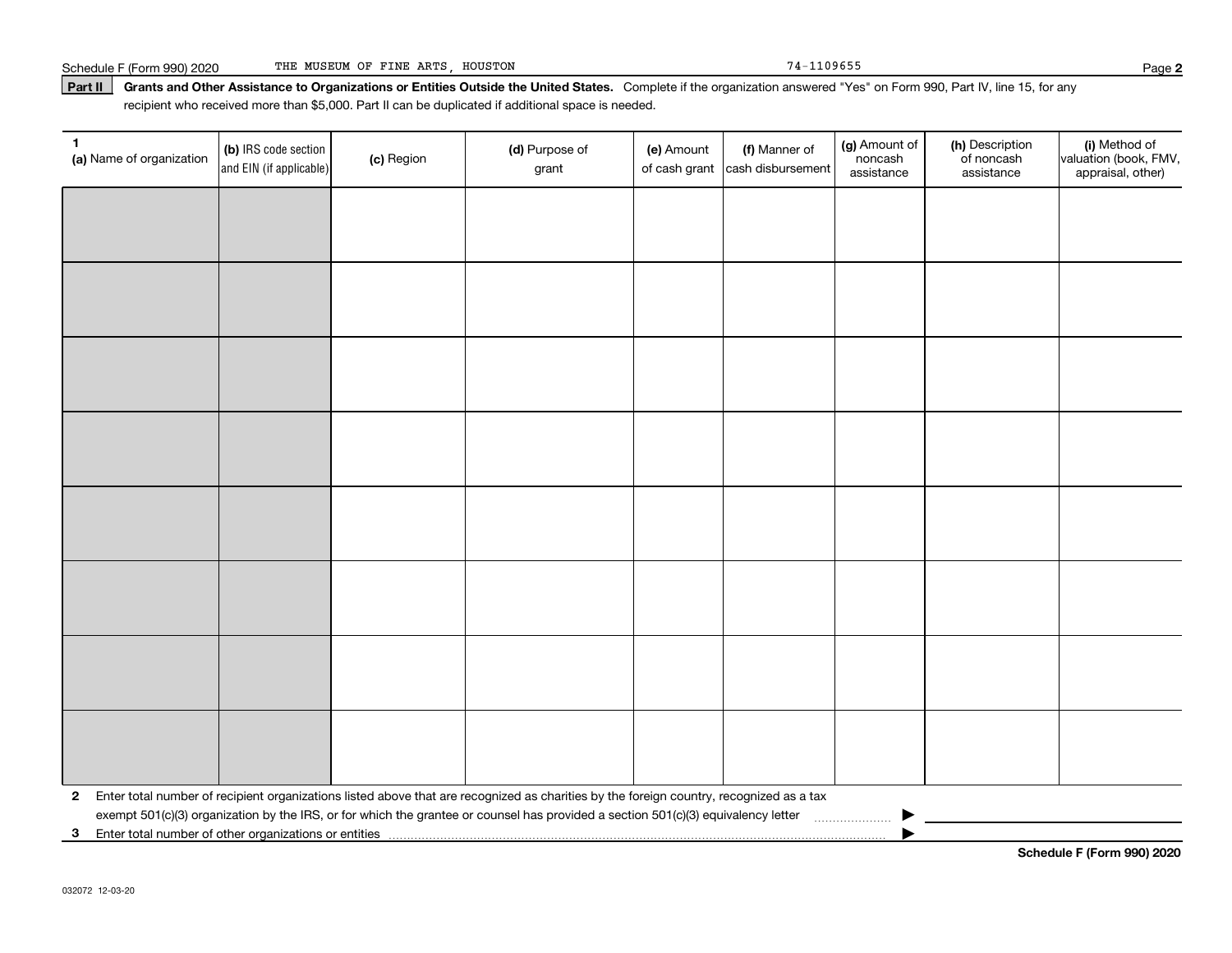Schedule F (Form 990) 2020 THE MUSEUM OF FINE ARTS, HOUSTON 74-1109655

**Part II** **Grants and Other Assistance to Organizations or Entities Outside the United States.** Complete if the organization answered "Yes" on Form 990, Part IV, line 15, for any recipient who received more than $5,000. Part II can be duplicated if additional space is needed.

| 1 (a) Name of organization | (b) IRS code section and EIN (if applicable) | (c) Region | (d) Purpose of grant | (e) Amount of cash grant | (f) Manner of cash disbursement | (g) Amount of noncash assistance | (h) Description of noncash assistance | (i) Method of valuation (book, FMV, appraisal, other) |
|---|---|---|---|---|---|---|---|---|
| | | | | | | | | |
| | | | | | | | | |
| | | | | | | | | |
| | | | | | | | | |
| | | | | | | | | |
| | | | | | | | | |
| | | | | | | | | |
| | | | | | | | | |

**2** Enter total number of recipient organizations listed above that are recognized as charities by the foreign country, recognized as a tax exempt 501(c)(3) organization by the IRS, or for which the grantee or counsel has provided a section 501(c)(3) equivalency letter ▶

**3** Enter total number of other organizations or entities ▶

**Schedule F (Form 990) 2020**

032072 12-03-20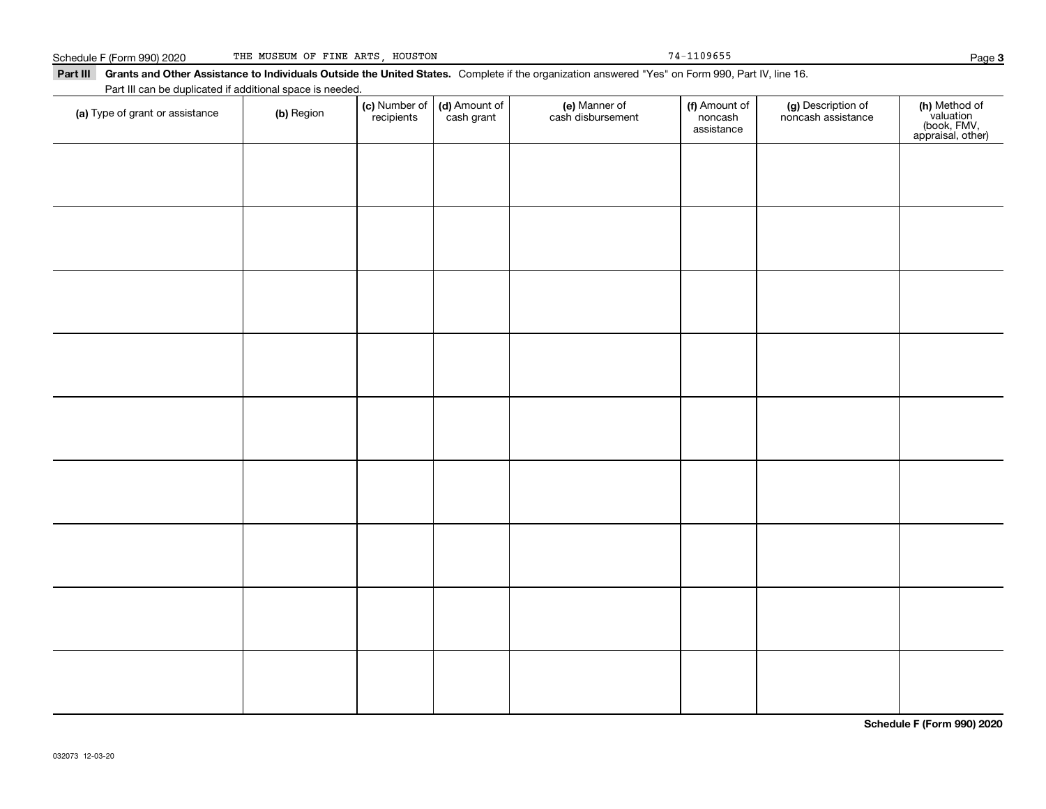Schedule F (Form 990) 2020 THE MUSEUM OF FINE ARTS, HOUSTON 74-1109655

**Part III Grants and Other Assistance to Individuals Outside the United States.** Complete if the organization answered "Yes" on Form 990, Part IV, line 16.

Part III can be duplicated if additional space is needed.

| (a) Type of grant or assistance | (b) Region | (c) Number of recipients | (d) Amount of cash grant | (e) Manner of cash disbursement | (f) Amount of noncash assistance | (g) Description of noncash assistance | (h) Method of valuation (book, FMV, appraisal, other) |
|---|---|---|---|---|---|---|---|
| | | | | | | | |
| | | | | | | | |
| | | | | | | | |
| | | | | | | | |
| | | | | | | | |
| | | | | | | | |
| | | | | | | | |
| | | | | | | | |
| | | | | | | | |

**Schedule F (Form 990) 2020**

032073 12-03-20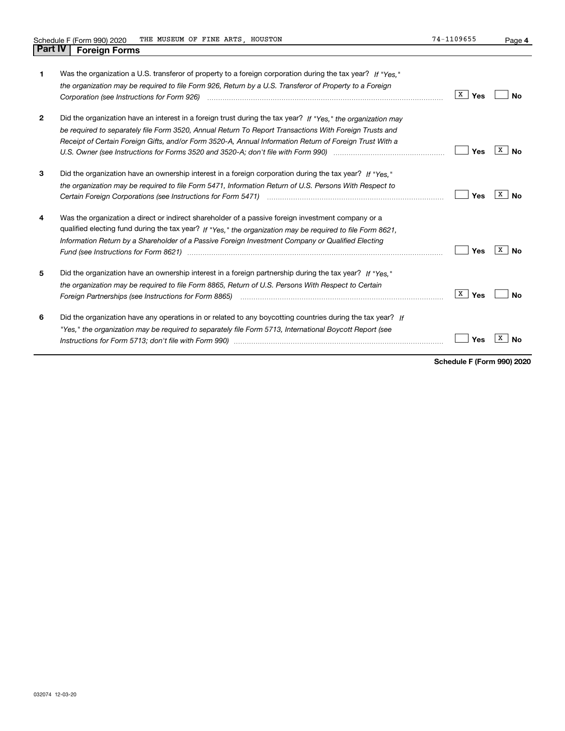Schedule F (Form 990) 2020 THE MUSEUM OF FINE ARTS, HOUSTON 74-1109655

## Part IV Foreign Forms

| | | Yes | No |
|---|---|---|---|
| 1 | Was the organization a U.S. transferor of property to a foreign corporation during the tax year? *If "Yes," the organization may be required to file Form 926, Return by a U.S. Transferor of Property to a Foreign Corporation (see Instructions for Form 926)* | X | |
| 2 | Did the organization have an interest in a foreign trust during the tax year? *If "Yes," the organization may be required to separately file Form 3520, Annual Return To Report Transactions With Foreign Trusts and Receipt of Certain Foreign Gifts, and/or Form 3520-A, Annual Information Return of Foreign Trust With a U.S. Owner (see Instructions for Forms 3520 and 3520-A; don't file with Form 990)* | | X |
| 3 | Did the organization have an ownership interest in a foreign corporation during the tax year? *If "Yes," the organization may be required to file Form 5471, Information Return of U.S. Persons With Respect to Certain Foreign Corporations (see Instructions for Form 5471)* | | X |
| 4 | Was the organization a direct or indirect shareholder of a passive foreign investment company or a qualified electing fund during the tax year? *If "Yes," the organization may be required to file Form 8621, Information Return by a Shareholder of a Passive Foreign Investment Company or Qualified Electing Fund (see Instructions for Form 8621)* | | X |
| 5 | Did the organization have an ownership interest in a foreign partnership during the tax year? *If "Yes," the organization may be required to file Form 8865, Return of U.S. Persons With Respect to Certain Foreign Partnerships (see Instructions for Form 8865)* | X | |
| 6 | Did the organization have any operations in or related to any boycotting countries during the tax year? *If "Yes," the organization may be required to separately file Form 5713, International Boycott Report (see Instructions for Form 5713; don't file with Form 990)* | | X |

**Schedule F (Form 990) 2020**

032074 12-03-20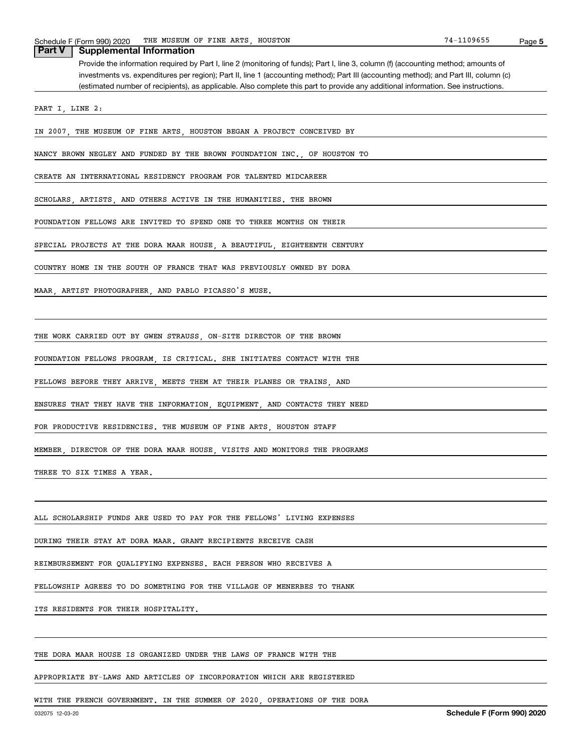## Part V Supplemental Information

Provide the information required by Part I, line 2 (monitoring of funds); Part I, line 3, column (f) (accounting method; amounts of investments vs. expenditures per region); Part II, line 1 (accounting method); Part III (accounting method); and Part III, column (c) (estimated number of recipients), as applicable. Also complete this part to provide any additional information. See instructions.

PART I, LINE 2:

IN 2007, THE MUSEUM OF FINE ARTS, HOUSTON BEGAN A PROJECT CONCEIVED BY NANCY BROWN NEGLEY AND FUNDED BY THE BROWN FOUNDATION INC., OF HOUSTON TO CREATE AN INTERNATIONAL RESIDENCY PROGRAM FOR TALENTED MIDCAREER SCHOLARS, ARTISTS, AND OTHERS ACTIVE IN THE HUMANITIES. THE BROWN FOUNDATION FELLOWS ARE INVITED TO SPEND ONE TO THREE MONTHS ON THEIR SPECIAL PROJECTS AT THE DORA MAAR HOUSE, A BEAUTIFUL, EIGHTEENTH CENTURY COUNTRY HOME IN THE SOUTH OF FRANCE THAT WAS PREVIOUSLY OWNED BY DORA MAAR, ARTIST PHOTOGRAPHER, AND PABLO PICASSO'S MUSE.

THE WORK CARRIED OUT BY GWEN STRAUSS, ON-SITE DIRECTOR OF THE BROWN FOUNDATION FELLOWS PROGRAM, IS CRITICAL. SHE INITIATES CONTACT WITH THE FELLOWS BEFORE THEY ARRIVE, MEETS THEM AT THEIR PLANES OR TRAINS, AND ENSURES THAT THEY HAVE THE INFORMATION, EQUIPMENT, AND CONTACTS THEY NEED FOR PRODUCTIVE RESIDENCIES. THE MUSEUM OF FINE ARTS, HOUSTON STAFF MEMBER, DIRECTOR OF THE DORA MAAR HOUSE, VISITS AND MONITORS THE PROGRAMS THREE TO SIX TIMES A YEAR.

ALL SCHOLARSHIP FUNDS ARE USED TO PAY FOR THE FELLOWS' LIVING EXPENSES DURING THEIR STAY AT DORA MAAR. GRANT RECIPIENTS RECEIVE CASH REIMBURSEMENT FOR QUALIFYING EXPENSES. EACH PERSON WHO RECEIVES A FELLOWSHIP AGREES TO DO SOMETHING FOR THE VILLAGE OF MENERBES TO THANK ITS RESIDENTS FOR THEIR HOSPITALITY.

THE DORA MAAR HOUSE IS ORGANIZED UNDER THE LAWS OF FRANCE WITH THE APPROPRIATE BY-LAWS AND ARTICLES OF INCORPORATION WHICH ARE REGISTERED WITH THE FRENCH GOVERNMENT. IN THE SUMMER OF 2020, OPERATIONS OF THE DORA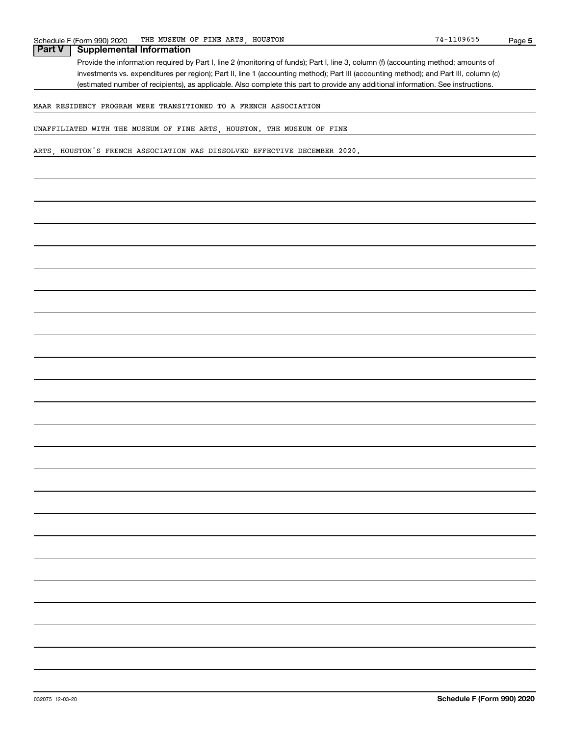## Part V Supplemental Information

Provide the information required by Part I, line 2 (monitoring of funds); Part I, line 3, column (f) (accounting method; amounts of investments vs. expenditures per region); Part II, line 1 (accounting method); Part III (accounting method); and Part III, column (c) (estimated number of recipients), as applicable. Also complete this part to provide any additional information. See instructions.

MAAR RESIDENCY PROGRAM WERE TRANSITIONED TO A FRENCH ASSOCIATION UNAFFILIATED WITH THE MUSEUM OF FINE ARTS, HOUSTON. THE MUSEUM OF FINE ARTS, HOUSTON'S FRENCH ASSOCIATION WAS DISSOLVED EFFECTIVE DECEMBER 2020.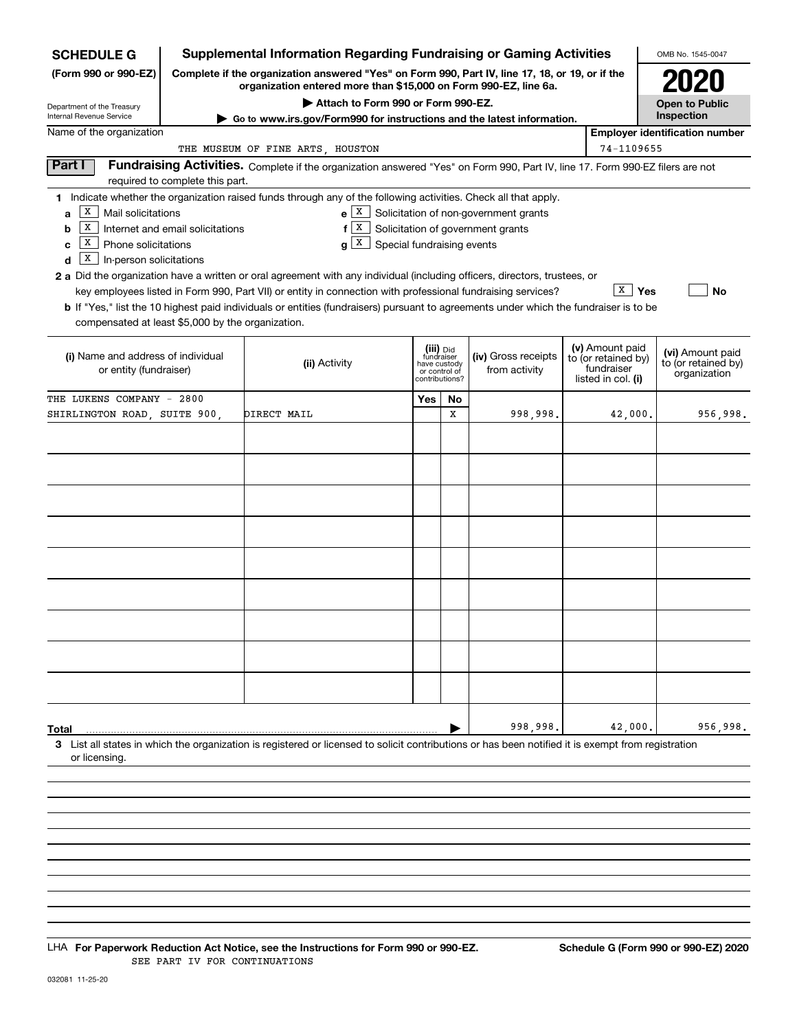**SCHEDULE G** (Form 990 or 990-EZ)

Department of the Treasury
Internal Revenue Service

# Supplemental Information Regarding Fundraising or Gaming Activities

**Complete if the organization answered "Yes" on Form 990, Part IV, line 17, 18, or 19, or if the organization entered more than $15,000 on Form 990-EZ, line 6a.**

▶ Attach to Form 990 or Form 990-EZ.

▶ Go to www.irs.gov/Form990 for instructions and the latest information.

OMB No. 1545-0047

**2020**

**Open to Public Inspection**

Name of the organization: THE MUSEUM OF FINE ARTS, HOUSTON

Employer identification number: 74-1109655

## Part I Fundraising Activities.

Complete if the organization answered "Yes" on Form 990, Part IV, line 17. Form 990-EZ filers are not required to complete this part.

**1** Indicate whether the organization raised funds through any of the following activities. Check all that apply.

- **a** [X] Mail solicitations
- **b** [X] Internet and email solicitations
- **c** [X] Phone solicitations
- **d** [X] In-person solicitations
- **e** [X] Solicitation of non-government grants
- **f** [X] Solicitation of government grants
- **g** [X] Special fundraising events

**2 a** Did the organization have a written or oral agreement with any individual (including officers, directors, trustees, or key employees listed in Form 990, Part VII) or entity in connection with professional fundraising services? [X] Yes [ ] No

**b** If "Yes," list the 10 highest paid individuals or entities (fundraisers) pursuant to agreements under which the fundraiser is to be compensated at least $5,000 by the organization.

| (i) Name and address of individual or entity (fundraiser) | (ii) Activity | (iii) Did fundraiser have custody or control of contributions? Yes | No | (iv) Gross receipts from activity | (v) Amount paid to (or retained by) fundraiser listed in col. (i) | (vi) Amount paid to (or retained by) organization |
|---|---|---|---|---|---|---|
| THE LUKENS COMPANY - 2800 SHIRLINGTON ROAD, SUITE 900, | DIRECT MAIL | | X | 998,998. | 42,000. | 956,998. |
| | | | | | | |
| | | | | | | |
| | | | | | | |
| | | | | | | |
| | | | | | | |
| | | | | | | |
| | | | | | | |
| | | | | | | |
| | | | | | | |
| **Total** | | | ▶ | 998,998. | 42,000. | 956,998. |

**3** List all states in which the organization is registered or licensed to solicit contributions or has been notified it is exempt from registration or licensing.

LHA **For Paperwork Reduction Act Notice, see the Instructions for Form 990 or 990-EZ.** **Schedule G (Form 990 or 990-EZ) 2020**

SEE PART IV FOR CONTINUATIONS

032081 11-25-20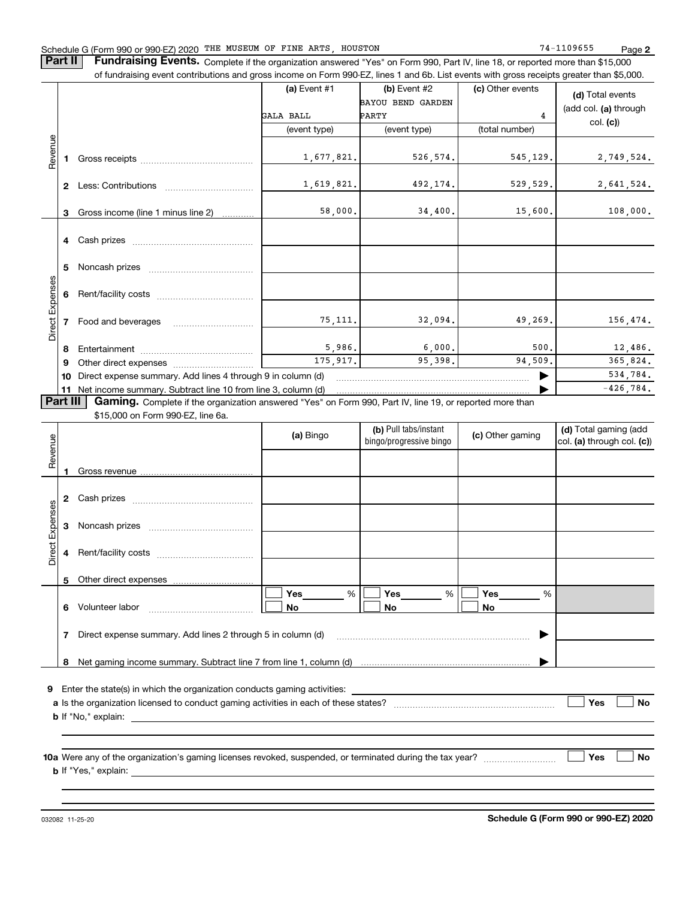Schedule G (Form 990 or 990-EZ) 2020 THE MUSEUM OF FINE ARTS, HOUSTON 74-1109655 Page **2**

**Part II** **Fundraising Events.** Complete if the organization answered "Yes" on Form 990, Part IV, line 18, or reported more than $15,000 of fundraising event contributions and gross income on Form 990-EZ, lines 1 and 6b. List events with gross receipts greater than $5,000.

| | | (a) Event #1 | (b) Event #2 | (c) Other events | (d) Total events (add col. (a) through col. (c)) |
|---|---|---|---|---|---|
| | | GALA BALL | BAYOU BEND GARDEN PARTY | 4 | |
| | | (event type) | (event type) | (total number) | |
| Revenue | 1 Gross receipts | 1,677,821. | 526,574. | 545,129. | 2,749,524. |
| | 2 Less: Contributions | 1,619,821. | 492,174. | 529,529. | 2,641,524. |
| | 3 Gross income (line 1 minus line 2) | 58,000. | 34,400. | 15,600. | 108,000. |
| Direct Expenses | 4 Cash prizes | | | | |
| | 5 Noncash prizes | | | | |
| | 6 Rent/facility costs | | | | |
| | 7 Food and beverages | 75,111. | 32,094. | 49,269. | 156,474. |
| | 8 Entertainment | 5,986. | 6,000. | 500. | 12,486. |
| | 9 Other direct expenses | 175,917. | 95,398. | 94,509. | 365,824. |
| | 10 Direct expense summary. Add lines 4 through 9 in column (d) | | | ▶ | 534,784. |
| | 11 Net income summary. Subtract line 10 from line 3, column (d) | | | ▶ | -426,784. |

**Part III** **Gaming.** Complete if the organization answered "Yes" on Form 990, Part IV, line 19, or reported more than $15,000 on Form 990-EZ, line 6a.

| | | (a) Bingo | (b) Pull tabs/instant bingo/progressive bingo | (c) Other gaming | (d) Total gaming (add col. (a) through col. (c)) |
|---|---|---|---|---|---|
| Revenue | 1 Gross revenue | | | | |
| Direct Expenses | 2 Cash prizes | | | | |
| | 3 Noncash prizes | | | | |
| | 4 Rent/facility costs | | | | |
| | 5 Other direct expenses | | | | |
| | 6 Volunteer labor | ☐ Yes ____ % ☐ No | ☐ Yes ____ % ☐ No | ☐ Yes ____ % ☐ No | |
| | 7 Direct expense summary. Add lines 2 through 5 in column (d) | | | ▶ | |
| | 8 Net gaming income summary. Subtract line 7 from line 1, column (d) | | | ▶ | |

**9** Enter the state(s) in which the organization conducts gaming activities: ____________________

**a** Is the organization licensed to conduct gaming activities in each of these states? ☐ Yes ☐ No

**b** If "No," explain: ____________________

**10a** Were any of the organization's gaming licenses revoked, suspended, or terminated during the tax year? ☐ Yes ☐ No

**b** If "Yes," explain: ____________________

032082 11-25-20 **Schedule G (Form 990 or 990-EZ) 2020**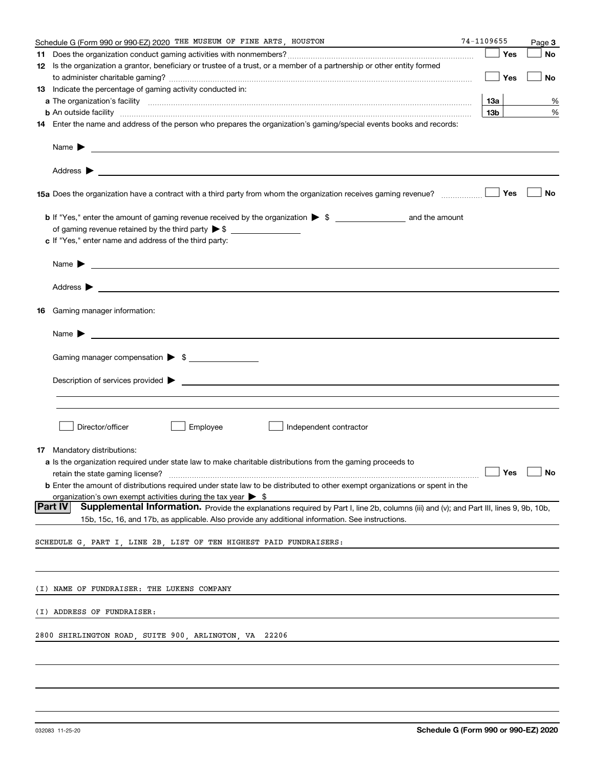Schedule G (Form 990 or 990-EZ) 2020 THE MUSEUM OF FINE ARTS, HOUSTON 74-1109655 Page 3

**11** Does the organization conduct gaming activities with nonmembers? ☐ Yes ☐ No

**12** Is the organization a grantor, beneficiary or trustee of a trust, or a member of a partnership or other entity formed to administer charitable gaming? ☐ Yes ☐ No

**13** Indicate the percentage of gaming activity conducted in:

**a** The organization's facility **13a** %

**b** An outside facility **13b** %

**14** Enter the name and address of the person who prepares the organization's gaming/special events books and records:

Name ▶

Address ▶

**15a** Does the organization have a contract with a third party from whom the organization receives gaming revenue? ☐ Yes ☐ No

**b** If "Yes," enter the amount of gaming revenue received by the organization ▶ $ and the amount of gaming revenue retained by the third party ▶ $

**c** If "Yes," enter name and address of the third party:

Name ▶

Address ▶

**16** Gaming manager information:

Name ▶

Gaming manager compensation ▶ $

Description of services provided ▶

☐ Director/officer ☐ Employee ☐ Independent contractor

**17** Mandatory distributions:

**a** Is the organization required under state law to make charitable distributions from the gaming proceeds to retain the state gaming license? ☐ Yes ☐ No

**b** Enter the amount of distributions required under state law to be distributed to other exempt organizations or spent in the organization's own exempt activities during the tax year ▶ $

## Part IV Supplemental Information.

Provide the explanations required by Part I, line 2b, columns (iii) and (v); and Part III, lines 9, 9b, 10b, 15b, 15c, 16, and 17b, as applicable. Also provide any additional information. See instructions.

SCHEDULE G, PART I, LINE 2B, LIST OF TEN HIGHEST PAID FUNDRAISERS:

(I) NAME OF FUNDRAISER: THE LUKENS COMPANY

(I) ADDRESS OF FUNDRAISER:

2800 SHIRLINGTON ROAD, SUITE 900, ARLINGTON, VA 22206

032083 11-25-20 **Schedule G (Form 990 or 990-EZ) 2020**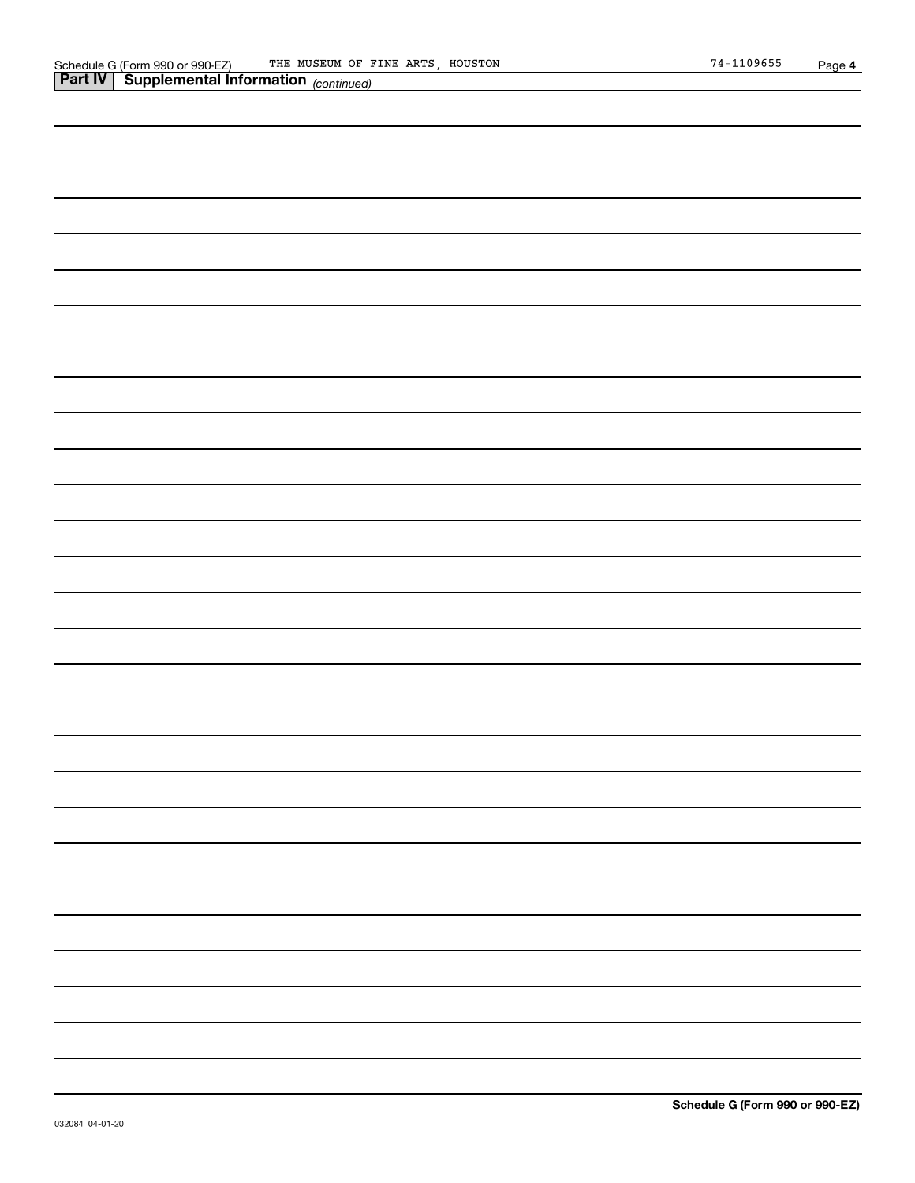Schedule G (Form 990 or 990-EZ) THE MUSEUM OF FINE ARTS, HOUSTON 74-1109655

**Part IV | Supplemental Information** *(continued)*

**Schedule G (Form 990 or 990-EZ)**

032084 04-01-20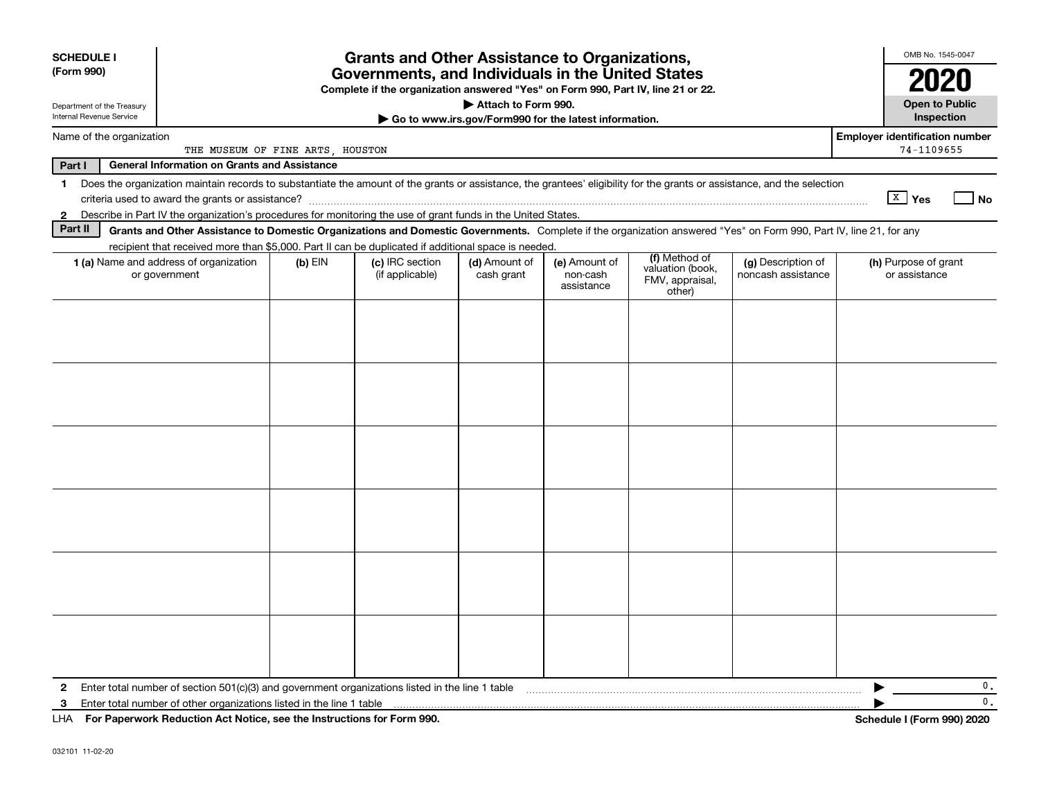**SCHEDULE I**
**(Form 990)**

Department of the Treasury
Internal Revenue Service

# Grants and Other Assistance to Organizations, Governments, and Individuals in the United States

**Complete if the organization answered "Yes" on Form 990, Part IV, line 21 or 22.**
**▶ Attach to Form 990.**
**▶ Go to www.irs.gov/Form990 for the latest information.**

OMB No. 1545-0047
**2020**
**Open to Public Inspection**

Name of the organization: THE MUSEUM OF FINE ARTS, HOUSTON

**Employer identification number:** 74-1109655

**Part I — General Information on Grants and Assistance**

1 Does the organization maintain records to substantiate the amount of the grants or assistance, the grantees' eligibility for the grants or assistance, and the selection criteria used to award the grants or assistance? ☒ **Yes** ☐ **No**

2 Describe in Part IV the organization's procedures for monitoring the use of grant funds in the United States.

**Part II — Grants and Other Assistance to Domestic Organizations and Domestic Governments.** Complete if the organization answered "Yes" on Form 990, Part IV, line 21, for any recipient that received more than $5,000. Part II can be duplicated if additional space is needed.

| 1 (a) Name and address of organization or government | (b) EIN | (c) IRC section (if applicable) | (d) Amount of cash grant | (e) Amount of non-cash assistance | (f) Method of valuation (book, FMV, appraisal, other) | (g) Description of noncash assistance | (h) Purpose of grant or assistance |
|---|---|---|---|---|---|---|---|
| | | | | | | | |
| | | | | | | | |
| | | | | | | | |
| | | | | | | | |
| | | | | | | | |
| | | | | | | | |

2 Enter total number of section 501(c)(3) and government organizations listed in the line 1 table ▶ 0.

3 Enter total number of other organizations listed in the line 1 table ▶ 0.

LHA **For Paperwork Reduction Act Notice, see the Instructions for Form 990.** **Schedule I (Form 990) 2020**

032101 11-02-20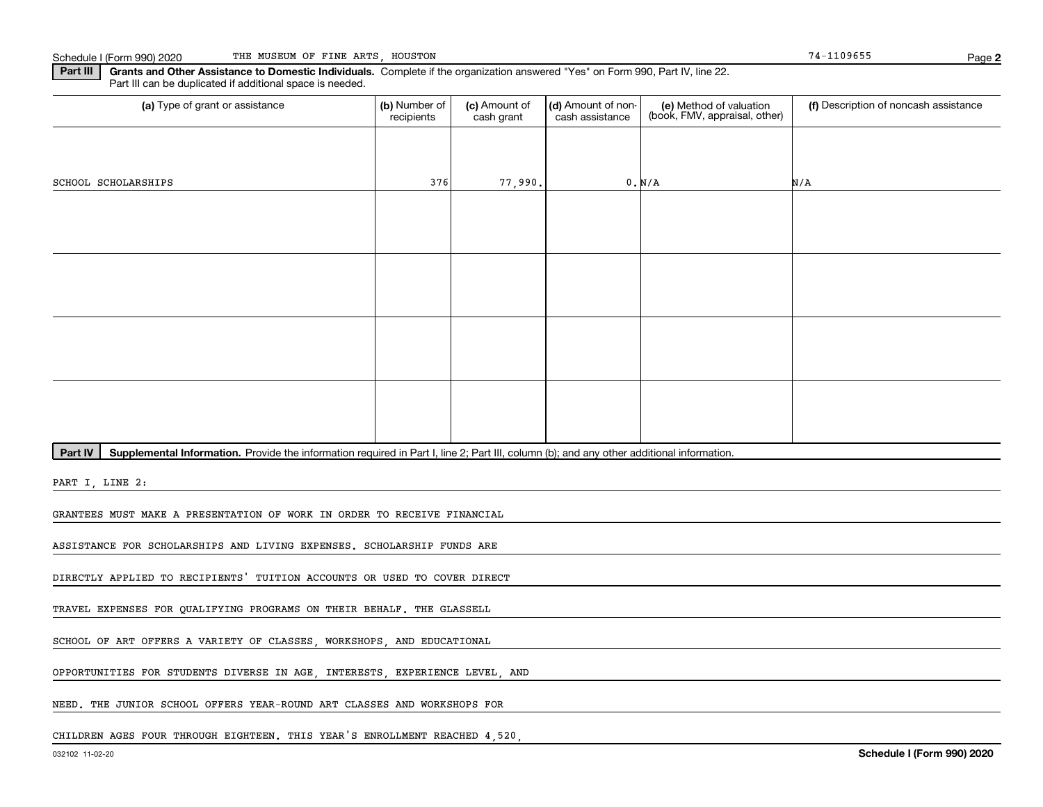Schedule I (Form 990) 2020 THE MUSEUM OF FINE ARTS, HOUSTON 74-1109655

**Part III** **Grants and Other Assistance to Domestic Individuals.** Complete if the organization answered "Yes" on Form 990, Part IV, line 22. Part III can be duplicated if additional space is needed.

| (a) Type of grant or assistance | (b) Number of recipients | (c) Amount of cash grant | (d) Amount of non-cash assistance | (e) Method of valuation (book, FMV, appraisal, other) | (f) Description of noncash assistance |
|---|---|---|---|---|---|
| SCHOOL SCHOLARSHIPS | 376 | 77,990. | 0. | N/A | N/A |
| | | | | | |
| | | | | | |
| | | | | | |
| | | | | | |

**Part IV** **Supplemental Information.** Provide the information required in Part I, line 2; Part III, column (b); and any other additional information.

PART I, LINE 2:

GRANTEES MUST MAKE A PRESENTATION OF WORK IN ORDER TO RECEIVE FINANCIAL ASSISTANCE FOR SCHOLARSHIPS AND LIVING EXPENSES. SCHOLARSHIP FUNDS ARE DIRECTLY APPLIED TO RECIPIENTS' TUITION ACCOUNTS OR USED TO COVER DIRECT TRAVEL EXPENSES FOR QUALIFYING PROGRAMS ON THEIR BEHALF. THE GLASSELL SCHOOL OF ART OFFERS A VARIETY OF CLASSES, WORKSHOPS, AND EDUCATIONAL OPPORTUNITIES FOR STUDENTS DIVERSE IN AGE, INTERESTS, EXPERIENCE LEVEL, AND NEED. THE JUNIOR SCHOOL OFFERS YEAR-ROUND ART CLASSES AND WORKSHOPS FOR CHILDREN AGES FOUR THROUGH EIGHTEEN. THIS YEAR'S ENROLLMENT REACHED 4,520,

032102 11-02-20 **Schedule I (Form 990) 2020**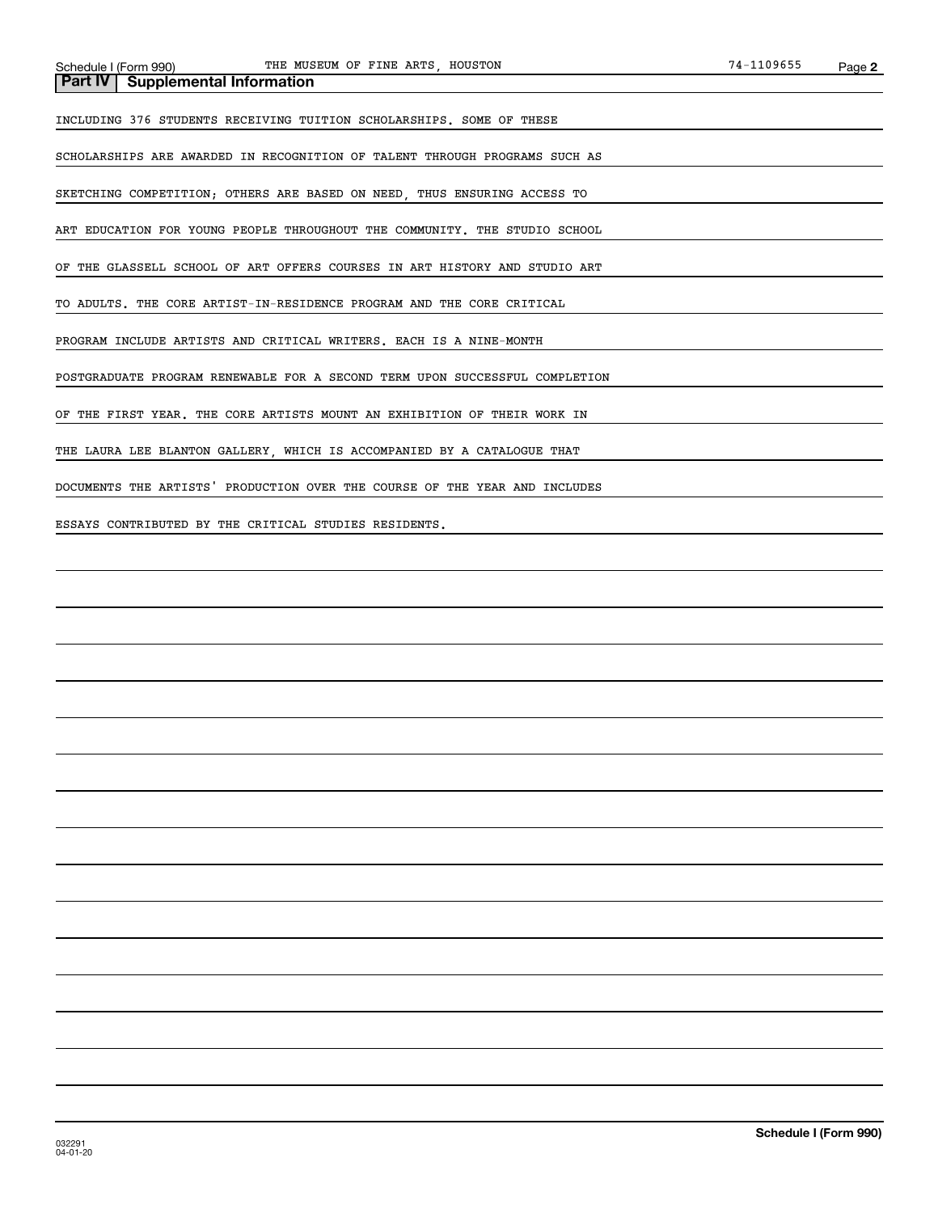## Part IV | Supplemental Information

INCLUDING 376 STUDENTS RECEIVING TUITION SCHOLARSHIPS. SOME OF THESE SCHOLARSHIPS ARE AWARDED IN RECOGNITION OF TALENT THROUGH PROGRAMS SUCH AS SKETCHING COMPETITION; OTHERS ARE BASED ON NEED, THUS ENSURING ACCESS TO ART EDUCATION FOR YOUNG PEOPLE THROUGHOUT THE COMMUNITY. THE STUDIO SCHOOL OF THE GLASSELL SCHOOL OF ART OFFERS COURSES IN ART HISTORY AND STUDIO ART TO ADULTS. THE CORE ARTIST-IN-RESIDENCE PROGRAM AND THE CORE CRITICAL PROGRAM INCLUDE ARTISTS AND CRITICAL WRITERS. EACH IS A NINE-MONTH POSTGRADUATE PROGRAM RENEWABLE FOR A SECOND TERM UPON SUCCESSFUL COMPLETION OF THE FIRST YEAR. THE CORE ARTISTS MOUNT AN EXHIBITION OF THEIR WORK IN THE LAURA LEE BLANTON GALLERY, WHICH IS ACCOMPANIED BY A CATALOGUE THAT DOCUMENTS THE ARTISTS' PRODUCTION OVER THE COURSE OF THE YEAR AND INCLUDES ESSAYS CONTRIBUTED BY THE CRITICAL STUDIES RESIDENTS.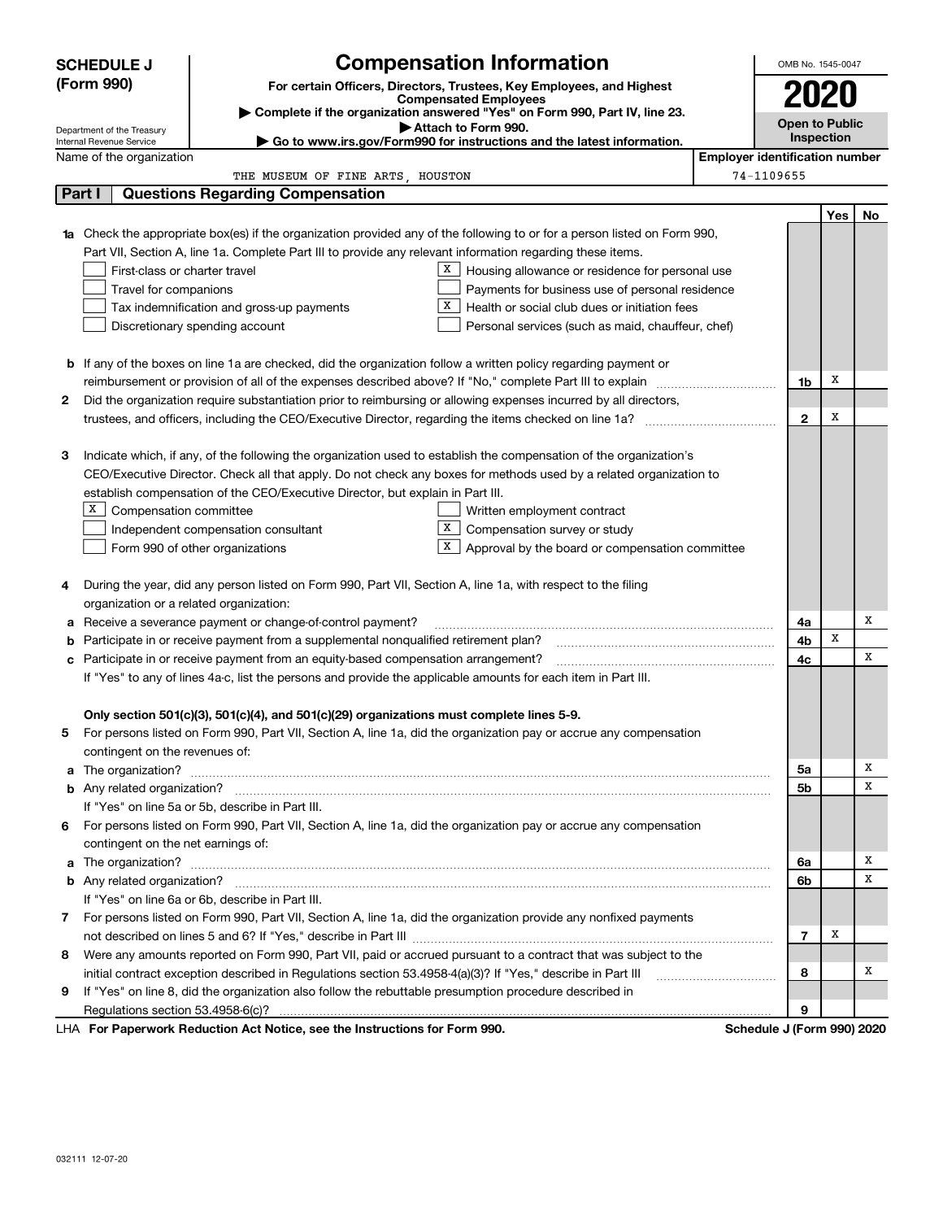**SCHEDULE J (Form 990)**

Department of the Treasury
Internal Revenue Service

# Compensation Information

**For certain Officers, Directors, Trustees, Key Employees, and Highest Compensated Employees**

▶ **Complete if the organization answered "Yes" on Form 990, Part IV, line 23.**

▶ **Attach to Form 990.**

▶ **Go to www.irs.gov/Form990 for instructions and the latest information.**

OMB No. 1545-0047

**2020**

**Open to Public Inspection**

Name of the organization: THE MUSEUM OF FINE ARTS, HOUSTON

Employer identification number: 74-1109655

## Part I Questions Regarding Compensation

| | | | Yes | No |
|---|---|---|---|---|
| **1a** | Check the appropriate box(es) if the organization provided any of the following to or for a person listed on Form 990, Part VII, Section A, line 1a. Complete Part III to provide any relevant information regarding these items.<br>☐ First-class or charter travel<br>☐ Travel for companions<br>☐ Tax indemnification and gross-up payments<br>☐ Discretionary spending account<br>☒ Housing allowance or residence for personal use<br>☐ Payments for business use of personal residence<br>☒ Health or social club dues or initiation fees<br>☐ Personal services (such as maid, chauffeur, chef) | | | |
| **b** | If any of the boxes on line 1a are checked, did the organization follow a written policy regarding payment or reimbursement or provision of all of the expenses described above? If "No," complete Part III to explain | 1b | X | |
| **2** | Did the organization require substantiation prior to reimbursing or allowing expenses incurred by all directors, trustees, and officers, including the CEO/Executive Director, regarding the items checked on line 1a? | 2 | X | |
| **3** | Indicate which, if any, of the following the organization used to establish the compensation of the organization's CEO/Executive Director. Check all that apply. Do not check any boxes for methods used by a related organization to establish compensation of the CEO/Executive Director, but explain in Part III.<br>☒ Compensation committee<br>☐ Independent compensation consultant<br>☐ Form 990 of other organizations<br>☐ Written employment contract<br>☒ Compensation survey or study<br>☒ Approval by the board or compensation committee | | | |
| **4** | During the year, did any person listed on Form 990, Part VII, Section A, line 1a, with respect to the filing organization or a related organization: | | | |
| **a** | Receive a severance payment or change-of-control payment? | 4a | | X |
| **b** | Participate in or receive payment from a supplemental nonqualified retirement plan? | 4b | X | |
| **c** | Participate in or receive payment from an equity-based compensation arrangement? | 4c | | X |
| | If "Yes" to any of lines 4a-c, list the persons and provide the applicable amounts for each item in Part III. | | | |
| | **Only section 501(c)(3), 501(c)(4), and 501(c)(29) organizations must complete lines 5-9.** | | | |
| **5** | For persons listed on Form 990, Part VII, Section A, line 1a, did the organization pay or accrue any compensation contingent on the revenues of: | | | |
| **a** | The organization? | 5a | | X |
| **b** | Any related organization? | 5b | | X |
| | If "Yes" on line 5a or 5b, describe in Part III. | | | |
| **6** | For persons listed on Form 990, Part VII, Section A, line 1a, did the organization pay or accrue any compensation contingent on the net earnings of: | | | |
| **a** | The organization? | 6a | | X |
| **b** | Any related organization? | 6b | | X |
| | If "Yes" on line 6a or 6b, describe in Part III. | | | |
| **7** | For persons listed on Form 990, Part VII, Section A, line 1a, did the organization provide any nonfixed payments not described on lines 5 and 6? If "Yes," describe in Part III | 7 | X | |
| **8** | Were any amounts reported on Form 990, Part VII, paid or accrued pursuant to a contract that was subject to the initial contract exception described in Regulations section 53.4958-4(a)(3)? If "Yes," describe in Part III | 8 | | X |
| **9** | If "Yes" on line 8, did the organization also follow the rebuttable presumption procedure described in Regulations section 53.4958-6(c)? | 9 | | |

LHA **For Paperwork Reduction Act Notice, see the Instructions for Form 990.** **Schedule J (Form 990) 2020**

032111 12-07-20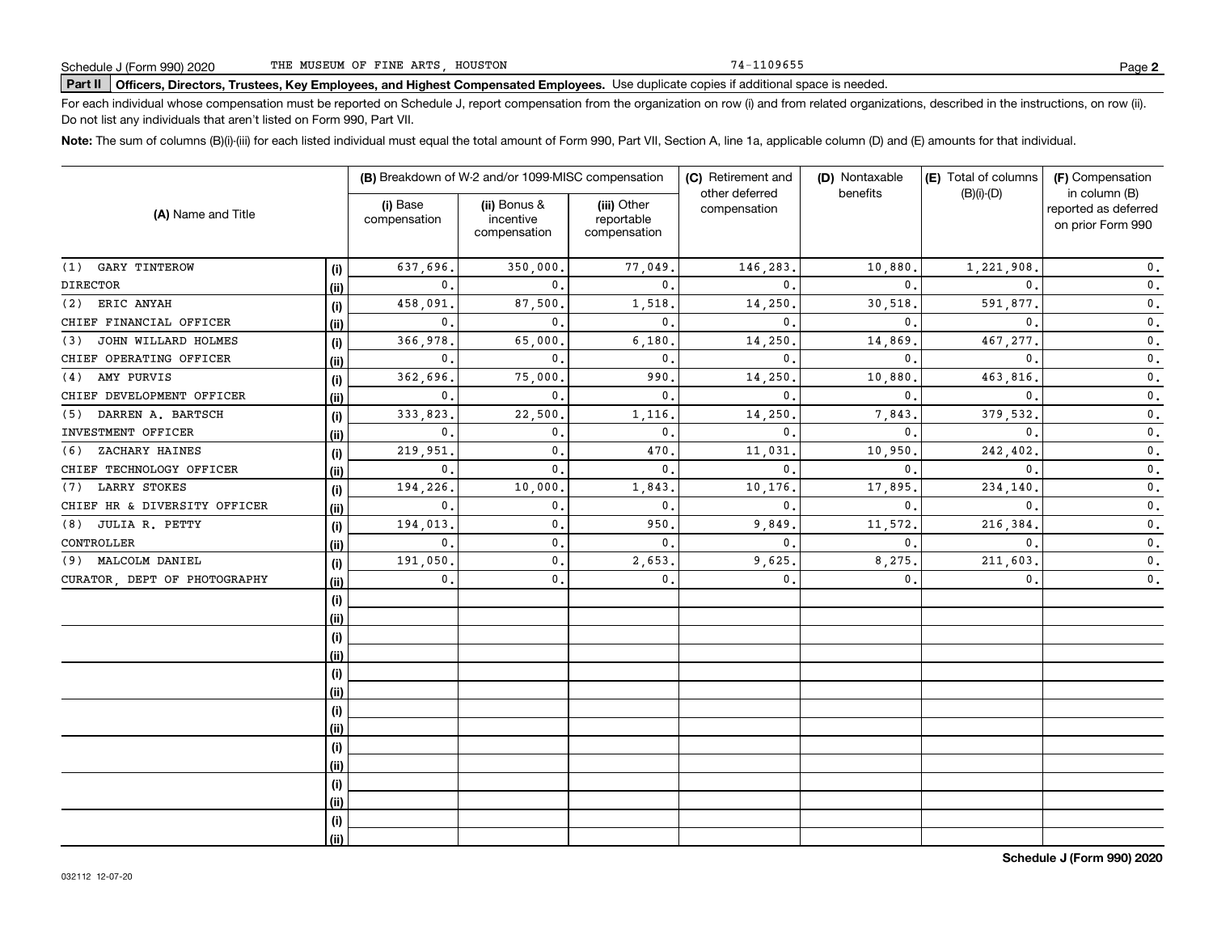Schedule J (Form 990) 2020 THE MUSEUM OF FINE ARTS, HOUSTON 74-1109655

**Part II** **Officers, Directors, Trustees, Key Employees, and Highest Compensated Employees.** Use duplicate copies if additional space is needed.

For each individual whose compensation must be reported on Schedule J, report compensation from the organization on row (i) and from related organizations, described in the instructions, on row (ii). Do not list any individuals that aren't listed on Form 990, Part VII.

**Note:** The sum of columns (B)(i)-(iii) for each listed individual must equal the total amount of Form 990, Part VII, Section A, line 1a, applicable column (D) and (E) amounts for that individual.

| (A) Name and Title | | (B) Breakdown of W-2 and/or 1099-MISC compensation | | | (C) Retirement and other deferred compensation | (D) Nontaxable benefits | (E) Total of columns (B)(i)-(D) | (F) Compensation in column (B) reported as deferred on prior Form 990 |
|---|---|---|---|---|---|---|---|---|
| | | (i) Base compensation | (ii) Bonus & incentive compensation | (iii) Other reportable compensation | | | | |
| (1) GARY TINTEROW | (i) | 637,696. | 350,000. | 77,049. | 146,283. | 10,880. | 1,221,908. | 0. |
| DIRECTOR | (ii) | 0. | 0. | 0. | 0. | 0. | 0. | 0. |
| (2) ERIC ANYAH | (i) | 458,091. | 87,500. | 1,518. | 14,250. | 30,518. | 591,877. | 0. |
| CHIEF FINANCIAL OFFICER | (ii) | 0. | 0. | 0. | 0. | 0. | 0. | 0. |
| (3) JOHN WILLARD HOLMES | (i) | 366,978. | 65,000. | 6,180. | 14,250. | 14,869. | 467,277. | 0. |
| CHIEF OPERATING OFFICER | (ii) | 0. | 0. | 0. | 0. | 0. | 0. | 0. |
| (4) AMY PURVIS | (i) | 362,696. | 75,000. | 990. | 14,250. | 10,880. | 463,816. | 0. |
| CHIEF DEVELOPMENT OFFICER | (ii) | 0. | 0. | 0. | 0. | 0. | 0. | 0. |
| (5) DARREN A. BARTSCH | (i) | 333,823. | 22,500. | 1,116. | 14,250. | 7,843. | 379,532. | 0. |
| INVESTMENT OFFICER | (ii) | 0. | 0. | 0. | 0. | 0. | 0. | 0. |
| (6) ZACHARY HAINES | (i) | 219,951. | 0. | 470. | 11,031. | 10,950. | 242,402. | 0. |
| CHIEF TECHNOLOGY OFFICER | (ii) | 0. | 0. | 0. | 0. | 0. | 0. | 0. |
| (7) LARRY STOKES | (i) | 194,226. | 10,000. | 1,843. | 10,176. | 17,895. | 234,140. | 0. |
| CHIEF HR & DIVERSITY OFFICER | (ii) | 0. | 0. | 0. | 0. | 0. | 0. | 0. |
| (8) JULIA R. PETTY | (i) | 194,013. | 0. | 950. | 9,849. | 11,572. | 216,384. | 0. |
| CONTROLLER | (ii) | 0. | 0. | 0. | 0. | 0. | 0. | 0. |
| (9) MALCOLM DANIEL | (i) | 191,050. | 0. | 2,653. | 9,625. | 8,275. | 211,603. | 0. |
| CURATOR, DEPT OF PHOTOGRAPHY | (ii) | 0. | 0. | 0. | 0. | 0. | 0. | 0. |
| | (i) | | | | | | | |
| | (ii) | | | | | | | |
| | (i) | | | | | | | |
| | (ii) | | | | | | | |
| | (i) | | | | | | | |
| | (ii) | | | | | | | |
| | (i) | | | | | | | |
| | (ii) | | | | | | | |
| | (i) | | | | | | | |
| | (ii) | | | | | | | |
| | (i) | | | | | | | |
| | (ii) | | | | | | | |
| | (i) | | | | | | | |
| | (ii) | | | | | | | |

032112 12-07-20

**Schedule J (Form 990) 2020**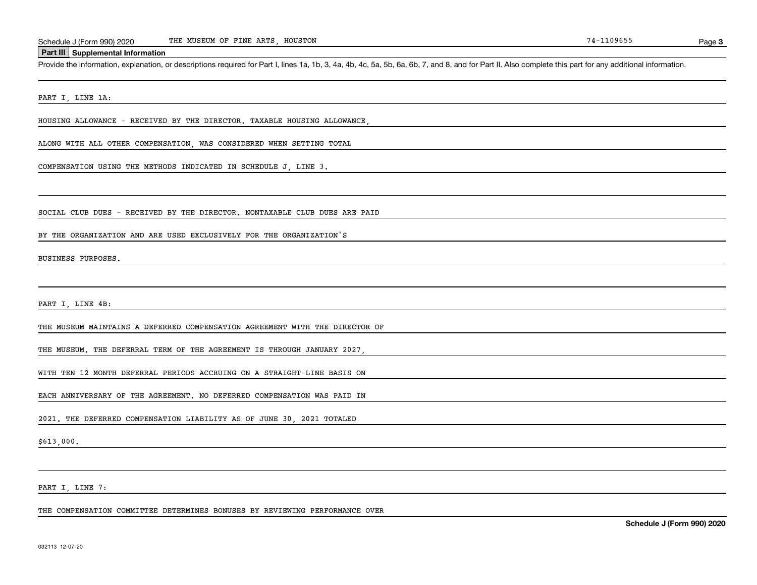## Part III Supplemental Information

Provide the information, explanation, or descriptions required for Part I, lines 1a, 1b, 3, 4a, 4b, 4c, 5a, 5b, 6a, 6b, 7, and 8, and for Part II. Also complete this part for any additional information.

PART I, LINE 1A:

HOUSING ALLOWANCE - RECEIVED BY THE DIRECTOR. TAXABLE HOUSING ALLOWANCE, ALONG WITH ALL OTHER COMPENSATION, WAS CONSIDERED WHEN SETTING TOTAL COMPENSATION USING THE METHODS INDICATED IN SCHEDULE J, LINE 3.

SOCIAL CLUB DUES - RECEIVED BY THE DIRECTOR. NONTAXABLE CLUB DUES ARE PAID BY THE ORGANIZATION AND ARE USED EXCLUSIVELY FOR THE ORGANIZATION'S BUSINESS PURPOSES.

PART I, LINE 4B:

THE MUSEUM MAINTAINS A DEFERRED COMPENSATION AGREEMENT WITH THE DIRECTOR OF THE MUSEUM. THE DEFERRAL TERM OF THE AGREEMENT IS THROUGH JANUARY 2027, WITH TEN 12 MONTH DEFERRAL PERIODS ACCRUING ON A STRAIGHT-LINE BASIS ON EACH ANNIVERSARY OF THE AGREEMENT. NO DEFERRED COMPENSATION WAS PAID IN 2021. THE DEFERRED COMPENSATION LIABILITY AS OF JUNE 30, 2021 TOTALED $613,000.

PART I, LINE 7:

THE COMPENSATION COMMITTEE DETERMINES BONUSES BY REVIEWING PERFORMANCE OVER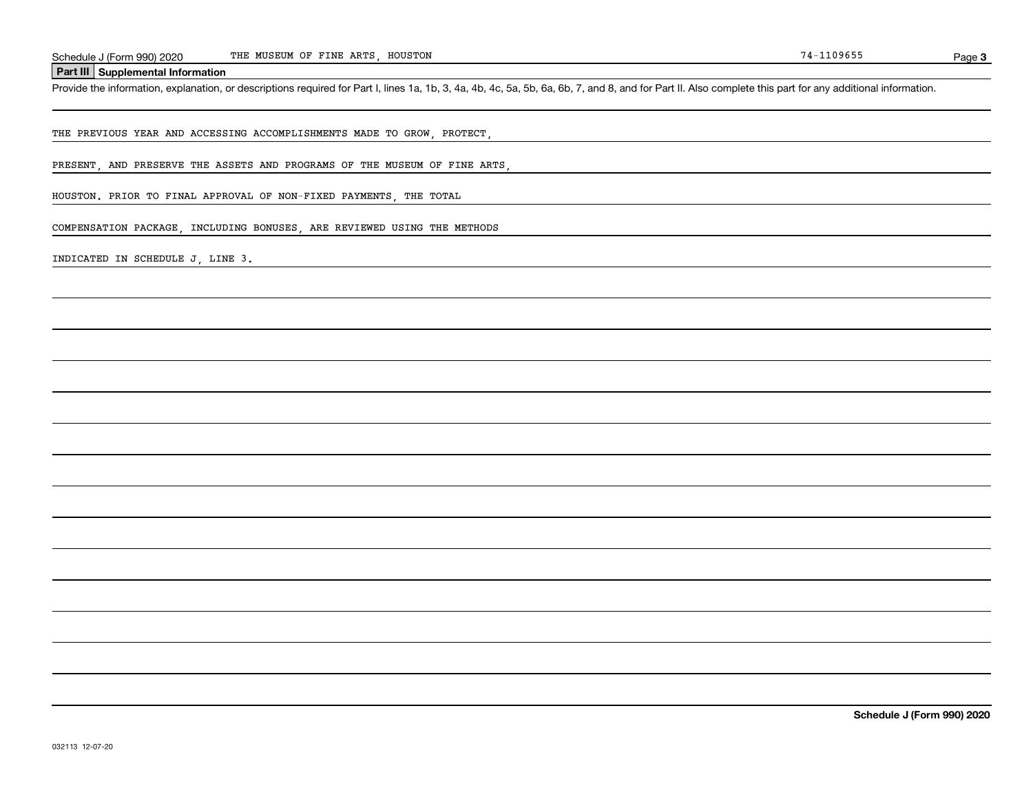Schedule J (Form 990) 2020 THE MUSEUM OF FINE ARTS, HOUSTON 74-1109655

## Part III Supplemental Information

Provide the information, explanation, or descriptions required for Part I, lines 1a, 1b, 3, 4a, 4b, 4c, 5a, 5b, 6a, 6b, 7, and 8, and for Part II. Also complete this part for any additional information.

THE PREVIOUS YEAR AND ACCESSING ACCOMPLISHMENTS MADE TO GROW, PROTECT,

PRESENT, AND PRESERVE THE ASSETS AND PROGRAMS OF THE MUSEUM OF FINE ARTS,

HOUSTON. PRIOR TO FINAL APPROVAL OF NON-FIXED PAYMENTS, THE TOTAL

COMPENSATION PACKAGE, INCLUDING BONUSES, ARE REVIEWED USING THE METHODS

INDICATED IN SCHEDULE J, LINE 3.

Schedule J (Form 990) 2020

032113 12-07-20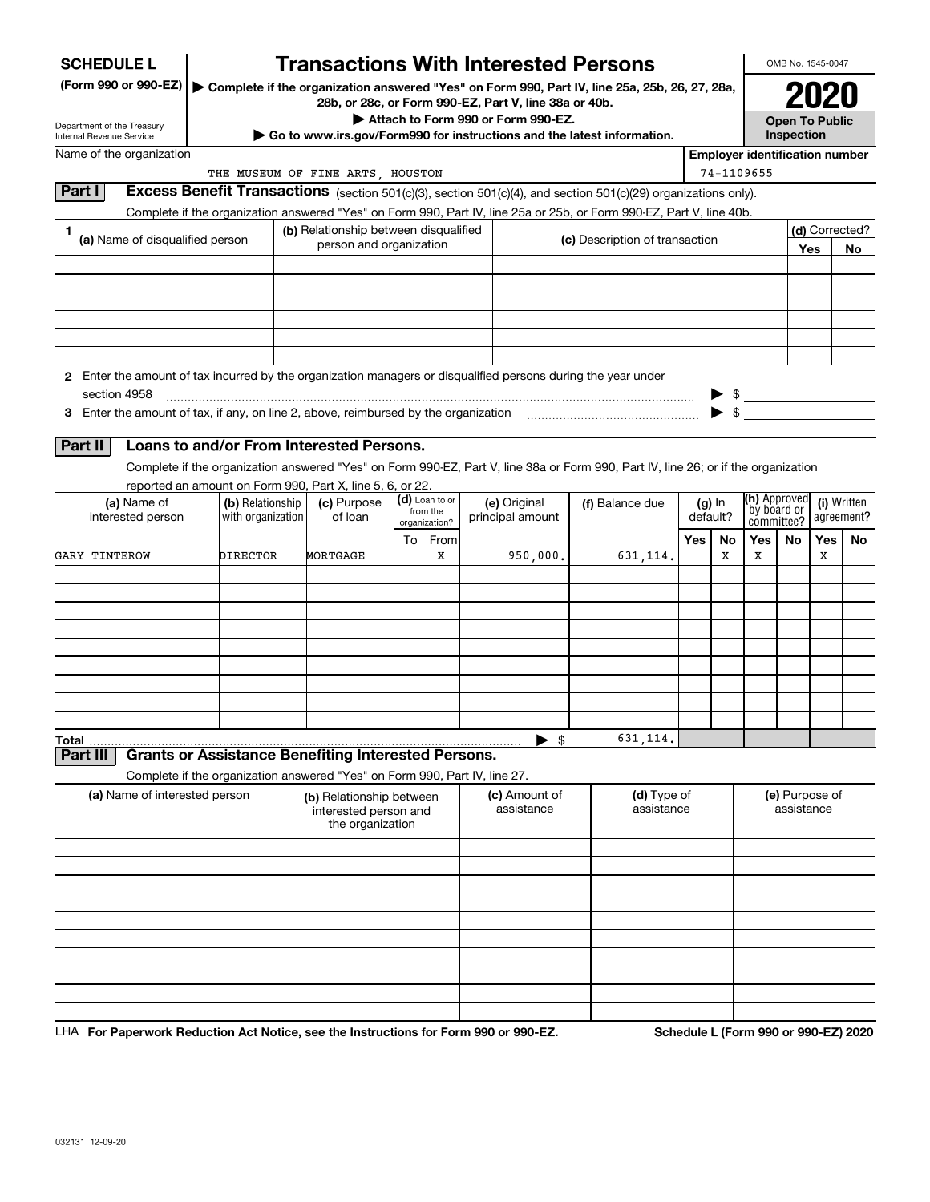**SCHEDULE L**
**(Form 990 or 990-EZ)**

Department of the Treasury
Internal Revenue Service

# Transactions With Interested Persons

▶ Complete if the organization answered "Yes" on Form 990, Part IV, line 25a, 25b, 26, 27, 28a, 28b, or 28c, or Form 990-EZ, Part V, line 38a or 40b.
▶ Attach to Form 990 or Form 990-EZ.
▶ Go to www.irs.gov/Form990 for instructions and the latest information.

OMB No. 1545-0047
**2020**
**Open To Public Inspection**

Name of the organization: THE MUSEUM OF FINE ARTS, HOUSTON
Employer identification number: 74-1109655

## Part I Excess Benefit Transactions (section 501(c)(3), section 501(c)(4), and section 501(c)(29) organizations only).

Complete if the organization answered "Yes" on Form 990, Part IV, line 25a or 25b, or Form 990-EZ, Part V, line 40b.

| 1 (a) Name of disqualified person | (b) Relationship between disqualified person and organization | (c) Description of transaction | (d) Corrected? Yes | No |
|---|---|---|---|---|
| | | | | |
| | | | | |
| | | | | |
| | | | | |
| | | | | |
| | | | | |

2 Enter the amount of tax incurred by the organization managers or disqualified persons during the year under section 4958 ▶ $

3 Enter the amount of tax, if any, on line 2, above, reimbursed by the organization ▶ $

## Part II Loans to and/or From Interested Persons.

Complete if the organization answered "Yes" on Form 990-EZ, Part V, line 38a or Form 990, Part IV, line 26; or if the organization reported an amount on Form 990, Part X, line 5, 6, or 22.

| (a) Name of interested person | (b) Relationship with organization | (c) Purpose of loan | (d) Loan to or from the organization? To | From | (e) Original principal amount | (f) Balance due | (g) In default? Yes | No | (h) Approved by board or committee? Yes | No | (i) Written agreement? Yes | No |
|---|---|---|---|---|---|---|---|---|---|---|---|---|
| GARY TINTEROW | DIRECTOR | MORTGAGE | | X | 950,000. | 631,114. | | X | X | | X | |
| | | | | | | | | | | | | |
| | | | | | | | | | | | | |
| | | | | | | | | | | | | |
| | | | | | | | | | | | | |
| | | | | | | | | | | | | |
| | | | | | | | | | | | | |
| | | | | | | | | | | | | |
| | | | | | | | | | | | | |
| **Total** | | | | | ▶ $ | 631,114. | | | | | | |

## Part III Grants or Assistance Benefiting Interested Persons.

Complete if the organization answered "Yes" on Form 990, Part IV, line 27.

| (a) Name of interested person | (b) Relationship between interested person and the organization | (c) Amount of assistance | (d) Type of assistance | (e) Purpose of assistance |
|---|---|---|---|---|
| | | | | |
| | | | | |
| | | | | |
| | | | | |
| | | | | |
| | | | | |
| | | | | |
| | | | | |
| | | | | |
| | | | | |

LHA **For Paperwork Reduction Act Notice, see the Instructions for Form 990 or 990-EZ.** **Schedule L (Form 990 or 990-EZ) 2020**

032131 12-09-20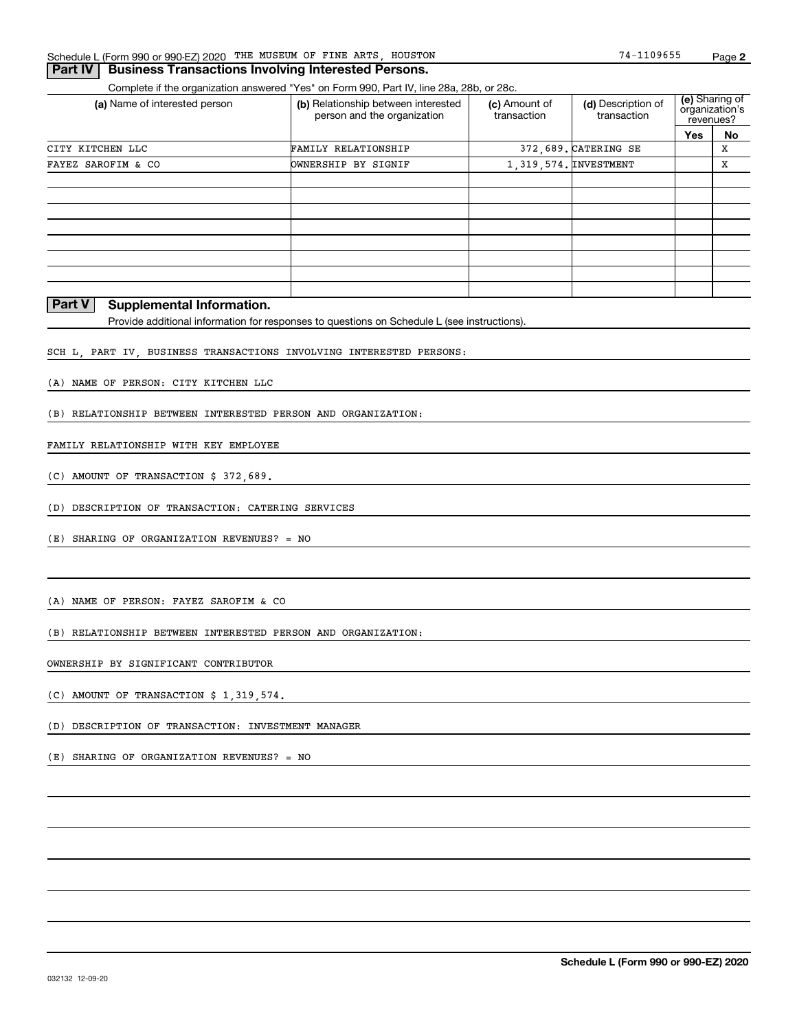Schedule L (Form 990 or 990-EZ) 2020 THE MUSEUM OF FINE ARTS, HOUSTON 74-1109655

## Part IV Business Transactions Involving Interested Persons.

Complete if the organization answered "Yes" on Form 990, Part IV, line 28a, 28b, or 28c.

| (a) Name of interested person | (b) Relationship between interested person and the organization | (c) Amount of transaction | (d) Description of transaction | (e) Sharing of organization's revenues? | |
|---|---|---|---|---|---|
| | | | | Yes | No |
| CITY KITCHEN LLC | FAMILY RELATIONSHIP | 372,689. | CATERING SE | | X |
| FAYEZ SAROFIM & CO | OWNERSHIP BY SIGNIF | 1,319,574. | INVESTMENT | | X |
| | | | | | |
| | | | | | |
| | | | | | |
| | | | | | |
| | | | | | |
| | | | | | |
| | | | | | |
| | | | | | |

## Part V Supplemental Information.

Provide additional information for responses to questions on Schedule L (see instructions).

SCH L, PART IV, BUSINESS TRANSACTIONS INVOLVING INTERESTED PERSONS:

(A) NAME OF PERSON: CITY KITCHEN LLC

(B) RELATIONSHIP BETWEEN INTERESTED PERSON AND ORGANIZATION:

FAMILY RELATIONSHIP WITH KEY EMPLOYEE

(C) AMOUNT OF TRANSACTION $ 372,689.

(D) DESCRIPTION OF TRANSACTION: CATERING SERVICES

(E) SHARING OF ORGANIZATION REVENUES? = NO

(A) NAME OF PERSON: FAYEZ SAROFIM & CO

(B) RELATIONSHIP BETWEEN INTERESTED PERSON AND ORGANIZATION:

OWNERSHIP BY SIGNIFICANT CONTRIBUTOR

(C) AMOUNT OF TRANSACTION $ 1,319,574.

(D) DESCRIPTION OF TRANSACTION: INVESTMENT MANAGER

(E) SHARING OF ORGANIZATION REVENUES? = NO

032132 12-09-20

**Schedule L (Form 990 or 990-EZ) 2020**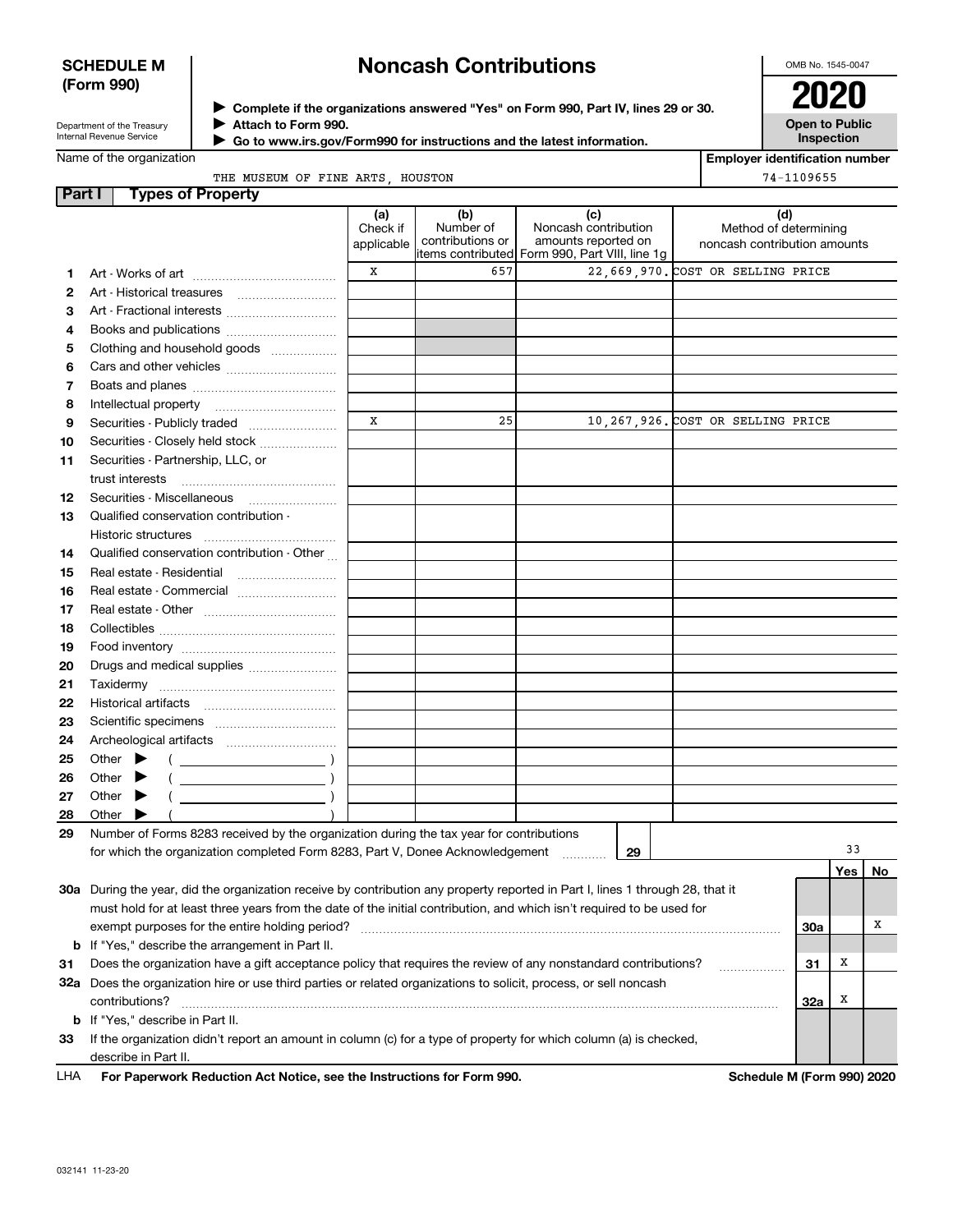**SCHEDULE M (Form 990)**

Department of the Treasury
Internal Revenue Service

# Noncash Contributions

▶ Complete if the organizations answered "Yes" on Form 990, Part IV, lines 29 or 30.
▶ Attach to Form 990.
▶ Go to www.irs.gov/Form990 for instructions and the latest information.

OMB No. 1545-0047

**2020**

**Open to Public Inspection**

| Name of the organization | Employer identification number |
|---|---|
| THE MUSEUM OF FINE ARTS, HOUSTON | 74-1109655 |

## Part I Types of Property

| | | (a) Check if applicable | (b) Number of contributions or items contributed | (c) Noncash contribution amounts reported on Form 990, Part VIII, line 1g | (d) Method of determining noncash contribution amounts |
|---|---|---|---|---|---|
| 1 | Art - Works of art | X | 657 | 22,669,970. | COST OR SELLING PRICE |
| 2 | Art - Historical treasures | | | | |
| 3 | Art - Fractional interests | | | | |
| 4 | Books and publications | | | | |
| 5 | Clothing and household goods | | | | |
| 6 | Cars and other vehicles | | | | |
| 7 | Boats and planes | | | | |
| 8 | Intellectual property | | | | |
| 9 | Securities - Publicly traded | X | 25 | 10,267,926. | COST OR SELLING PRICE |
| 10 | Securities - Closely held stock | | | | |
| 11 | Securities - Partnership, LLC, or trust interests | | | | |
| 12 | Securities - Miscellaneous | | | | |
| 13 | Qualified conservation contribution - Historic structures | | | | |
| 14 | Qualified conservation contribution - Other | | | | |
| 15 | Real estate - Residential | | | | |
| 16 | Real estate - Commercial | | | | |
| 17 | Real estate - Other | | | | |
| 18 | Collectibles | | | | |
| 19 | Food inventory | | | | |
| 20 | Drugs and medical supplies | | | | |
| 21 | Taxidermy | | | | |
| 22 | Historical artifacts | | | | |
| 23 | Scientific specimens | | | | |
| 24 | Archeological artifacts | | | | |
| 25 | Other ▶ ( ) | | | | |
| 26 | Other ▶ ( ) | | | | |
| 27 | Other ▶ ( ) | | | | |
| 28 | Other ▶ ( ) | | | | |

**29** Number of Forms 8283 received by the organization during the tax year for contributions for which the organization completed Form 8283, Part V, Donee Acknowledgement ..... **29** 33

| | | | Yes | No |
|---|---|---|---|---|
| **30a** | During the year, did the organization receive by contribution any property reported in Part I, lines 1 through 28, that it must hold for at least three years from the date of the initial contribution, and which isn't required to be used for exempt purposes for the entire holding period? | 30a | | X |
| **b** | If "Yes," describe the arrangement in Part II. | | | |
| **31** | Does the organization have a gift acceptance policy that requires the review of any nonstandard contributions? | 31 | X | |
| **32a** | Does the organization hire or use third parties or related organizations to solicit, process, or sell noncash contributions? | 32a | X | |
| **b** | If "Yes," describe in Part II. | | | |
| **33** | If the organization didn't report an amount in column (c) for a type of property for which column (a) is checked, describe in Part II. | | | |

LHA **For Paperwork Reduction Act Notice, see the Instructions for Form 990.** **Schedule M (Form 990) 2020**

032141 11-23-20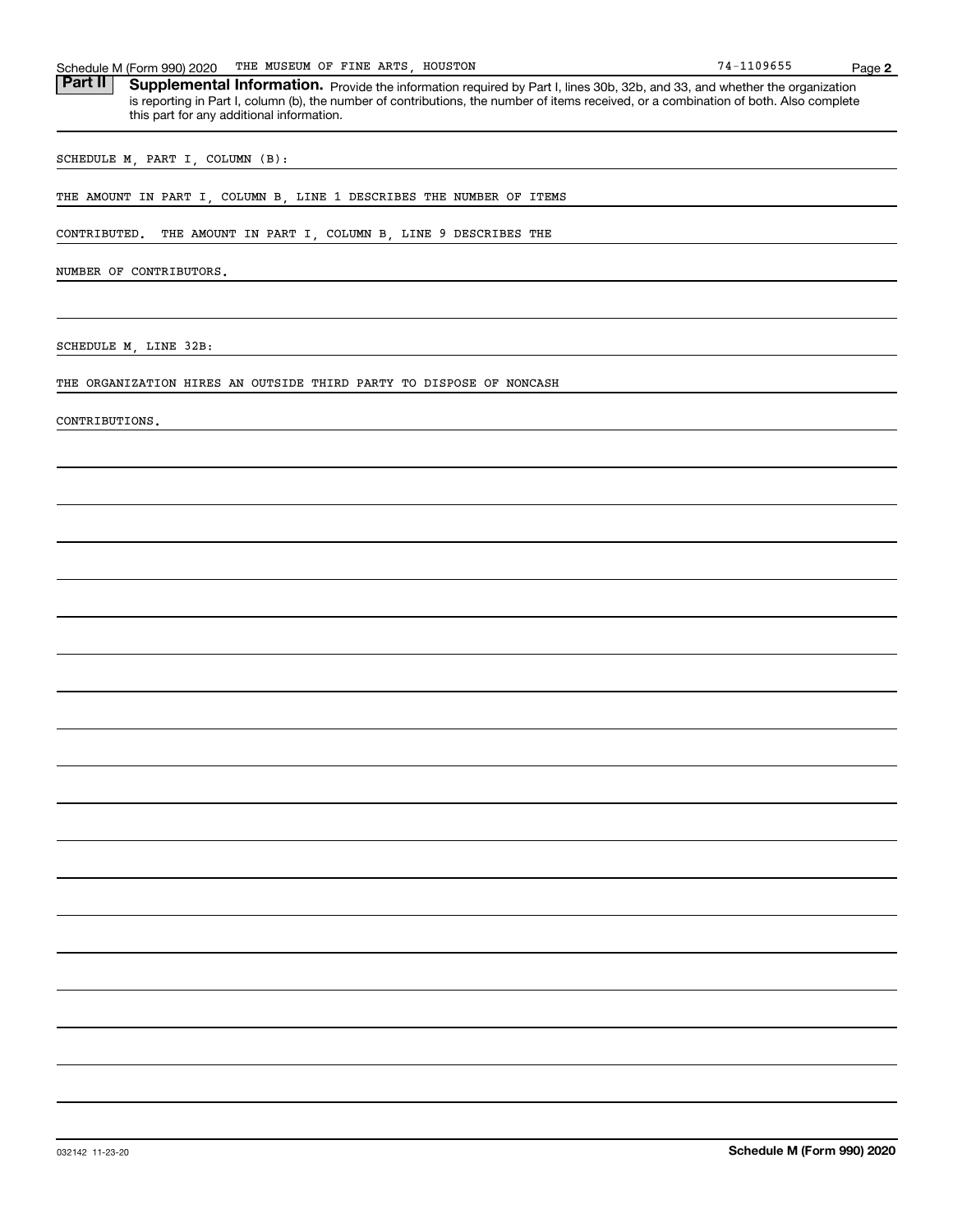Schedule M (Form 990) 2020 THE MUSEUM OF FINE ARTS, HOUSTON 74-1109655

**Part II** **Supplemental Information.** Provide the information required by Part I, lines 30b, 32b, and 33, and whether the organization is reporting in Part I, column (b), the number of contributions, the number of items received, or a combination of both. Also complete this part for any additional information.

SCHEDULE M, PART I, COLUMN (B):

THE AMOUNT IN PART I, COLUMN B, LINE 1 DESCRIBES THE NUMBER OF ITEMS CONTRIBUTED. THE AMOUNT IN PART I, COLUMN B, LINE 9 DESCRIBES THE NUMBER OF CONTRIBUTORS.

SCHEDULE M, LINE 32B:

THE ORGANIZATION HIRES AN OUTSIDE THIRD PARTY TO DISPOSE OF NONCASH CONTRIBUTIONS.

032142 11-23-20 **Schedule M (Form 990) 2020**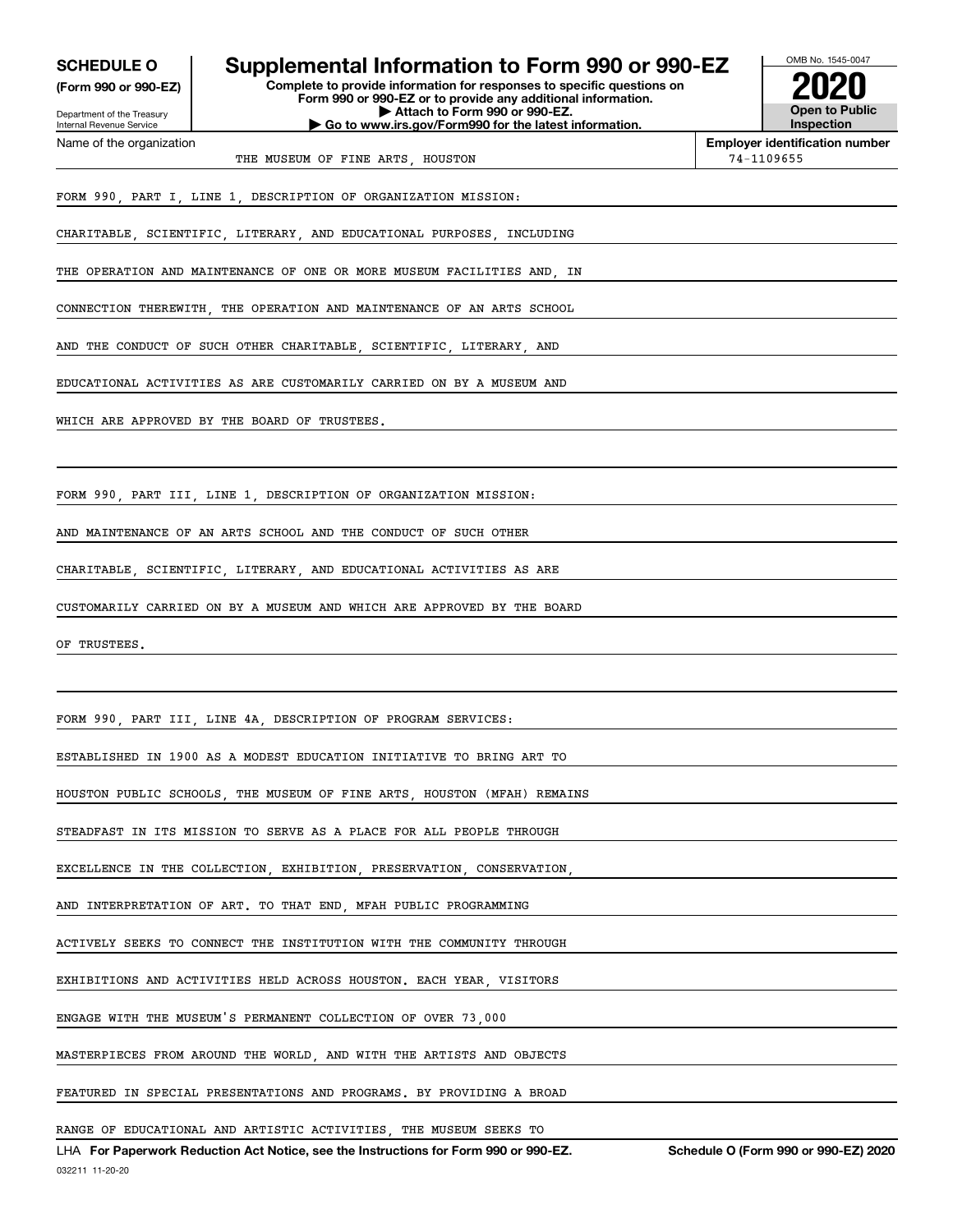**SCHEDULE O**
**(Form 990 or 990-EZ)**

Department of the Treasury
Internal Revenue Service

# Supplemental Information to Form 990 or 990-EZ

**Complete to provide information for responses to specific questions on Form 990 or 990-EZ or to provide any additional information.**
**▶ Attach to Form 990 or 990-EZ.**
**▶ Go to www.irs.gov/Form990 for the latest information.**

OMB No. 1545-0047

**2020**

**Open to Public Inspection**

Name of the organization: THE MUSEUM OF FINE ARTS, HOUSTON

**Employer identification number:** 74-1109655

FORM 990, PART I, LINE 1, DESCRIPTION OF ORGANIZATION MISSION:

CHARITABLE, SCIENTIFIC, LITERARY, AND EDUCATIONAL PURPOSES, INCLUDING THE OPERATION AND MAINTENANCE OF ONE OR MORE MUSEUM FACILITIES AND, IN CONNECTION THEREWITH, THE OPERATION AND MAINTENANCE OF AN ARTS SCHOOL AND THE CONDUCT OF SUCH OTHER CHARITABLE, SCIENTIFIC, LITERARY, AND EDUCATIONAL ACTIVITIES AS ARE CUSTOMARILY CARRIED ON BY A MUSEUM AND WHICH ARE APPROVED BY THE BOARD OF TRUSTEES.

FORM 990, PART III, LINE 1, DESCRIPTION OF ORGANIZATION MISSION:

AND MAINTENANCE OF AN ARTS SCHOOL AND THE CONDUCT OF SUCH OTHER CHARITABLE, SCIENTIFIC, LITERARY, AND EDUCATIONAL ACTIVITIES AS ARE CUSTOMARILY CARRIED ON BY A MUSEUM AND WHICH ARE APPROVED BY THE BOARD OF TRUSTEES.

FORM 990, PART III, LINE 4A, DESCRIPTION OF PROGRAM SERVICES:

ESTABLISHED IN 1900 AS A MODEST EDUCATION INITIATIVE TO BRING ART TO HOUSTON PUBLIC SCHOOLS, THE MUSEUM OF FINE ARTS, HOUSTON (MFAH) REMAINS STEADFAST IN ITS MISSION TO SERVE AS A PLACE FOR ALL PEOPLE THROUGH EXCELLENCE IN THE COLLECTION, EXHIBITION, PRESERVATION, CONSERVATION, AND INTERPRETATION OF ART. TO THAT END, MFAH PUBLIC PROGRAMMING ACTIVELY SEEKS TO CONNECT THE INSTITUTION WITH THE COMMUNITY THROUGH EXHIBITIONS AND ACTIVITIES HELD ACROSS HOUSTON. EACH YEAR, VISITORS ENGAGE WITH THE MUSEUM'S PERMANENT COLLECTION OF OVER 73,000 MASTERPIECES FROM AROUND THE WORLD, AND WITH THE ARTISTS AND OBJECTS FEATURED IN SPECIAL PRESENTATIONS AND PROGRAMS. BY PROVIDING A BROAD RANGE OF EDUCATIONAL AND ARTISTIC ACTIVITIES, THE MUSEUM SEEKS TO

LHA **For Paperwork Reduction Act Notice, see the Instructions for Form 990 or 990-EZ.** **Schedule O (Form 990 or 990-EZ) 2020**
032211 11-20-20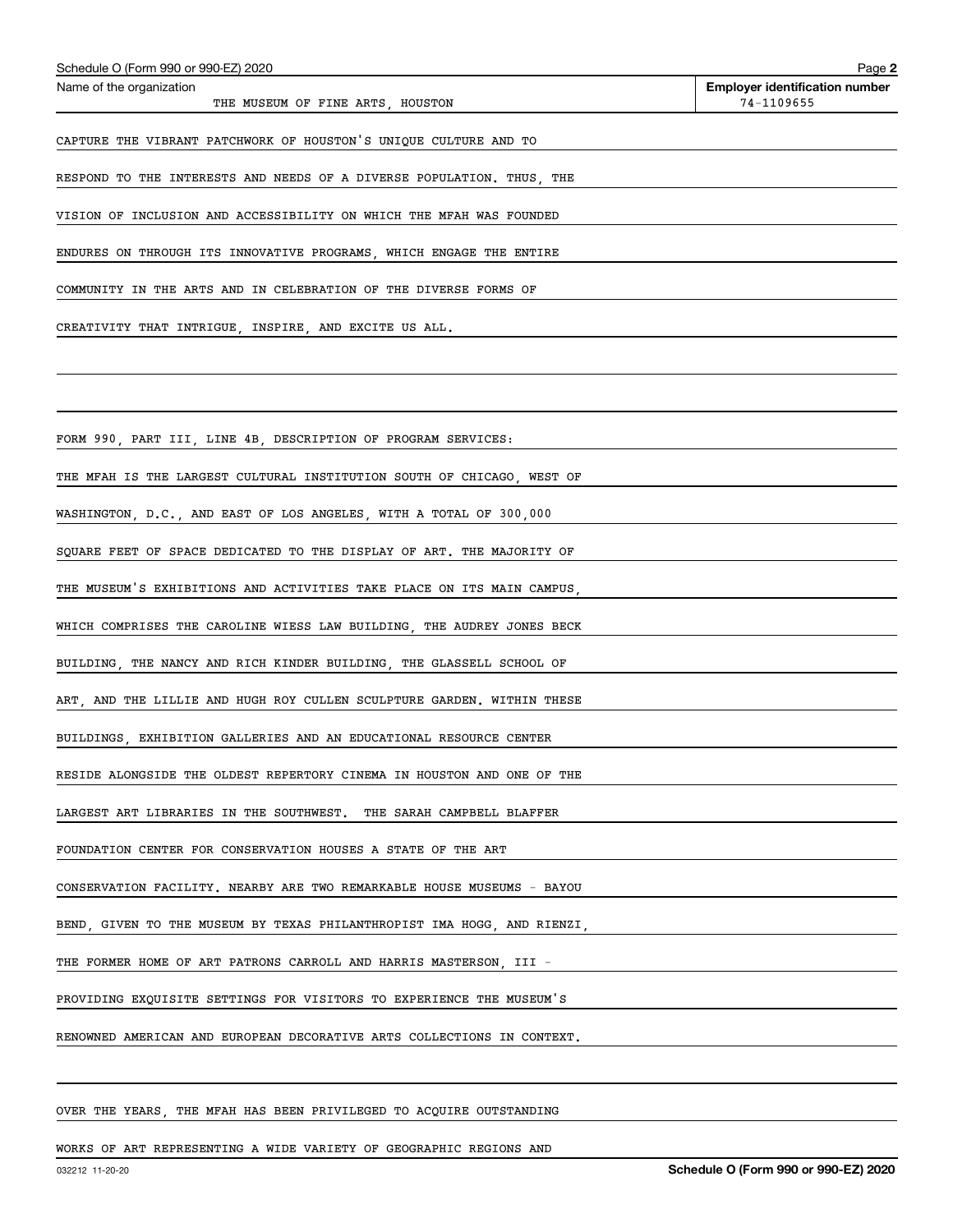Name of the organization: THE MUSEUM OF FINE ARTS, HOUSTON

Employer identification number: 74-1109655

CAPTURE THE VIBRANT PATCHWORK OF HOUSTON'S UNIQUE CULTURE AND TO RESPOND TO THE INTERESTS AND NEEDS OF A DIVERSE POPULATION. THUS, THE VISION OF INCLUSION AND ACCESSIBILITY ON WHICH THE MFAH WAS FOUNDED ENDURES ON THROUGH ITS INNOVATIVE PROGRAMS, WHICH ENGAGE THE ENTIRE COMMUNITY IN THE ARTS AND IN CELEBRATION OF THE DIVERSE FORMS OF CREATIVITY THAT INTRIGUE, INSPIRE, AND EXCITE US ALL.

FORM 990, PART III, LINE 4B, DESCRIPTION OF PROGRAM SERVICES:

THE MFAH IS THE LARGEST CULTURAL INSTITUTION SOUTH OF CHICAGO, WEST OF WASHINGTON, D.C., AND EAST OF LOS ANGELES, WITH A TOTAL OF 300,000 SQUARE FEET OF SPACE DEDICATED TO THE DISPLAY OF ART. THE MAJORITY OF THE MUSEUM'S EXHIBITIONS AND ACTIVITIES TAKE PLACE ON ITS MAIN CAMPUS, WHICH COMPRISES THE CAROLINE WIESS LAW BUILDING, THE AUDREY JONES BECK BUILDING, THE NANCY AND RICH KINDER BUILDING, THE GLASSELL SCHOOL OF ART, AND THE LILLIE AND HUGH ROY CULLEN SCULPTURE GARDEN. WITHIN THESE BUILDINGS, EXHIBITION GALLERIES AND AN EDUCATIONAL RESOURCE CENTER RESIDE ALONGSIDE THE OLDEST REPERTORY CINEMA IN HOUSTON AND ONE OF THE LARGEST ART LIBRARIES IN THE SOUTHWEST. THE SARAH CAMPBELL BLAFFER FOUNDATION CENTER FOR CONSERVATION HOUSES A STATE OF THE ART CONSERVATION FACILITY. NEARBY ARE TWO REMARKABLE HOUSE MUSEUMS - BAYOU BEND, GIVEN TO THE MUSEUM BY TEXAS PHILANTHROPIST IMA HOGG, AND RIENZI, THE FORMER HOME OF ART PATRONS CARROLL AND HARRIS MASTERSON, III - PROVIDING EXQUISITE SETTINGS FOR VISITORS TO EXPERIENCE THE MUSEUM'S RENOWNED AMERICAN AND EUROPEAN DECORATIVE ARTS COLLECTIONS IN CONTEXT.

OVER THE YEARS, THE MFAH HAS BEEN PRIVILEGED TO ACQUIRE OUTSTANDING WORKS OF ART REPRESENTING A WIDE VARIETY OF GEOGRAPHIC REGIONS AND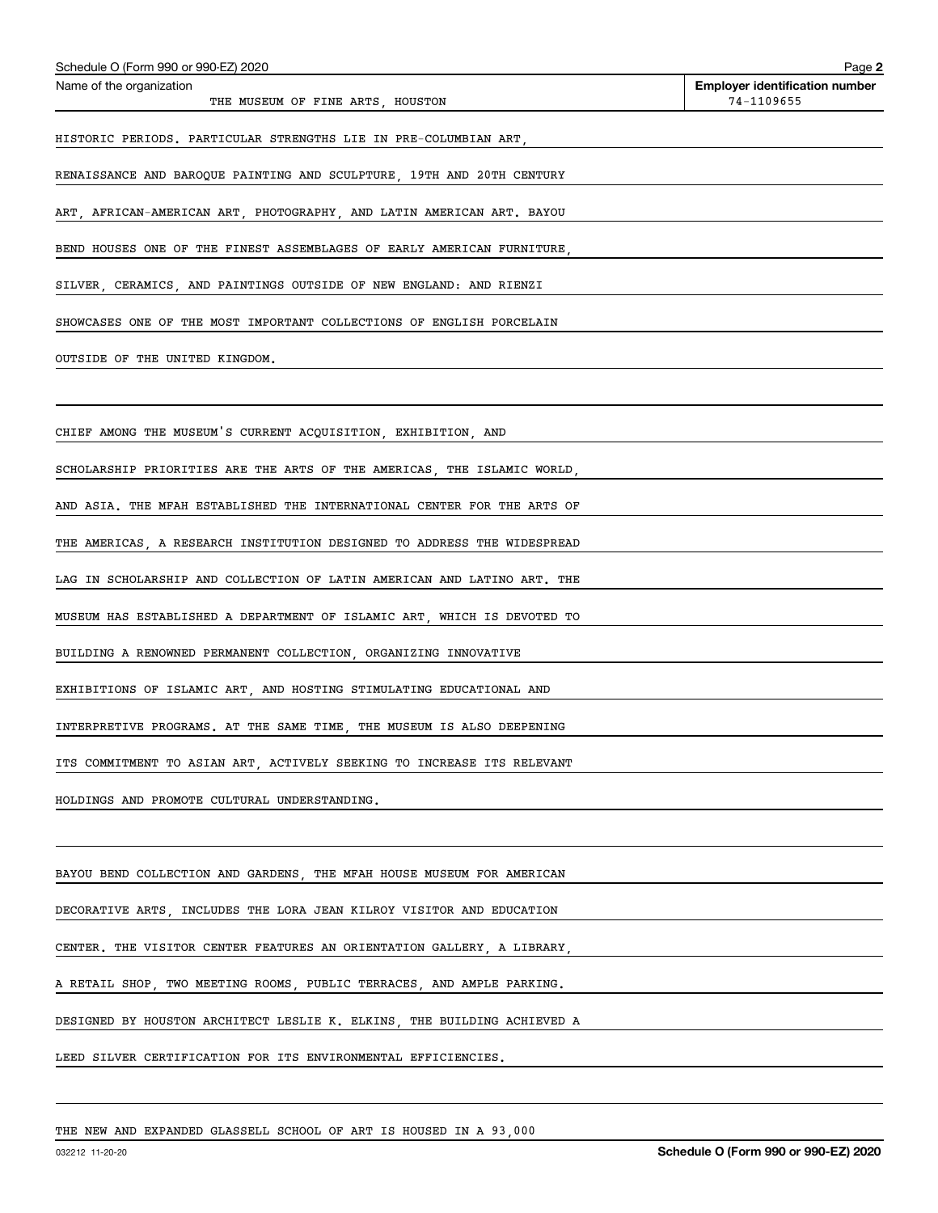Name of the organization: THE MUSEUM OF FINE ARTS, HOUSTON

Employer identification number: 74-1109655

HISTORIC PERIODS. PARTICULAR STRENGTHS LIE IN PRE-COLUMBIAN ART, RENAISSANCE AND BAROQUE PAINTING AND SCULPTURE, 19TH AND 20TH CENTURY ART, AFRICAN-AMERICAN ART, PHOTOGRAPHY, AND LATIN AMERICAN ART. BAYOU BEND HOUSES ONE OF THE FINEST ASSEMBLAGES OF EARLY AMERICAN FURNITURE, SILVER, CERAMICS, AND PAINTINGS OUTSIDE OF NEW ENGLAND: AND RIENZI SHOWCASES ONE OF THE MOST IMPORTANT COLLECTIONS OF ENGLISH PORCELAIN OUTSIDE OF THE UNITED KINGDOM.

CHIEF AMONG THE MUSEUM'S CURRENT ACQUISITION, EXHIBITION, AND SCHOLARSHIP PRIORITIES ARE THE ARTS OF THE AMERICAS, THE ISLAMIC WORLD, AND ASIA. THE MFAH ESTABLISHED THE INTERNATIONAL CENTER FOR THE ARTS OF THE AMERICAS, A RESEARCH INSTITUTION DESIGNED TO ADDRESS THE WIDESPREAD LAG IN SCHOLARSHIP AND COLLECTION OF LATIN AMERICAN AND LATINO ART. THE MUSEUM HAS ESTABLISHED A DEPARTMENT OF ISLAMIC ART, WHICH IS DEVOTED TO BUILDING A RENOWNED PERMANENT COLLECTION, ORGANIZING INNOVATIVE EXHIBITIONS OF ISLAMIC ART, AND HOSTING STIMULATING EDUCATIONAL AND INTERPRETIVE PROGRAMS. AT THE SAME TIME, THE MUSEUM IS ALSO DEEPENING ITS COMMITMENT TO ASIAN ART, ACTIVELY SEEKING TO INCREASE ITS RELEVANT HOLDINGS AND PROMOTE CULTURAL UNDERSTANDING.

BAYOU BEND COLLECTION AND GARDENS, THE MFAH HOUSE MUSEUM FOR AMERICAN DECORATIVE ARTS, INCLUDES THE LORA JEAN KILROY VISITOR AND EDUCATION CENTER. THE VISITOR CENTER FEATURES AN ORIENTATION GALLERY, A LIBRARY, A RETAIL SHOP, TWO MEETING ROOMS, PUBLIC TERRACES, AND AMPLE PARKING. DESIGNED BY HOUSTON ARCHITECT LESLIE K. ELKINS, THE BUILDING ACHIEVED A LEED SILVER CERTIFICATION FOR ITS ENVIRONMENTAL EFFICIENCIES.

THE NEW AND EXPANDED GLASSELL SCHOOL OF ART IS HOUSED IN A 93,000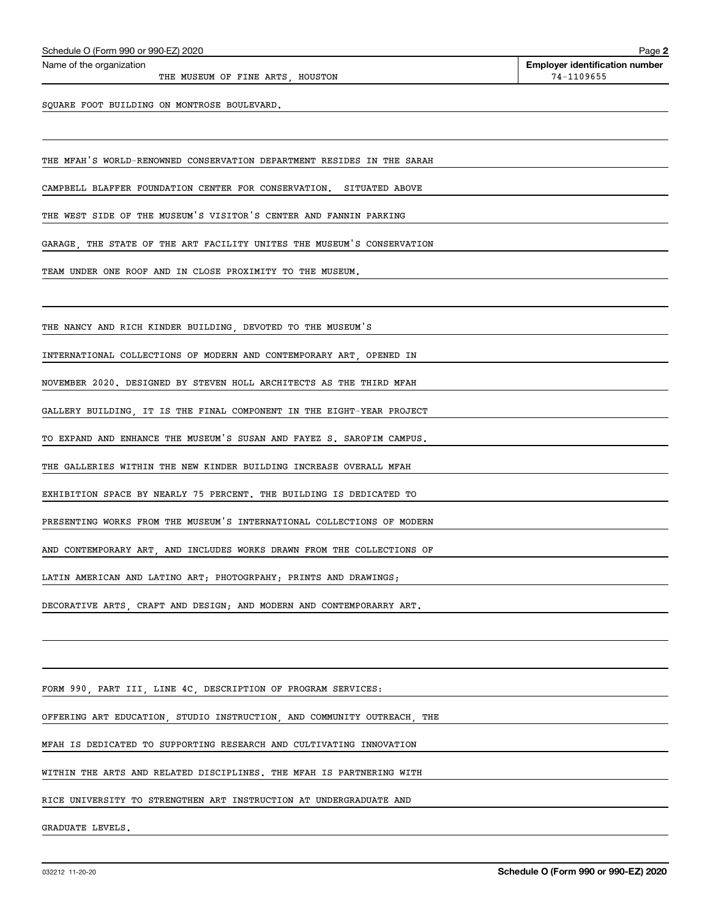Name of the organization: THE MUSEUM OF FINE ARTS, HOUSTON

Employer identification number: 74-1109655

SQUARE FOOT BUILDING ON MONTROSE BOULEVARD.

THE MFAH'S WORLD-RENOWNED CONSERVATION DEPARTMENT RESIDES IN THE SARAH CAMPBELL BLAFFER FOUNDATION CENTER FOR CONSERVATION. SITUATED ABOVE THE WEST SIDE OF THE MUSEUM'S VISITOR'S CENTER AND FANNIN PARKING GARAGE, THE STATE OF THE ART FACILITY UNITES THE MUSEUM'S CONSERVATION TEAM UNDER ONE ROOF AND IN CLOSE PROXIMITY TO THE MUSEUM.

THE NANCY AND RICH KINDER BUILDING, DEVOTED TO THE MUSEUM'S INTERNATIONAL COLLECTIONS OF MODERN AND CONTEMPORARY ART, OPENED IN NOVEMBER 2020. DESIGNED BY STEVEN HOLL ARCHITECTS AS THE THIRD MFAH GALLERY BUILDING, IT IS THE FINAL COMPONENT IN THE EIGHT-YEAR PROJECT TO EXPAND AND ENHANCE THE MUSEUM'S SUSAN AND FAYEZ S. SAROFIM CAMPUS. THE GALLERIES WITHIN THE NEW KINDER BUILDING INCREASE OVERALL MFAH EXHIBITION SPACE BY NEARLY 75 PERCENT. THE BUILDING IS DEDICATED TO PRESENTING WORKS FROM THE MUSEUM'S INTERNATIONAL COLLECTIONS OF MODERN AND CONTEMPORARY ART, AND INCLUDES WORKS DRAWN FROM THE COLLECTIONS OF LATIN AMERICAN AND LATINO ART; PHOTOGRPAHY; PRINTS AND DRAWINGS; DECORATIVE ARTS, CRAFT AND DESIGN; AND MODERN AND CONTEMPORARRY ART.

FORM 990, PART III, LINE 4C, DESCRIPTION OF PROGRAM SERVICES:

OFFERING ART EDUCATION, STUDIO INSTRUCTION, AND COMMUNITY OUTREACH, THE MFAH IS DEDICATED TO SUPPORTING RESEARCH AND CULTIVATING INNOVATION WITHIN THE ARTS AND RELATED DISCIPLINES. THE MFAH IS PARTNERING WITH RICE UNIVERSITY TO STRENGTHEN ART INSTRUCTION AT UNDERGRADUATE AND GRADUATE LEVELS.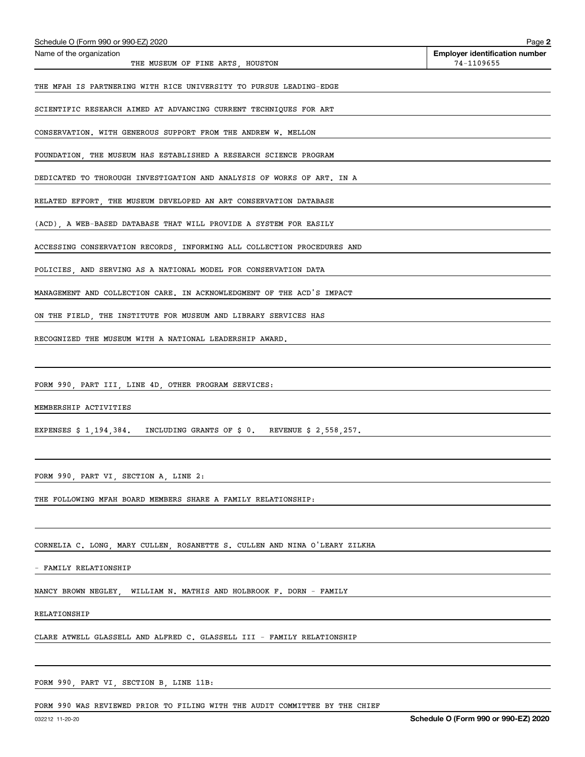Schedule O (Form 990 or 990-EZ) 2020

Name of the organization: THE MUSEUM OF FINE ARTS, HOUSTON

Employer identification number: 74-1109655

THE MFAH IS PARTNERING WITH RICE UNIVERSITY TO PURSUE LEADING-EDGE SCIENTIFIC RESEARCH AIMED AT ADVANCING CURRENT TECHNIQUES FOR ART CONSERVATION. WITH GENEROUS SUPPORT FROM THE ANDREW W. MELLON FOUNDATION, THE MUSEUM HAS ESTABLISHED A RESEARCH SCIENCE PROGRAM DEDICATED TO THOROUGH INVESTIGATION AND ANALYSIS OF WORKS OF ART. IN A RELATED EFFORT, THE MUSEUM DEVELOPED AN ART CONSERVATION DATABASE (ACD), A WEB-BASED DATABASE THAT WILL PROVIDE A SYSTEM FOR EASILY ACCESSING CONSERVATION RECORDS, INFORMING ALL COLLECTION PROCEDURES AND POLICIES, AND SERVING AS A NATIONAL MODEL FOR CONSERVATION DATA MANAGEMENT AND COLLECTION CARE. IN ACKNOWLEDGMENT OF THE ACD'S IMPACT ON THE FIELD, THE INSTITUTE FOR MUSEUM AND LIBRARY SERVICES HAS RECOGNIZED THE MUSEUM WITH A NATIONAL LEADERSHIP AWARD.

FORM 990, PART III, LINE 4D, OTHER PROGRAM SERVICES:

MEMBERSHIP ACTIVITIES

EXPENSES $ 1,194,384. INCLUDING GRANTS OF $ 0. REVENUE $ 2,558,257.

FORM 990, PART VI, SECTION A, LINE 2:

THE FOLLOWING MFAH BOARD MEMBERS SHARE A FAMILY RELATIONSHIP:

CORNELIA C. LONG, MARY CULLEN, ROSANETTE S. CULLEN AND NINA O'LEARY ZILKHA - FAMILY RELATIONSHIP

NANCY BROWN NEGLEY, WILLIAM N. MATHIS AND HOLBROOK F. DORN - FAMILY RELATIONSHIP

CLARE ATWELL GLASSELL AND ALFRED C. GLASSELL III - FAMILY RELATIONSHIP

FORM 990, PART VI, SECTION B, LINE 11B:

FORM 990 WAS REVIEWED PRIOR TO FILING WITH THE AUDIT COMMITTEE BY THE CHIEF

032212 11-20-20 Schedule O (Form 990 or 990-EZ) 2020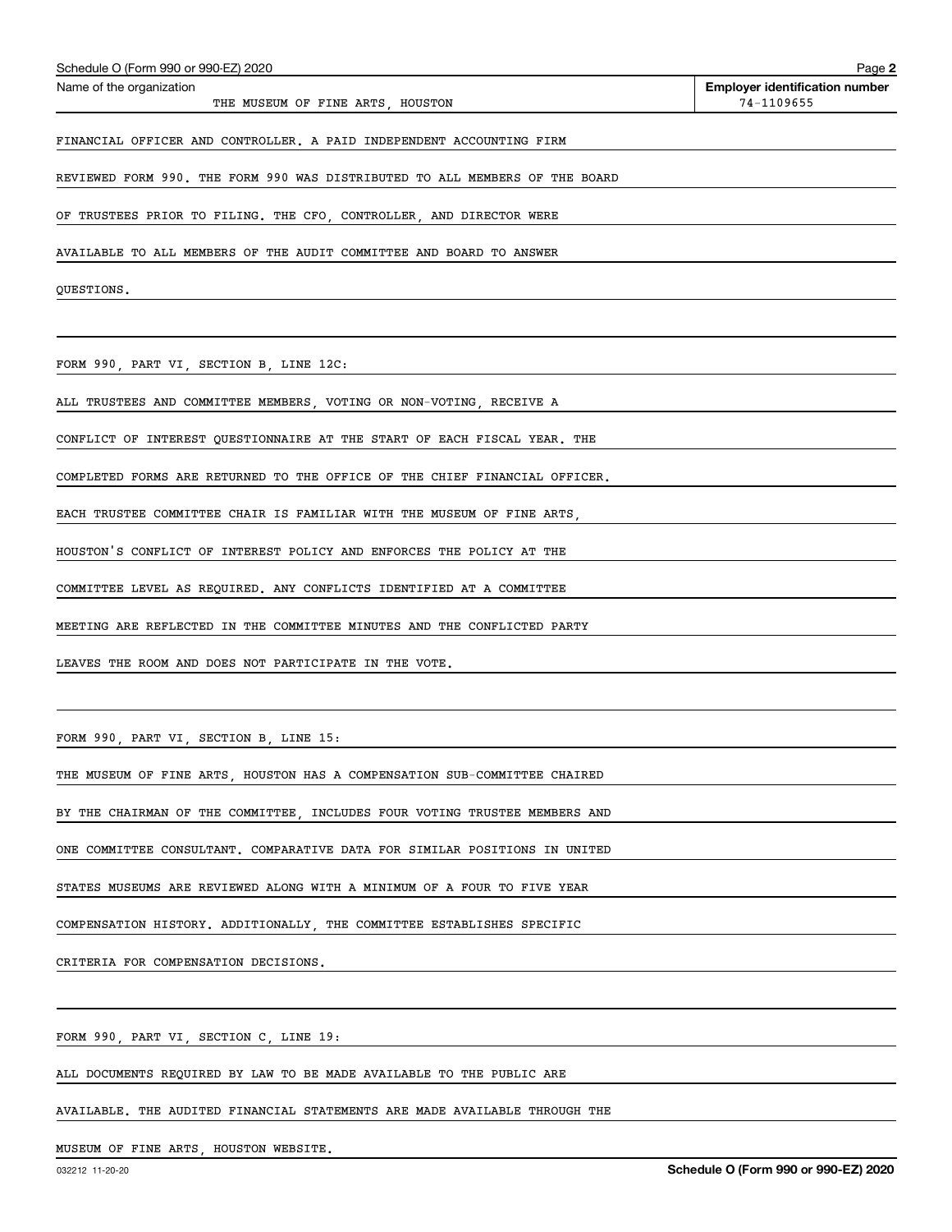**Name of the organization:** THE MUSEUM OF FINE ARTS, HOUSTON

**Employer identification number:** 74-1109655

FINANCIAL OFFICER AND CONTROLLER. A PAID INDEPENDENT ACCOUNTING FIRM REVIEWED FORM 990. THE FORM 990 WAS DISTRIBUTED TO ALL MEMBERS OF THE BOARD OF TRUSTEES PRIOR TO FILING. THE CFO, CONTROLLER, AND DIRECTOR WERE AVAILABLE TO ALL MEMBERS OF THE AUDIT COMMITTEE AND BOARD TO ANSWER QUESTIONS.

FORM 990, PART VI, SECTION B, LINE 12C:

ALL TRUSTEES AND COMMITTEE MEMBERS, VOTING OR NON-VOTING, RECEIVE A CONFLICT OF INTEREST QUESTIONNAIRE AT THE START OF EACH FISCAL YEAR. THE COMPLETED FORMS ARE RETURNED TO THE OFFICE OF THE CHIEF FINANCIAL OFFICER. EACH TRUSTEE COMMITTEE CHAIR IS FAMILIAR WITH THE MUSEUM OF FINE ARTS, HOUSTON'S CONFLICT OF INTEREST POLICY AND ENFORCES THE POLICY AT THE COMMITTEE LEVEL AS REQUIRED. ANY CONFLICTS IDENTIFIED AT A COMMITTEE MEETING ARE REFLECTED IN THE COMMITTEE MINUTES AND THE CONFLICTED PARTY LEAVES THE ROOM AND DOES NOT PARTICIPATE IN THE VOTE.

FORM 990, PART VI, SECTION B, LINE 15:

THE MUSEUM OF FINE ARTS, HOUSTON HAS A COMPENSATION SUB-COMMITTEE CHAIRED BY THE CHAIRMAN OF THE COMMITTEE, INCLUDES FOUR VOTING TRUSTEE MEMBERS AND ONE COMMITTEE CONSULTANT. COMPARATIVE DATA FOR SIMILAR POSITIONS IN UNITED STATES MUSEUMS ARE REVIEWED ALONG WITH A MINIMUM OF A FOUR TO FIVE YEAR COMPENSATION HISTORY. ADDITIONALLY, THE COMMITTEE ESTABLISHES SPECIFIC CRITERIA FOR COMPENSATION DECISIONS.

FORM 990, PART VI, SECTION C, LINE 19:

ALL DOCUMENTS REQUIRED BY LAW TO BE MADE AVAILABLE TO THE PUBLIC ARE AVAILABLE. THE AUDITED FINANCIAL STATEMENTS ARE MADE AVAILABLE THROUGH THE MUSEUM OF FINE ARTS, HOUSTON WEBSITE.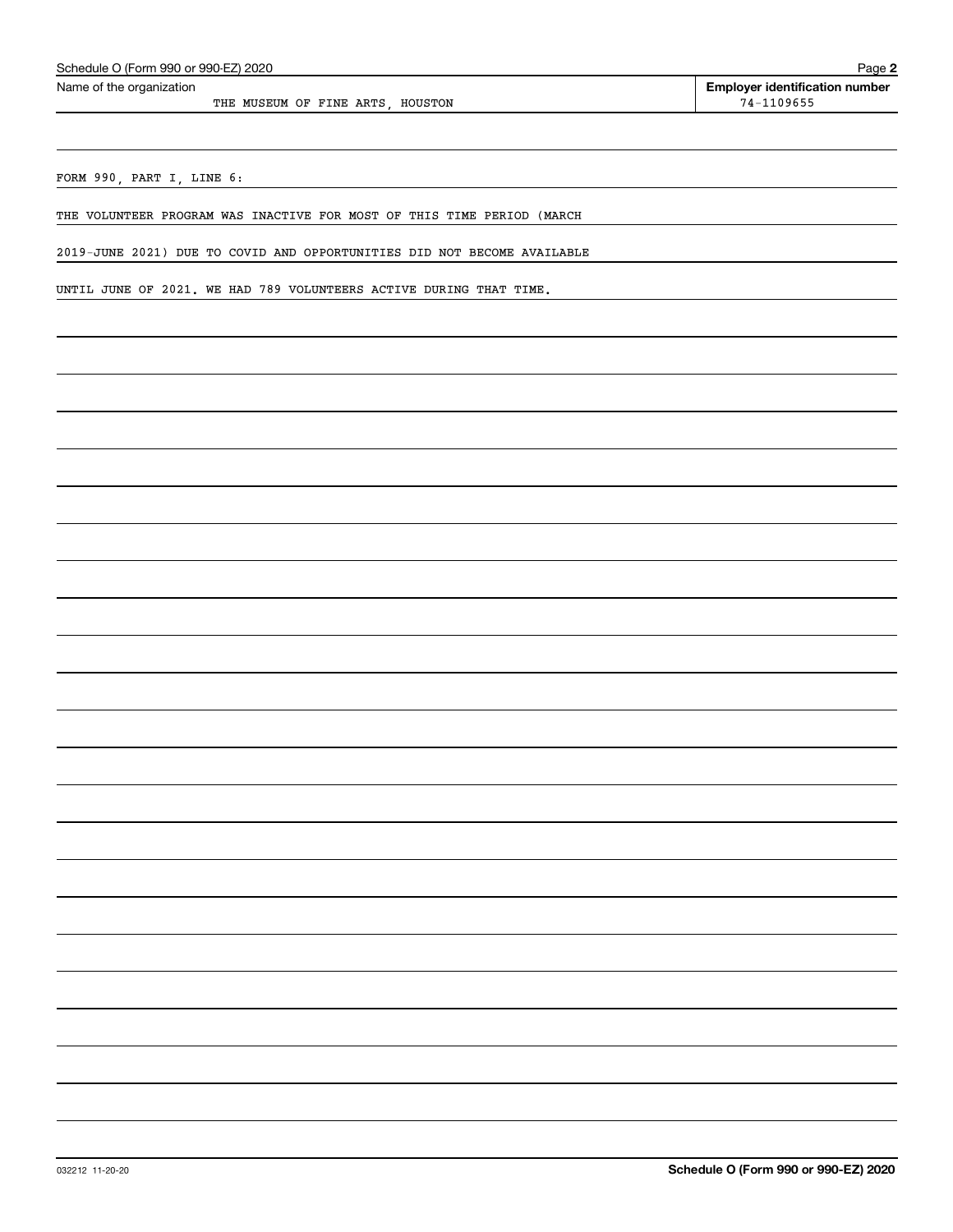Schedule O (Form 990 or 990-EZ) 2020

Name of the organization: THE MUSEUM OF FINE ARTS, HOUSTON

**Employer identification number** 74-1109655

FORM 990, PART I, LINE 6:

THE VOLUNTEER PROGRAM WAS INACTIVE FOR MOST OF THIS TIME PERIOD (MARCH 2019-JUNE 2021) DUE TO COVID AND OPPORTUNITIES DID NOT BECOME AVAILABLE UNTIL JUNE OF 2021. WE HAD 789 VOLUNTEERS ACTIVE DURING THAT TIME.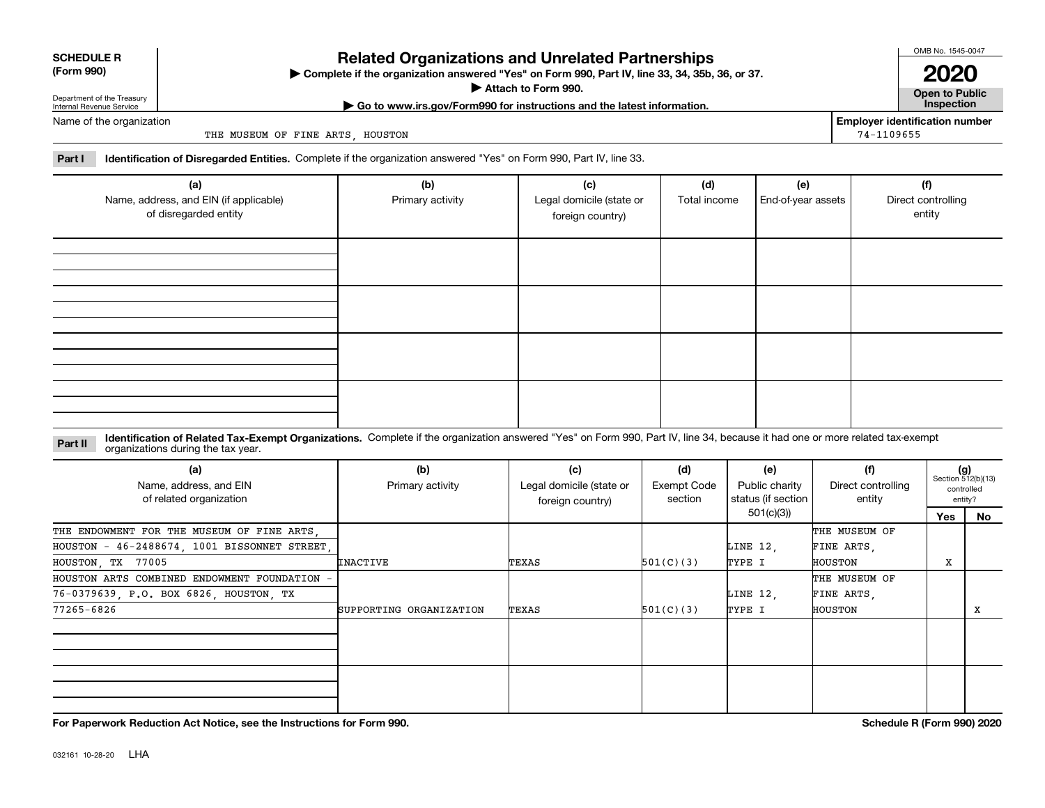**SCHEDULE R (Form 990)**

Department of the Treasury
Internal Revenue Service

# Related Organizations and Unrelated Partnerships

▶ Complete if the organization answered "Yes" on Form 990, Part IV, line 33, 34, 35b, 36, or 37.
▶ Attach to Form 990.
▶ Go to www.irs.gov/Form990 for instructions and the latest information.

OMB No. 1545-0047

**2020**

**Open to Public Inspection**

Name of the organization: THE MUSEUM OF FINE ARTS, HOUSTON

Employer identification number: 74-1109655

**Part I** **Identification of Disregarded Entities.** Complete if the organization answered "Yes" on Form 990, Part IV, line 33.

| (a) Name, address, and EIN (if applicable) of disregarded entity | (b) Primary activity | (c) Legal domicile (state or foreign country) | (d) Total income | (e) End-of-year assets | (f) Direct controlling entity |
|---|---|---|---|---|---|
| | | | | | |
| | | | | | |
| | | | | | |
| | | | | | |

**Part II** **Identification of Related Tax-Exempt Organizations.** Complete if the organization answered "Yes" on Form 990, Part IV, line 34, because it had one or more related tax-exempt organizations during the tax year.

| (a) Name, address, and EIN of related organization | (b) Primary activity | (c) Legal domicile (state or foreign country) | (d) Exempt Code section | (e) Public charity status (if section 501(c)(3)) | (f) Direct controlling entity | (g) Section 512(b)(13) controlled entity? Yes | No |
|---|---|---|---|---|---|---|---|
| THE ENDOWMENT FOR THE MUSEUM OF FINE ARTS, HOUSTON - 46-2488674, 1001 BISSONNET STREET, HOUSTON, TX 77005 | INACTIVE | TEXAS | 501(C)(3) | LINE 12, TYPE I | THE MUSEUM OF FINE ARTS, HOUSTON | X | |
| HOUSTON ARTS COMBINED ENDOWMENT FOUNDATION - 76-0379639, P.O. BOX 6826, HOUSTON, TX 77265-6826 | SUPPORTING ORGANIZATION | TEXAS | 501(C)(3) | LINE 12, TYPE I | THE MUSEUM OF FINE ARTS, HOUSTON | | X |
| | | | | | | | |
| | | | | | | | |

**For Paperwork Reduction Act Notice, see the Instructions for Form 990.**

**Schedule R (Form 990) 2020**

032161 10-28-20 LHA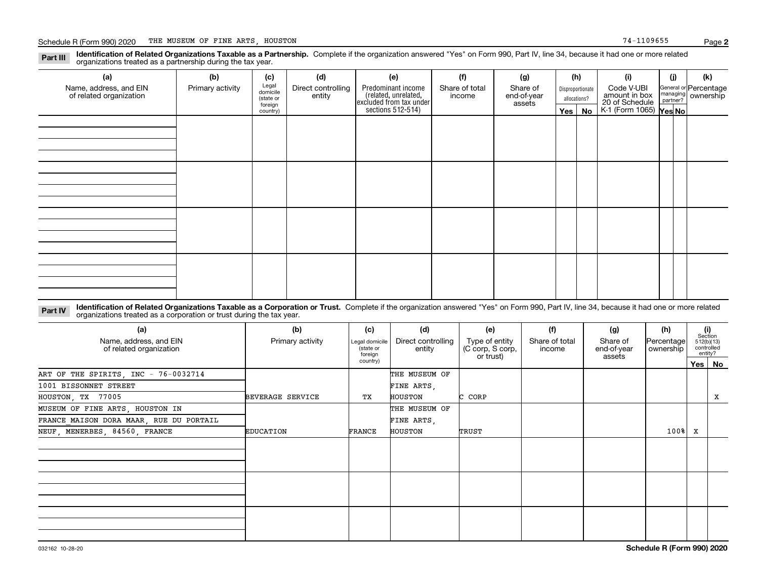Schedule R (Form 990) 2020 THE MUSEUM OF FINE ARTS, HOUSTON 74-1109655

**Part III** **Identification of Related Organizations Taxable as a Partnership.** Complete if the organization answered "Yes" on Form 990, Part IV, line 34, because it had one or more related organizations treated as a partnership during the tax year.

| (a) Name, address, and EIN of related organization | (b) Primary activity | (c) Legal domicile (state or foreign country) | (d) Direct controlling entity | (e) Predominant income (related, unrelated, excluded from tax under sections 512-514) | (f) Share of total income | (g) Share of end-of-year assets | (h) Disproportionate allocations? Yes | (h) No | (i) Code V-UBI amount in box 20 of Schedule K-1 (Form 1065) | (j) General or managing partner? Yes | (j) No | (k) Percentage ownership |
|---|---|---|---|---|---|---|---|---|---|---|---|---|
| | | | | | | | | | | | | |
| | | | | | | | | | | | | |
| | | | | | | | | | | | | |
| | | | | | | | | | | | | |

**Part IV** **Identification of Related Organizations Taxable as a Corporation or Trust.** Complete if the organization answered "Yes" on Form 990, Part IV, line 34, because it had one or more related organizations treated as a corporation or trust during the tax year.

| (a) Name, address, and EIN of related organization | (b) Primary activity | (c) Legal domicile (state or foreign country) | (d) Direct controlling entity | (e) Type of entity (C corp, S corp, or trust) | (f) Share of total income | (g) Share of end-of-year assets | (h) Percentage ownership | (i) Section 512(b)(13) controlled entity? Yes | (i) No |
|---|---|---|---|---|---|---|---|---|---|
| ART OF THE SPIRITS, INC - 76-0032714<br>1001 BISSONNET STREET<br>HOUSTON, TX 77005 | BEVERAGE SERVICE | TX | THE MUSEUM OF FINE ARTS, HOUSTON | C CORP | | | | | X |
| MUSEUM OF FINE ARTS, HOUSTON IN FRANCE_MAISON DORA MAAR, RUE DU PORTAIL NEUF, MENERBES, 84560, FRANCE | EDUCATION | FRANCE | THE MUSEUM OF FINE ARTS, HOUSTON | TRUST | | | 100% | X | |
| | | | | | | | | | |
| | | | | | | | | | |
| | | | | | | | | | |

032162 10-28-20 **Schedule R (Form 990) 2020**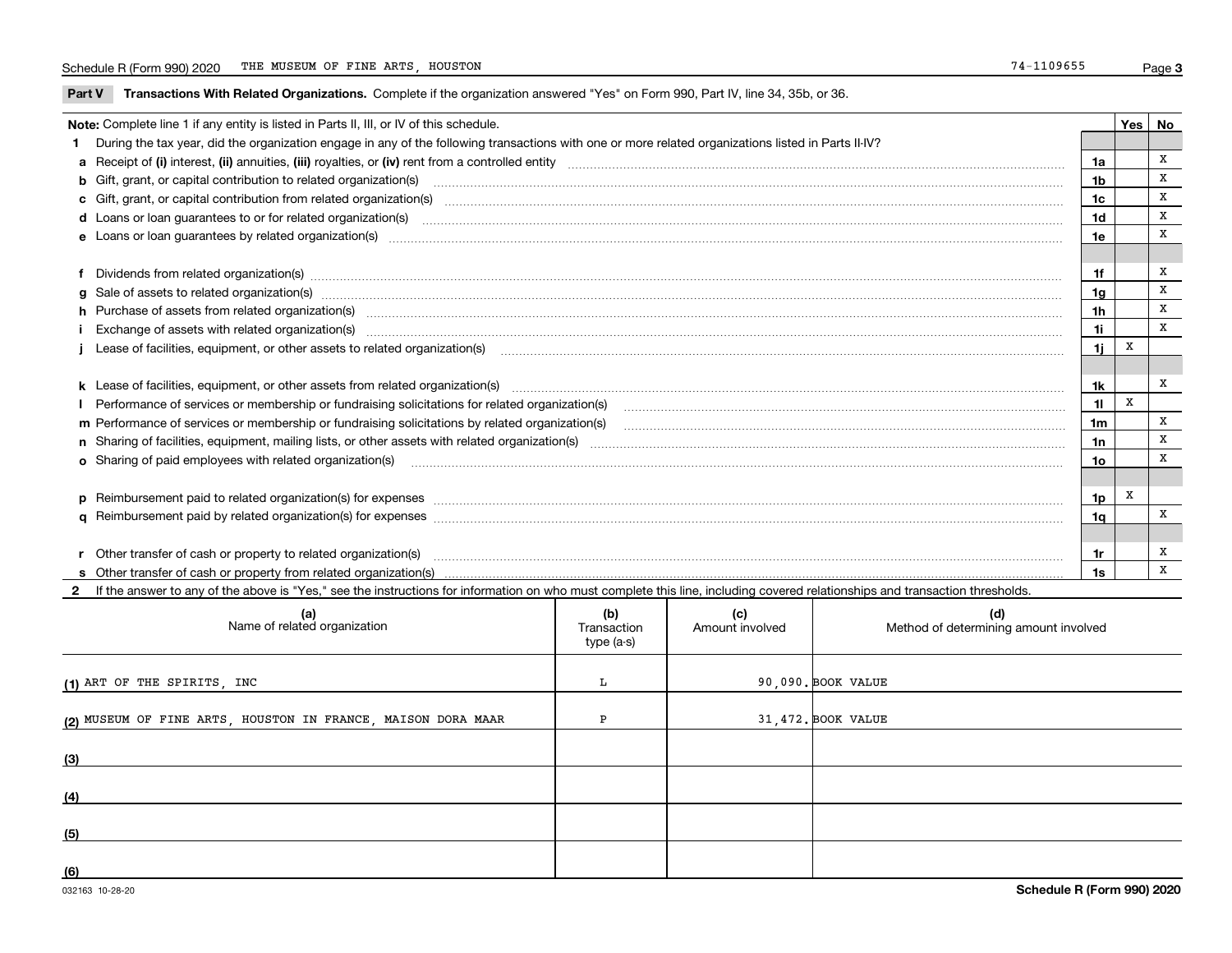Schedule R (Form 990) 2020 THE MUSEUM OF FINE ARTS, HOUSTON 74-1109655

**Part V** **Transactions With Related Organizations.** Complete if the organization answered "Yes" on Form 990, Part IV, line 34, 35b, or 36.

| Note: Complete line 1 if any entity is listed in Parts II, III, or IV of this schedule. | | Yes | No |
|---|---|---|---|
| **1** During the tax year, did the organization engage in any of the following transactions with one or more related organizations listed in Parts II-IV? | | | |
| **a** Receipt of **(i)** interest, **(ii)** annuities, **(iii)** royalties, or **(iv)** rent from a controlled entity | **1a** | | X |
| **b** Gift, grant, or capital contribution to related organization(s) | **1b** | | X |
| **c** Gift, grant, or capital contribution from related organization(s) | **1c** | | X |
| **d** Loans or loan guarantees to or for related organization(s) | **1d** | | X |
| **e** Loans or loan guarantees by related organization(s) | **1e** | | X |
| **f** Dividends from related organization(s) | **1f** | | X |
| **g** Sale of assets to related organization(s) | **1g** | | X |
| **h** Purchase of assets from related organization(s) | **1h** | | X |
| **i** Exchange of assets with related organization(s) | **1i** | | X |
| **j** Lease of facilities, equipment, or other assets to related organization(s) | **1j** | X | |
| **k** Lease of facilities, equipment, or other assets from related organization(s) | **1k** | | X |
| **l** Performance of services or membership or fundraising solicitations for related organization(s) | **1l** | X | |
| **m** Performance of services or membership or fundraising solicitations by related organization(s) | **1m** | | X |
| **n** Sharing of facilities, equipment, mailing lists, or other assets with related organization(s) | **1n** | | X |
| **o** Sharing of paid employees with related organization(s) | **1o** | | X |
| **p** Reimbursement paid to related organization(s) for expenses | **1p** | X | |
| **q** Reimbursement paid by related organization(s) for expenses | **1q** | | X |
| **r** Other transfer of cash or property to related organization(s) | **1r** | | X |
| **s** Other transfer of cash or property from related organization(s) | **1s** | | X |

**2** If the answer to any of the above is "Yes," see the instructions for information on who must complete this line, including covered relationships and transaction thresholds.

| | (a) Name of related organization | (b) Transaction type (a-s) | (c) Amount involved | (d) Method of determining amount involved |
|---|---|---|---|---|
| (1) | ART OF THE SPIRITS, INC | L | 90,090. | BOOK VALUE |
| (2) | MUSEUM OF FINE ARTS, HOUSTON IN FRANCE, MAISON DORA MAAR | P | 31,472. | BOOK VALUE |
| (3) | | | | |
| (4) | | | | |
| (5) | | | | |
| (6) | | | | |

032163 10-28-20 **Schedule R (Form 990) 2020**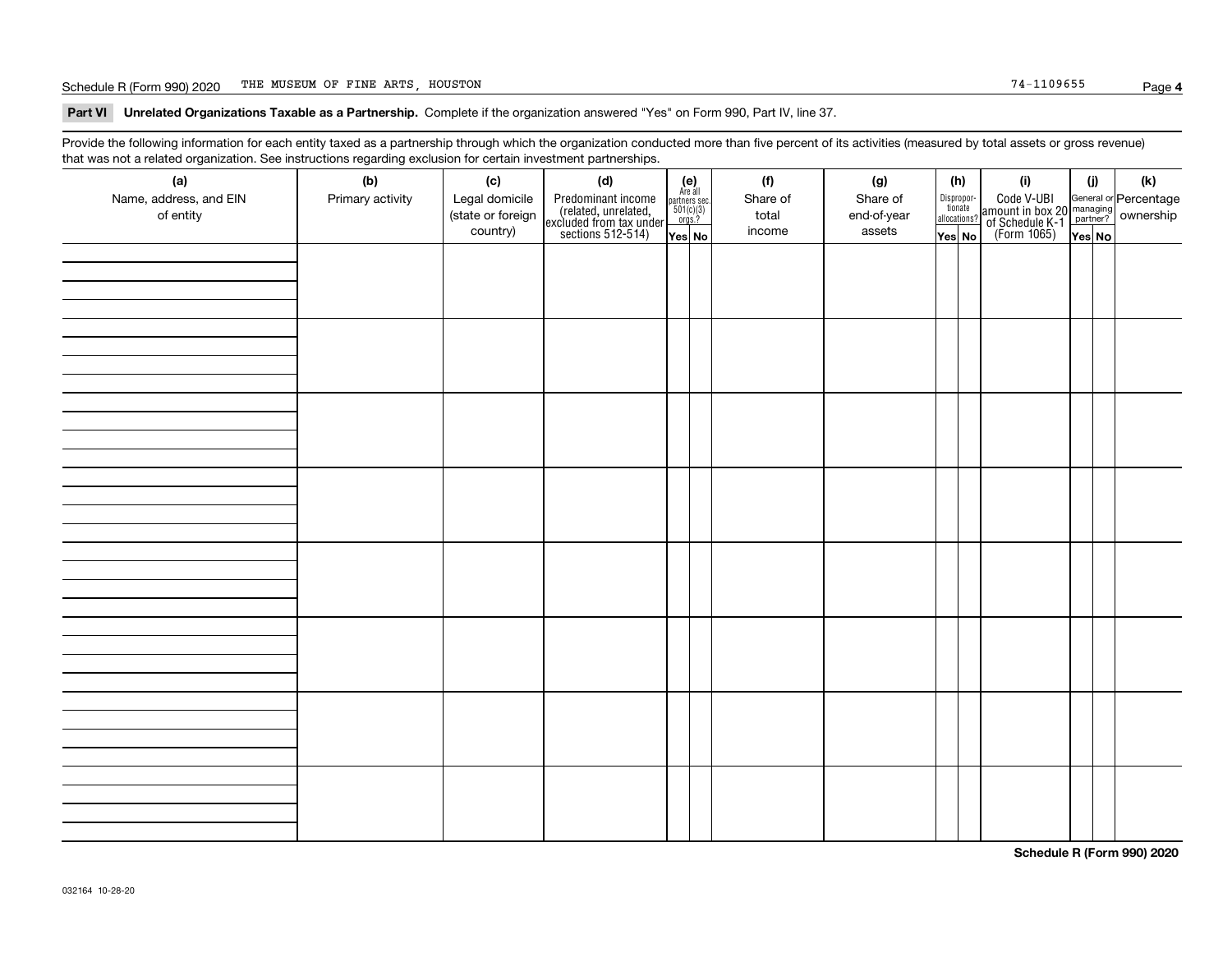Schedule R (Form 990) 2020 THE MUSEUM OF FINE ARTS, HOUSTON 74-1109655

**Part VI Unrelated Organizations Taxable as a Partnership.** Complete if the organization answered "Yes" on Form 990, Part IV, line 37.

Provide the following information for each entity taxed as a partnership through which the organization conducted more than five percent of its activities (measured by total assets or gross revenue) that was not a related organization. See instructions regarding exclusion for certain investment partnerships.

| (a) Name, address, and EIN of entity | (b) Primary activity | (c) Legal domicile (state or foreign country) | (d) Predominant income (related, unrelated, excluded from tax under sections 512-514) | (e) Are all partners sec. 501(c)(3) orgs.? | | (f) Share of total income | (g) Share of end-of-year assets | (h) Disproportionate allocations? | | (i) Code V-UBI amount in box 20 of Schedule K-1 (Form 1065) | (j) General or managing partner? | | (k) Percentage ownership |
|---|---|---|---|---|---|---|---|---|---|---|---|---|---|
| | | | | Yes | No | | | Yes | No | | Yes | No | |
| | | | | | | | | | | | | | |
| | | | | | | | | | | | | | |
| | | | | | | | | | | | | | |
| | | | | | | | | | | | | | |
| | | | | | | | | | | | | | |
| | | | | | | | | | | | | | |
| | | | | | | | | | | | | | |
| | | | | | | | | | | | | | |

**Schedule R (Form 990) 2020**

032164 10-28-20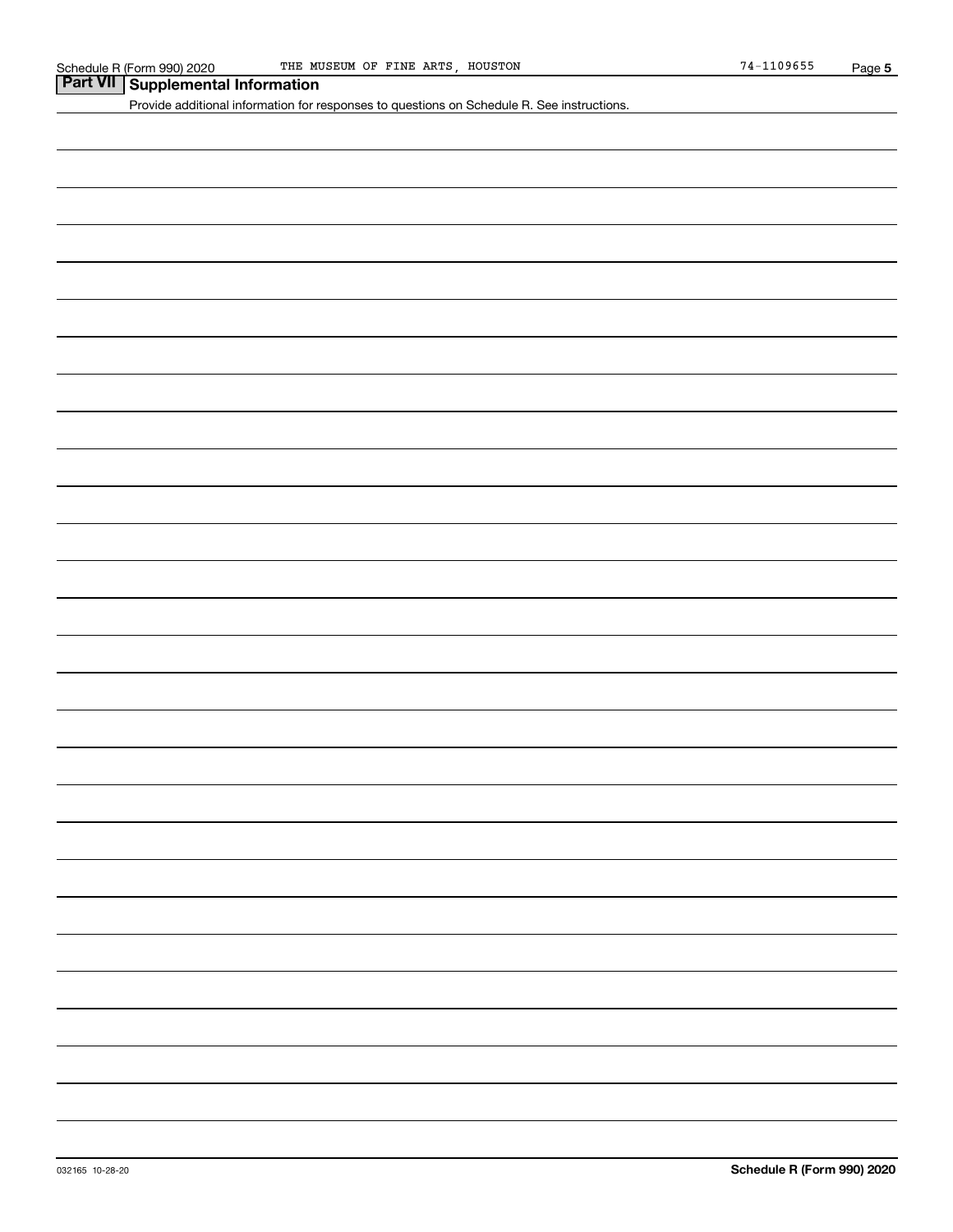Schedule R (Form 990) 2020 THE MUSEUM OF FINE ARTS, HOUSTON 74-1109655 Page 5

## Part VII Supplemental Information

Provide additional information for responses to questions on Schedule R. See instructions.

032165 10-28-20 **Schedule R (Form 990) 2020**